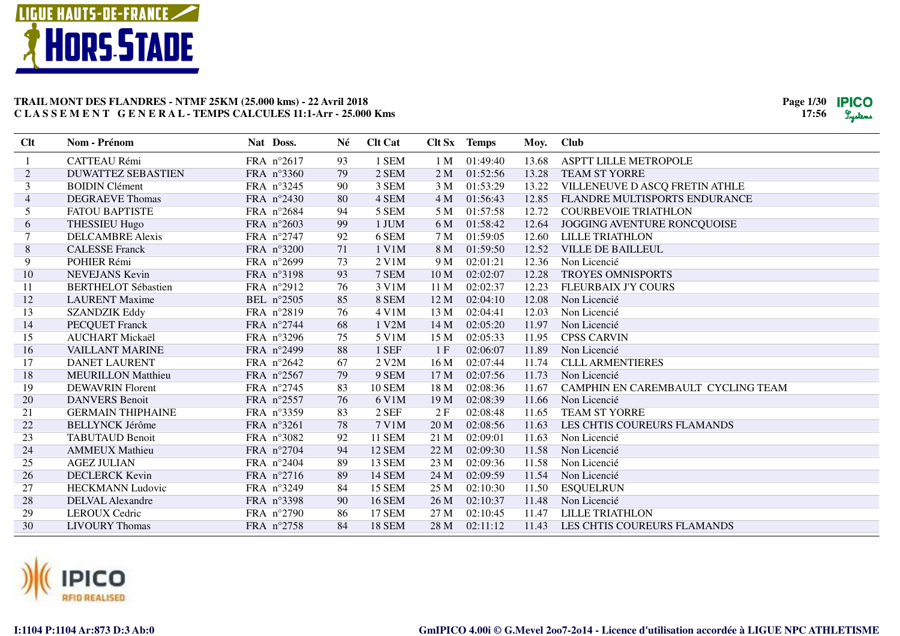**TRAIL MONT DES FLANDRES - NTMF 25KM (25.000 kms) - 22 Avril 2018**
**C L A S S E M E N T   G E N E R A L - TEMPS CALCULES 11:1-Arr - 25.000 Kms**

| Clt | Nom - Prénom | Nat | Doss. | Né | Clt Cat | Clt Sx | Temps | Moy. | Club |
|---|---|---|---|---|---|---|---|---|---|
| 1 | CATTEAU Rémi | FRA | n°2617 | 93 | 1 SEM | 1 M | 01:49:40 | 13.68 | ASPTT LILLE METROPOLE |
| 2 | DUWATTEZ SEBASTIEN | FRA | n°3360 | 79 | 2 SEM | 2 M | 01:52:56 | 13.28 | TEAM ST YORRE |
| 3 | BOIDIN Clément | FRA | n°3245 | 90 | 3 SEM | 3 M | 01:53:29 | 13.22 | VILLENEUVE D ASCQ FRETIN ATHLE |
| 4 | DEGRAEVE Thomas | FRA | n°2430 | 80 | 4 SEM | 4 M | 01:56:43 | 12.85 | FLANDRE MULTISPORTS ENDURANCE |
| 5 | FATOU BAPTISTE | FRA | n°2684 | 94 | 5 SEM | 5 M | 01:57:58 | 12.72 | COURBEVOIE TRIATHLON |
| 6 | THESSIEU Hugo | FRA | n°2603 | 99 | 1 JUM | 6 M | 01:58:42 | 12.64 | JOGGING AVENTURE RONCQUOISE |
| 7 | DELCAMBRE Alexis | FRA | n°2747 | 92 | 6 SEM | 7 M | 01:59:05 | 12.60 | LILLE TRIATHLON |
| 8 | CALESSE Franck | FRA | n°3200 | 71 | 1 V1M | 8 M | 01:59:50 | 12.52 | VILLE DE BAILLEUL |
| 9 | POHIER Rémi | FRA | n°2699 | 73 | 2 V1M | 9 M | 02:01:21 | 12.36 | Non Licencié |
| 10 | NEVEJANS Kevin | FRA | n°3198 | 93 | 7 SEM | 10 M | 02:02:07 | 12.28 | TROYES OMNISPORTS |
| 11 | BERTHELOT Sébastien | FRA | n°2912 | 76 | 3 V1M | 11 M | 02:02:37 | 12.23 | FLEURBAIX J'Y COURS |
| 12 | LAURENT Maxime | BEL | n°2505 | 85 | 8 SEM | 12 M | 02:04:10 | 12.08 | Non Licencié |
| 13 | SZANDZIK Eddy | FRA | n°2819 | 76 | 4 V1M | 13 M | 02:04:41 | 12.03 | Non Licencié |
| 14 | PECQUET Franck | FRA | n°2744 | 68 | 1 V2M | 14 M | 02:05:20 | 11.97 | Non Licencié |
| 15 | AUCHART Mickaël | FRA | n°3296 | 75 | 5 V1M | 15 M | 02:05:33 | 11.95 | CPSS CARVIN |
| 16 | VAILLANT MARINE | FRA | n°2499 | 88 | 1 SEF | 1 F | 02:06:07 | 11.89 | Non Licencié |
| 17 | DANET LAURENT | FRA | n°2642 | 67 | 2 V2M | 16 M | 02:07:44 | 11.74 | CLLL ARMENTIERES |
| 18 | MEURILLON Matthieu | FRA | n°2567 | 79 | 9 SEM | 17 M | 02:07:56 | 11.73 | Non Licencié |
| 19 | DEWAVRIN Florent | FRA | n°2745 | 83 | 10 SEM | 18 M | 02:08:36 | 11.67 | CAMPHIN EN CAREMBAULT CYCLING TEAM |
| 20 | DANVERS Benoit | FRA | n°2557 | 76 | 6 V1M | 19 M | 02:08:39 | 11.66 | Non Licencié |
| 21 | GERMAIN THIPHAINE | FRA | n°3359 | 83 | 2 SEF | 2 F | 02:08:48 | 11.65 | TEAM ST YORRE |
| 22 | BELLYNCK Jérôme | FRA | n°3261 | 78 | 7 V1M | 20 M | 02:08:56 | 11.63 | LES CHTIS COUREURS FLAMANDS |
| 23 | TABUTAUD Benoit | FRA | n°3082 | 92 | 11 SEM | 21 M | 02:09:01 | 11.63 | Non Licencié |
| 24 | AMMEUX Mathieu | FRA | n°2704 | 94 | 12 SEM | 22 M | 02:09:30 | 11.58 | Non Licencié |
| 25 | AGEZ JULIAN | FRA | n°2404 | 89 | 13 SEM | 23 M | 02:09:36 | 11.58 | Non Licencié |
| 26 | DECLERCK Kevin | FRA | n°2716 | 89 | 14 SEM | 24 M | 02:09:59 | 11.54 | Non Licencié |
| 27 | HECKMANN Ludovic | FRA | n°3249 | 84 | 15 SEM | 25 M | 02:10:30 | 11.50 | ESQUELRUN |
| 28 | DELVAL Alexandre | FRA | n°3398 | 90 | 16 SEM | 26 M | 02:10:37 | 11.48 | Non Licencié |
| 29 | LEROUX Cedric | FRA | n°2790 | 86 | 17 SEM | 27 M | 02:10:45 | 11.47 | LILLE TRIATHLON |
| 30 | LIVOURY Thomas | FRA | n°2758 | 84 | 18 SEM | 28 M | 02:11:12 | 11.43 | LES CHTIS COUREURS FLAMANDS |

I:1104 P:1104 Ar:873 D:3 Ab:0

GmIPICO 4.00i © G.Mevel 2oo7-2o14 - Licence d'utilisation accordée à LIGUE NPC ATHLETISME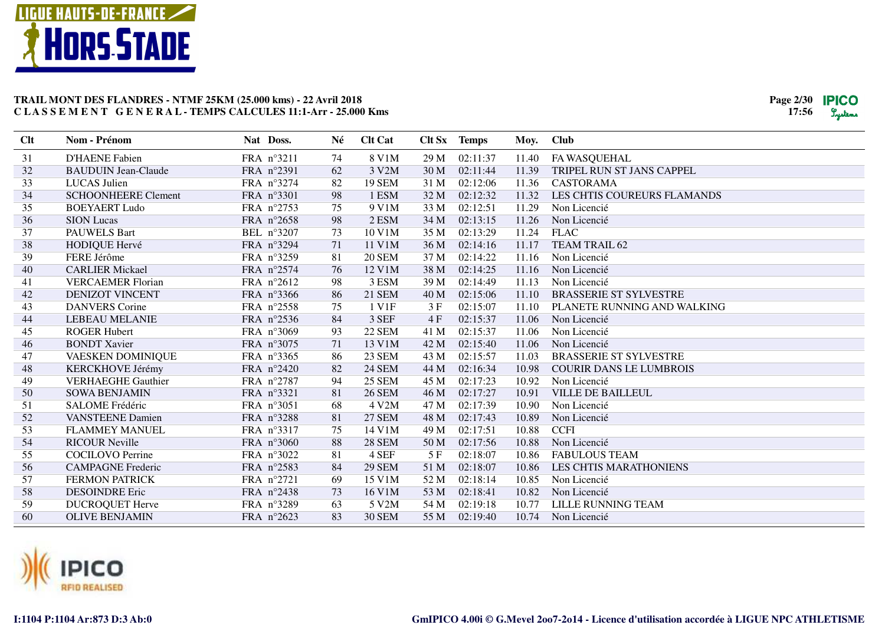**TRAIL MONT DES FLANDRES - NTMF 25KM (25.000 kms) - 22 Avril 2018**
**C L A S S E M E N T G E N E R A L - TEMPS CALCULES 11:1-Arr - 25.000 Kms**

| Clt | Nom - Prénom | Nat | Doss. | Né | Clt Cat | Clt Sx | Temps | Moy. | Club |
|---|---|---|---|---|---|---|---|---|---|
| 31 | D'HAENE Fabien | FRA | n°3211 | 74 | 8 V1M | 29 M | 02:11:37 | 11.40 | FA WASQUEHAL |
| 32 | BAUDUIN Jean-Claude | FRA | n°2391 | 62 | 3 V2M | 30 M | 02:11:44 | 11.39 | TRIPEL RUN ST JANS CAPPEL |
| 33 | LUCAS Julien | FRA | n°3274 | 82 | 19 SEM | 31 M | 02:12:06 | 11.36 | CASTORAMA |
| 34 | SCHOONHEERE Clement | FRA | n°3301 | 98 | 1 ESM | 32 M | 02:12:32 | 11.32 | LES CHTIS COUREURS FLAMANDS |
| 35 | BOEYAERT Ludo | FRA | n°2753 | 75 | 9 V1M | 33 M | 02:12:51 | 11.29 | Non Licencié |
| 36 | SION Lucas | FRA | n°2658 | 98 | 2 ESM | 34 M | 02:13:15 | 11.26 | Non Licencié |
| 37 | PAUWELS Bart | BEL | n°3207 | 73 | 10 V1M | 35 M | 02:13:29 | 11.24 | FLAC |
| 38 | HODIQUE Hervé | FRA | n°3294 | 71 | 11 V1M | 36 M | 02:14:16 | 11.17 | TEAM TRAIL 62 |
| 39 | FERE Jérôme | FRA | n°3259 | 81 | 20 SEM | 37 M | 02:14:22 | 11.16 | Non Licencié |
| 40 | CARLIER Mickael | FRA | n°2574 | 76 | 12 V1M | 38 M | 02:14:25 | 11.16 | Non Licencié |
| 41 | VERCAEMER Florian | FRA | n°2612 | 98 | 3 ESM | 39 M | 02:14:49 | 11.13 | Non Licencié |
| 42 | DENIZOT VINCENT | FRA | n°3366 | 86 | 21 SEM | 40 M | 02:15:06 | 11.10 | BRASSERIE ST SYLVESTRE |
| 43 | DANVERS Corine | FRA | n°2558 | 75 | 1 V1F | 3 F | 02:15:07 | 11.10 | PLANETE RUNNING AND WALKING |
| 44 | LEBEAU MELANIE | FRA | n°2536 | 84 | 3 SEF | 4 F | 02:15:37 | 11.06 | Non Licencié |
| 45 | ROGER Hubert | FRA | n°3069 | 93 | 22 SEM | 41 M | 02:15:37 | 11.06 | Non Licencié |
| 46 | BONDT Xavier | FRA | n°3075 | 71 | 13 V1M | 42 M | 02:15:40 | 11.06 | Non Licencié |
| 47 | VAESKEN DOMINIQUE | FRA | n°3365 | 86 | 23 SEM | 43 M | 02:15:57 | 11.03 | BRASSERIE ST SYLVESTRE |
| 48 | KERCKHOVE Jérémy | FRA | n°2420 | 82 | 24 SEM | 44 M | 02:16:34 | 10.98 | COURIR DANS LE LUMBROIS |
| 49 | VERHAEGHE Gauthier | FRA | n°2787 | 94 | 25 SEM | 45 M | 02:17:23 | 10.92 | Non Licencié |
| 50 | SOWA BENJAMIN | FRA | n°3321 | 81 | 26 SEM | 46 M | 02:17:27 | 10.91 | VILLE DE BAILLEUL |
| 51 | SALOME Frédéric | FRA | n°3051 | 68 | 4 V2M | 47 M | 02:17:39 | 10.90 | Non Licencié |
| 52 | VANSTEENE Damien | FRA | n°3288 | 81 | 27 SEM | 48 M | 02:17:43 | 10.89 | Non Licencié |
| 53 | FLAMMEY MANUEL | FRA | n°3317 | 75 | 14 V1M | 49 M | 02:17:51 | 10.88 | CCFI |
| 54 | RICOUR Neville | FRA | n°3060 | 88 | 28 SEM | 50 M | 02:17:56 | 10.88 | Non Licencié |
| 55 | COCILOVO Perrine | FRA | n°3022 | 81 | 4 SEF | 5 F | 02:18:07 | 10.86 | FABULOUS TEAM |
| 56 | CAMPAGNE Frederic | FRA | n°2583 | 84 | 29 SEM | 51 M | 02:18:07 | 10.86 | LES CHTIS MARATHONIENS |
| 57 | FERMON PATRICK | FRA | n°2721 | 69 | 15 V1M | 52 M | 02:18:14 | 10.85 | Non Licencié |
| 58 | DESOINDRE Eric | FRA | n°2438 | 73 | 16 V1M | 53 M | 02:18:41 | 10.82 | Non Licencié |
| 59 | DUCROQUET Herve | FRA | n°3289 | 63 | 5 V2M | 54 M | 02:19:18 | 10.77 | LILLE RUNNING TEAM |
| 60 | OLIVE BENJAMIN | FRA | n°2623 | 83 | 30 SEM | 55 M | 02:19:40 | 10.74 | Non Licencié |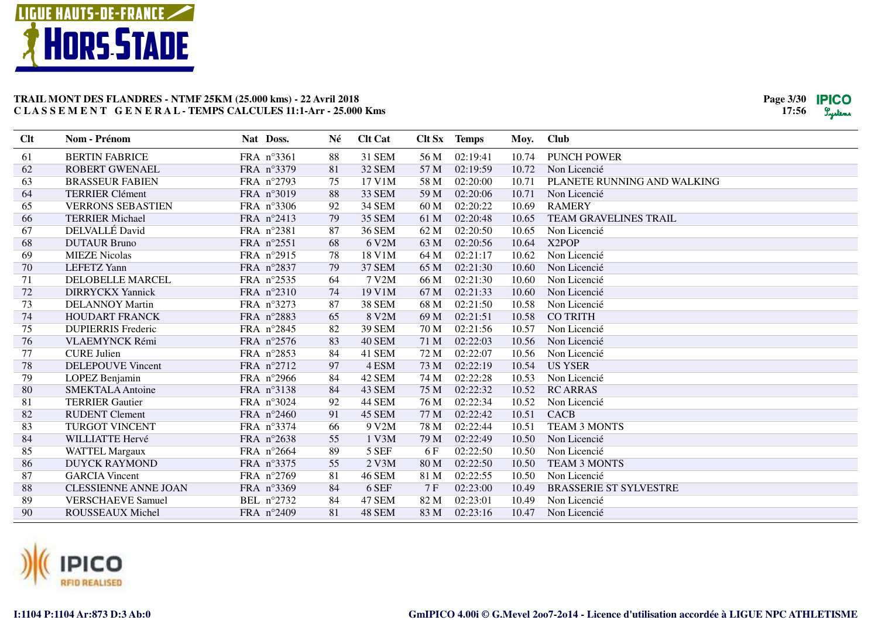**TRAIL MONT DES FLANDRES - NTMF 25KM (25.000 kms) - 22 Avril 2018**
**C L A S S E M E N T  G E N E R A L - TEMPS CALCULES 11:1-Arr - 25.000 Kms**

| Clt | Nom - Prénom | Nat | Doss. | Né | Clt Cat | Clt Sx | Temps | Moy. | Club |
|---|---|---|---|---|---|---|---|---|---|
| 61 | BERTIN FABRICE | FRA | n°3361 | 88 | 31 SEM | 56 M | 02:19:41 | 10.74 | PUNCH POWER |
| 62 | ROBERT GWENAEL | FRA | n°3379 | 81 | 32 SEM | 57 M | 02:19:59 | 10.72 | Non Licencié |
| 63 | BRASSEUR FABIEN | FRA | n°2793 | 75 | 17 V1M | 58 M | 02:20:00 | 10.71 | PLANETE RUNNING AND WALKING |
| 64 | TERRIER Clément | FRA | n°3019 | 88 | 33 SEM | 59 M | 02:20:06 | 10.71 | Non Licencié |
| 65 | VERRONS SEBASTIEN | FRA | n°3306 | 92 | 34 SEM | 60 M | 02:20:22 | 10.69 | RAMERY |
| 66 | TERRIER Michael | FRA | n°2413 | 79 | 35 SEM | 61 M | 02:20:48 | 10.65 | TEAM GRAVELINES TRAIL |
| 67 | DELVALLÉ David | FRA | n°2381 | 87 | 36 SEM | 62 M | 02:20:50 | 10.65 | Non Licencié |
| 68 | DUTAUR Bruno | FRA | n°2551 | 68 | 6 V2M | 63 M | 02:20:56 | 10.64 | X2POP |
| 69 | MIEZE Nicolas | FRA | n°2915 | 78 | 18 V1M | 64 M | 02:21:17 | 10.62 | Non Licencié |
| 70 | LEFETZ Yann | FRA | n°2837 | 79 | 37 SEM | 65 M | 02:21:30 | 10.60 | Non Licencié |
| 71 | DELOBELLE MARCEL | FRA | n°2535 | 64 | 7 V2M | 66 M | 02:21:30 | 10.60 | Non Licencié |
| 72 | DIRRYCKX Yannick | FRA | n°2310 | 74 | 19 V1M | 67 M | 02:21:33 | 10.60 | Non Licencié |
| 73 | DELANNOY Martin | FRA | n°3273 | 87 | 38 SEM | 68 M | 02:21:50 | 10.58 | Non Licencié |
| 74 | HOUDART FRANCK | FRA | n°2883 | 65 | 8 V2M | 69 M | 02:21:51 | 10.58 | CO TRITH |
| 75 | DUPIERRIS Frederic | FRA | n°2845 | 82 | 39 SEM | 70 M | 02:21:56 | 10.57 | Non Licencié |
| 76 | VLAEMYNCK Rémi | FRA | n°2576 | 83 | 40 SEM | 71 M | 02:22:03 | 10.56 | Non Licencié |
| 77 | CURE Julien | FRA | n°2853 | 84 | 41 SEM | 72 M | 02:22:07 | 10.56 | Non Licencié |
| 78 | DELEPOUVE Vincent | FRA | n°2712 | 97 | 4 ESM | 73 M | 02:22:19 | 10.54 | US YSER |
| 79 | LOPEZ Benjamin | FRA | n°2966 | 84 | 42 SEM | 74 M | 02:22:28 | 10.53 | Non Licencié |
| 80 | SMEKTALA Antoine | FRA | n°3138 | 84 | 43 SEM | 75 M | 02:22:32 | 10.52 | RC ARRAS |
| 81 | TERRIER Gautier | FRA | n°3024 | 92 | 44 SEM | 76 M | 02:22:34 | 10.52 | Non Licencié |
| 82 | RUDENT Clement | FRA | n°2460 | 91 | 45 SEM | 77 M | 02:22:42 | 10.51 | CACB |
| 83 | TURGOT VINCENT | FRA | n°3374 | 66 | 9 V2M | 78 M | 02:22:44 | 10.51 | TEAM 3 MONTS |
| 84 | WILLIATTE Hervé | FRA | n°2638 | 55 | 1 V3M | 79 M | 02:22:49 | 10.50 | Non Licencié |
| 85 | WATTEL Margaux | FRA | n°2664 | 89 | 5 SEF | 6 F | 02:22:50 | 10.50 | Non Licencié |
| 86 | DUYCK RAYMOND | FRA | n°3375 | 55 | 2 V3M | 80 M | 02:22:50 | 10.50 | TEAM 3 MONTS |
| 87 | GARCIA Vincent | FRA | n°2769 | 81 | 46 SEM | 81 M | 02:22:55 | 10.50 | Non Licencié |
| 88 | CLESSIENNE ANNE JOAN | FRA | n°3369 | 84 | 6 SEF | 7 F | 02:23:00 | 10.49 | BRASSERIE ST SYLVESTRE |
| 89 | VERSCHAEVE Samuel | BEL | n°2732 | 84 | 47 SEM | 82 M | 02:23:01 | 10.49 | Non Licencié |
| 90 | ROUSSEAUX Michel | FRA | n°2409 | 81 | 48 SEM | 83 M | 02:23:16 | 10.47 | Non Licencié |

I:1104 P:1104 Ar:873 D:3 Ab:0

GmIPICO 4.00i © G.Mevel 2oo7-2o14 - Licence d'utilisation accordée à LIGUE NPC ATHLETISME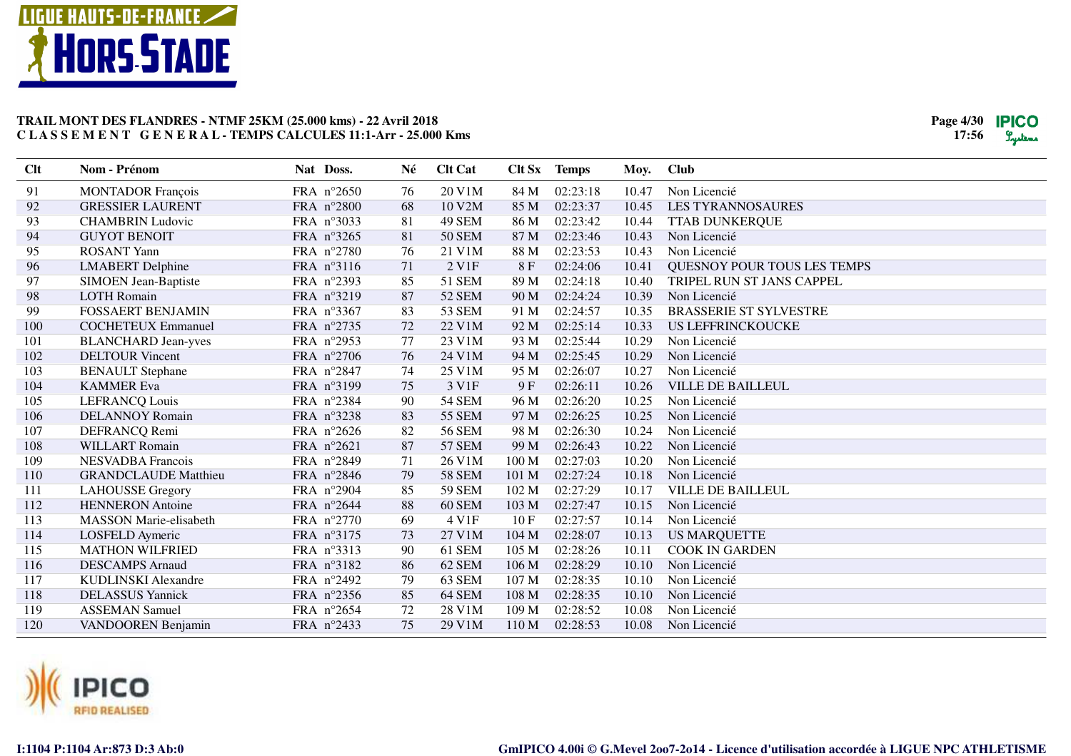**TRAIL MONT DES FLANDRES - NTMF 25KM (25.000 kms) - 22 Avril 2018**
**C L A S S E M E N T   G E N E R A L - TEMPS CALCULES 11:1-Arr - 25.000 Kms**

| Clt | Nom - Prénom | Nat | Doss. | Né | Clt Cat | Clt Sx | Temps | Moy. | Club |
|---|---|---|---|---|---|---|---|---|---|
| 91 | MONTADOR François | FRA | n°2650 | 76 | 20 V1M | 84 M | 02:23:18 | 10.47 | Non Licencié |
| 92 | GRESSIER LAURENT | FRA | n°2800 | 68 | 10 V2M | 85 M | 02:23:37 | 10.45 | LES TYRANNOSAURES |
| 93 | CHAMBRIN Ludovic | FRA | n°3033 | 81 | 49 SEM | 86 M | 02:23:42 | 10.44 | TTAB DUNKERQUE |
| 94 | GUYOT BENOIT | FRA | n°3265 | 81 | 50 SEM | 87 M | 02:23:46 | 10.43 | Non Licencié |
| 95 | ROSANT Yann | FRA | n°2780 | 76 | 21 V1M | 88 M | 02:23:53 | 10.43 | Non Licencié |
| 96 | LMABERT Delphine | FRA | n°3116 | 71 | 2 V1F | 8 F | 02:24:06 | 10.41 | QUESNOY POUR TOUS LES TEMPS |
| 97 | SIMOEN Jean-Baptiste | FRA | n°2393 | 85 | 51 SEM | 89 M | 02:24:18 | 10.40 | TRIPEL RUN ST JANS CAPPEL |
| 98 | LOTH Romain | FRA | n°3219 | 87 | 52 SEM | 90 M | 02:24:24 | 10.39 | Non Licencié |
| 99 | FOSSAERT BENJAMIN | FRA | n°3367 | 83 | 53 SEM | 91 M | 02:24:57 | 10.35 | BRASSERIE ST SYLVESTRE |
| 100 | COCHETEUX Emmanuel | FRA | n°2735 | 72 | 22 V1M | 92 M | 02:25:14 | 10.33 | US LEFFRINCKOUCKE |
| 101 | BLANCHARD Jean-yves | FRA | n°2953 | 77 | 23 V1M | 93 M | 02:25:44 | 10.29 | Non Licencié |
| 102 | DELTOUR Vincent | FRA | n°2706 | 76 | 24 V1M | 94 M | 02:25:45 | 10.29 | Non Licencié |
| 103 | BENAULT Stephane | FRA | n°2847 | 74 | 25 V1M | 95 M | 02:26:07 | 10.27 | Non Licencié |
| 104 | KAMMER Eva | FRA | n°3199 | 75 | 3 V1F | 9 F | 02:26:11 | 10.26 | VILLE DE BAILLEUL |
| 105 | LEFRANCQ Louis | FRA | n°2384 | 90 | 54 SEM | 96 M | 02:26:20 | 10.25 | Non Licencié |
| 106 | DELANNOY Romain | FRA | n°3238 | 83 | 55 SEM | 97 M | 02:26:25 | 10.25 | Non Licencié |
| 107 | DEFRANCQ Remi | FRA | n°2626 | 82 | 56 SEM | 98 M | 02:26:30 | 10.24 | Non Licencié |
| 108 | WILLART Romain | FRA | n°2621 | 87 | 57 SEM | 99 M | 02:26:43 | 10.22 | Non Licencié |
| 109 | NESVADBA Francois | FRA | n°2849 | 71 | 26 V1M | 100 M | 02:27:03 | 10.20 | Non Licencié |
| 110 | GRANDCLAUDE Matthieu | FRA | n°2846 | 79 | 58 SEM | 101 M | 02:27:24 | 10.18 | Non Licencié |
| 111 | LAHOUSSE Gregory | FRA | n°2904 | 85 | 59 SEM | 102 M | 02:27:29 | 10.17 | VILLE DE BAILLEUL |
| 112 | HENNERON Antoine | FRA | n°2644 | 88 | 60 SEM | 103 M | 02:27:47 | 10.15 | Non Licencié |
| 113 | MASSON Marie-elisabeth | FRA | n°2770 | 69 | 4 V1F | 10 F | 02:27:57 | 10.14 | Non Licencié |
| 114 | LOSFELD Aymeric | FRA | n°3175 | 73 | 27 V1M | 104 M | 02:28:07 | 10.13 | US MARQUETTE |
| 115 | MATHON WILFRIED | FRA | n°3313 | 90 | 61 SEM | 105 M | 02:28:26 | 10.11 | COOK IN GARDEN |
| 116 | DESCAMPS Arnaud | FRA | n°3182 | 86 | 62 SEM | 106 M | 02:28:29 | 10.10 | Non Licencié |
| 117 | KUDLINSKI Alexandre | FRA | n°2492 | 79 | 63 SEM | 107 M | 02:28:35 | 10.10 | Non Licencié |
| 118 | DELASSUS Yannick | FRA | n°2356 | 85 | 64 SEM | 108 M | 02:28:35 | 10.10 | Non Licencié |
| 119 | ASSEMAN Samuel | FRA | n°2654 | 72 | 28 V1M | 109 M | 02:28:52 | 10.08 | Non Licencié |
| 120 | VANDOOREN Benjamin | FRA | n°2433 | 75 | 29 V1M | 110 M | 02:28:53 | 10.08 | Non Licencié |

I:1104 P:1104 Ar:873 D:3 Ab:0

GmIPICO 4.00i © G.Mevel 2oo7-2o14 - Licence d'utilisation accordée à LIGUE NPC ATHLETISME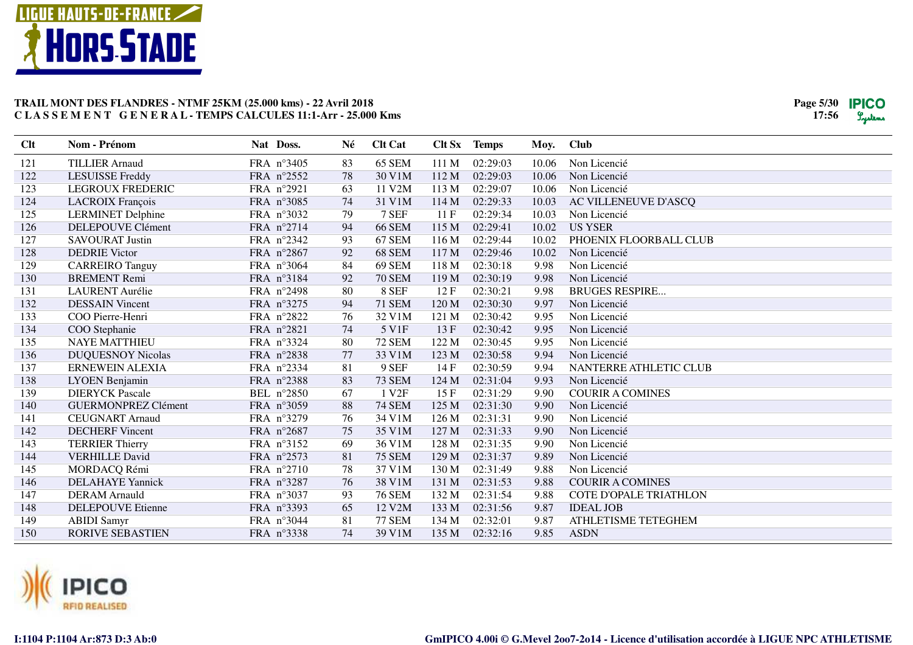# TRAIL MONT DES FLANDRES - NTMF 25KM (25.000 kms) - 22 Avril 2018

**C L A S S E M E N T   G E N E R A L - TEMPS CALCULES 11:1-Arr - 25.000 Kms**

| Clt | Nom - Prénom | Nat | Doss. | Né | Clt Cat | Clt Sx | Temps | Moy. | Club |
|---|---|---|---|---|---|---|---|---|---|
| 121 | TILLIER Arnaud | FRA | n°3405 | 83 | 65 SEM | 111 M | 02:29:03 | 10.06 | Non Licencié |
| 122 | LESUISSE Freddy | FRA | n°2552 | 78 | 30 V1M | 112 M | 02:29:03 | 10.06 | Non Licencié |
| 123 | LEGROUX FREDERIC | FRA | n°2921 | 63 | 11 V2M | 113 M | 02:29:07 | 10.06 | Non Licencié |
| 124 | LACROIX François | FRA | n°3085 | 74 | 31 V1M | 114 M | 02:29:33 | 10.03 | AC VILLENEUVE D'ASCQ |
| 125 | LERMINET Delphine | FRA | n°3032 | 79 | 7 SEF | 11 F | 02:29:34 | 10.03 | Non Licencié |
| 126 | DELEPOUVE Clément | FRA | n°2714 | 94 | 66 SEM | 115 M | 02:29:41 | 10.02 | US YSER |
| 127 | SAVOURAT Justin | FRA | n°2342 | 93 | 67 SEM | 116 M | 02:29:44 | 10.02 | PHOENIX FLOORBALL CLUB |
| 128 | DEDRIE Victor | FRA | n°2867 | 92 | 68 SEM | 117 M | 02:29:46 | 10.02 | Non Licencié |
| 129 | CARREIRO Tanguy | FRA | n°3064 | 84 | 69 SEM | 118 M | 02:30:18 | 9.98 | Non Licencié |
| 130 | BREMENT Remi | FRA | n°3184 | 92 | 70 SEM | 119 M | 02:30:19 | 9.98 | Non Licencié |
| 131 | LAURENT Aurélie | FRA | n°2498 | 80 | 8 SEF | 12 F | 02:30:21 | 9.98 | BRUGES RESPIRE... |
| 132 | DESSAIN Vincent | FRA | n°3275 | 94 | 71 SEM | 120 M | 02:30:30 | 9.97 | Non Licencié |
| 133 | COO Pierre-Henri | FRA | n°2822 | 76 | 32 V1M | 121 M | 02:30:42 | 9.95 | Non Licencié |
| 134 | COO Stephanie | FRA | n°2821 | 74 | 5 V1F | 13 F | 02:30:42 | 9.95 | Non Licencié |
| 135 | NAYE MATTHIEU | FRA | n°3324 | 80 | 72 SEM | 122 M | 02:30:45 | 9.95 | Non Licencié |
| 136 | DUQUESNOY Nicolas | FRA | n°2838 | 77 | 33 V1M | 123 M | 02:30:58 | 9.94 | Non Licencié |
| 137 | ERNEWEIN ALEXIA | FRA | n°2334 | 81 | 9 SEF | 14 F | 02:30:59 | 9.94 | NANTERRE ATHLETIC CLUB |
| 138 | LYOEN Benjamin | FRA | n°2388 | 83 | 73 SEM | 124 M | 02:31:04 | 9.93 | Non Licencié |
| 139 | DIERYCK Pascale | BEL | n°2850 | 67 | 1 V2F | 15 F | 02:31:29 | 9.90 | COURIR A COMINES |
| 140 | GUERMONPREZ Clément | FRA | n°3059 | 88 | 74 SEM | 125 M | 02:31:30 | 9.90 | Non Licencié |
| 141 | CEUGNART Arnaud | FRA | n°3279 | 76 | 34 V1M | 126 M | 02:31:31 | 9.90 | Non Licencié |
| 142 | DECHERF Vincent | FRA | n°2687 | 75 | 35 V1M | 127 M | 02:31:33 | 9.90 | Non Licencié |
| 143 | TERRIER Thierry | FRA | n°3152 | 69 | 36 V1M | 128 M | 02:31:35 | 9.90 | Non Licencié |
| 144 | VERHILLE David | FRA | n°2573 | 81 | 75 SEM | 129 M | 02:31:37 | 9.89 | Non Licencié |
| 145 | MORDACQ Rémi | FRA | n°2710 | 78 | 37 V1M | 130 M | 02:31:49 | 9.88 | Non Licencié |
| 146 | DELAHAYE Yannick | FRA | n°3287 | 76 | 38 V1M | 131 M | 02:31:53 | 9.88 | COURIR A COMINES |
| 147 | DERAM Arnauld | FRA | n°3037 | 93 | 76 SEM | 132 M | 02:31:54 | 9.88 | COTE D'OPALE TRIATHLON |
| 148 | DELEPOUVE Etienne | FRA | n°3393 | 65 | 12 V2M | 133 M | 02:31:56 | 9.87 | IDEAL JOB |
| 149 | ABIDI Samyr | FRA | n°3044 | 81 | 77 SEM | 134 M | 02:32:01 | 9.87 | ATHLETISME TETEGHEM |
| 150 | RORIVE SEBASTIEN | FRA | n°3338 | 74 | 39 V1M | 135 M | 02:32:16 | 9.85 | ASDN |

I:1104 P:1104 Ar:873 D:3 Ab:0

GmIPICO 4.00i © G.Mevel 2oo7-2o14 - Licence d'utilisation accordée à LIGUE NPC ATHLETISME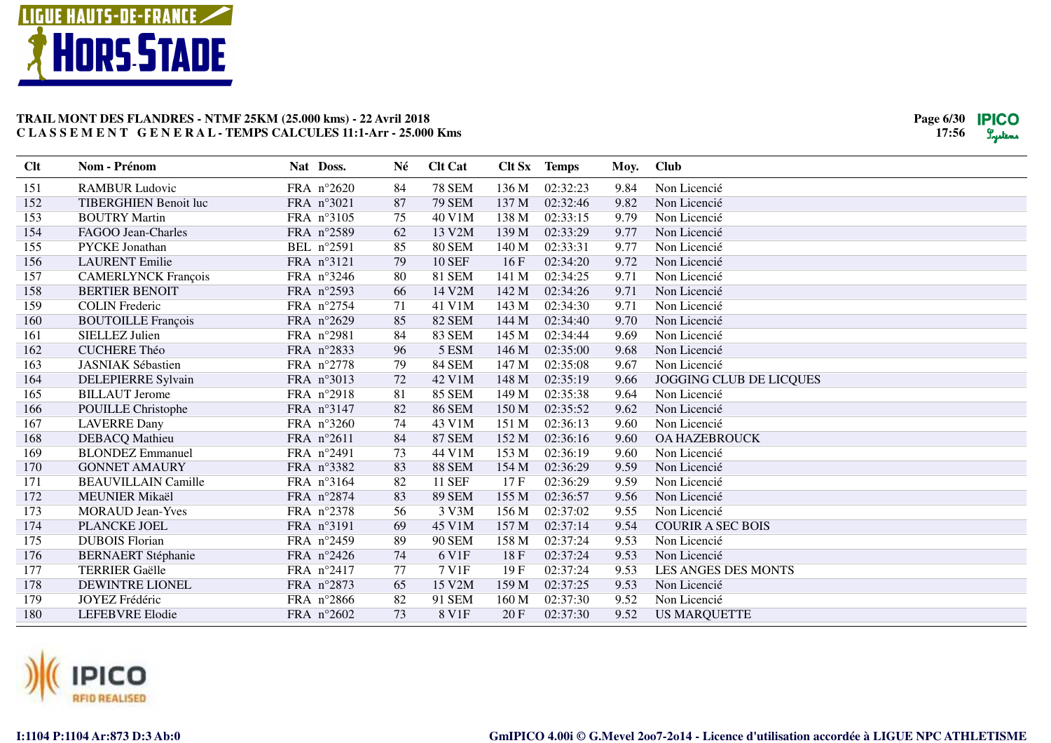## TRAIL MONT DES FLANDRES - NTMF 25KM (25.000 kms) - 22 Avril 2018

**C L A S S E M E N T G E N E R A L - TEMPS CALCULES 11:1-Arr - 25.000 Kms**

| Clt | Nom - Prénom | Nat | Doss. | Né | Clt Cat | Clt Sx | Temps | Moy. | Club |
|---|---|---|---|---|---|---|---|---|---|
| 151 | RAMBUR Ludovic | FRA | n°2620 | 84 | 78 SEM | 136 M | 02:32:23 | 9.84 | Non Licencié |
| 152 | TIBERGHIEN Benoit luc | FRA | n°3021 | 87 | 79 SEM | 137 M | 02:32:46 | 9.82 | Non Licencié |
| 153 | BOUTRY Martin | FRA | n°3105 | 75 | 40 V1M | 138 M | 02:33:15 | 9.79 | Non Licencié |
| 154 | FAGOO Jean-Charles | FRA | n°2589 | 62 | 13 V2M | 139 M | 02:33:29 | 9.77 | Non Licencié |
| 155 | PYCKE Jonathan | BEL | n°2591 | 85 | 80 SEM | 140 M | 02:33:31 | 9.77 | Non Licencié |
| 156 | LAURENT Emilie | FRA | n°3121 | 79 | 10 SEF | 16 F | 02:34:20 | 9.72 | Non Licencié |
| 157 | CAMERLYNCK François | FRA | n°3246 | 80 | 81 SEM | 141 M | 02:34:25 | 9.71 | Non Licencié |
| 158 | BERTIER BENOIT | FRA | n°2593 | 66 | 14 V2M | 142 M | 02:34:26 | 9.71 | Non Licencié |
| 159 | COLIN Frederic | FRA | n°2754 | 71 | 41 V1M | 143 M | 02:34:30 | 9.71 | Non Licencié |
| 160 | BOUTOILLE François | FRA | n°2629 | 85 | 82 SEM | 144 M | 02:34:40 | 9.70 | Non Licencié |
| 161 | SIELLEZ Julien | FRA | n°2981 | 84 | 83 SEM | 145 M | 02:34:44 | 9.69 | Non Licencié |
| 162 | CUCHERE Théo | FRA | n°2833 | 96 | 5 ESM | 146 M | 02:35:00 | 9.68 | Non Licencié |
| 163 | JASNIAK Sébastien | FRA | n°2778 | 79 | 84 SEM | 147 M | 02:35:08 | 9.67 | Non Licencié |
| 164 | DELEPIERRE Sylvain | FRA | n°3013 | 72 | 42 V1M | 148 M | 02:35:19 | 9.66 | JOGGING CLUB DE LICQUES |
| 165 | BILLAUT Jerome | FRA | n°2918 | 81 | 85 SEM | 149 M | 02:35:38 | 9.64 | Non Licencié |
| 166 | POUILLE Christophe | FRA | n°3147 | 82 | 86 SEM | 150 M | 02:35:52 | 9.62 | Non Licencié |
| 167 | LAVERRE Dany | FRA | n°3260 | 74 | 43 V1M | 151 M | 02:36:13 | 9.60 | Non Licencié |
| 168 | DEBACQ Mathieu | FRA | n°2611 | 84 | 87 SEM | 152 M | 02:36:16 | 9.60 | OA HAZEBROUCK |
| 169 | BLONDEZ Emmanuel | FRA | n°2491 | 73 | 44 V1M | 153 M | 02:36:19 | 9.60 | Non Licencié |
| 170 | GONNET AMAURY | FRA | n°3382 | 83 | 88 SEM | 154 M | 02:36:29 | 9.59 | Non Licencié |
| 171 | BEAUVILLAIN Camille | FRA | n°3164 | 82 | 11 SEF | 17 F | 02:36:29 | 9.59 | Non Licencié |
| 172 | MEUNIER Mikaël | FRA | n°2874 | 83 | 89 SEM | 155 M | 02:36:57 | 9.56 | Non Licencié |
| 173 | MORAUD Jean-Yves | FRA | n°2378 | 56 | 3 V3M | 156 M | 02:37:02 | 9.55 | Non Licencié |
| 174 | PLANCKE JOEL | FRA | n°3191 | 69 | 45 V1M | 157 M | 02:37:14 | 9.54 | COURIR A SEC BOIS |
| 175 | DUBOIS Florian | FRA | n°2459 | 89 | 90 SEM | 158 M | 02:37:24 | 9.53 | Non Licencié |
| 176 | BERNAERT Stéphanie | FRA | n°2426 | 74 | 6 V1F | 18 F | 02:37:24 | 9.53 | Non Licencié |
| 177 | TERRIER Gaëlle | FRA | n°2417 | 77 | 7 V1F | 19 F | 02:37:24 | 9.53 | LES ANGES DES MONTS |
| 178 | DEWINTRE LIONEL | FRA | n°2873 | 65 | 15 V2M | 159 M | 02:37:25 | 9.53 | Non Licencié |
| 179 | JOYEZ Frédéric | FRA | n°2866 | 82 | 91 SEM | 160 M | 02:37:30 | 9.52 | Non Licencié |
| 180 | LEFEBVRE Elodie | FRA | n°2602 | 73 | 8 V1F | 20 F | 02:37:30 | 9.52 | US MARQUETTE |

I:1104 P:1104 Ar:873 D:3 Ab:0

GmIPICO 4.00i © G.Mevel 2oo7-2o14 - Licence d'utilisation accordée à LIGUE NPC ATHLETISME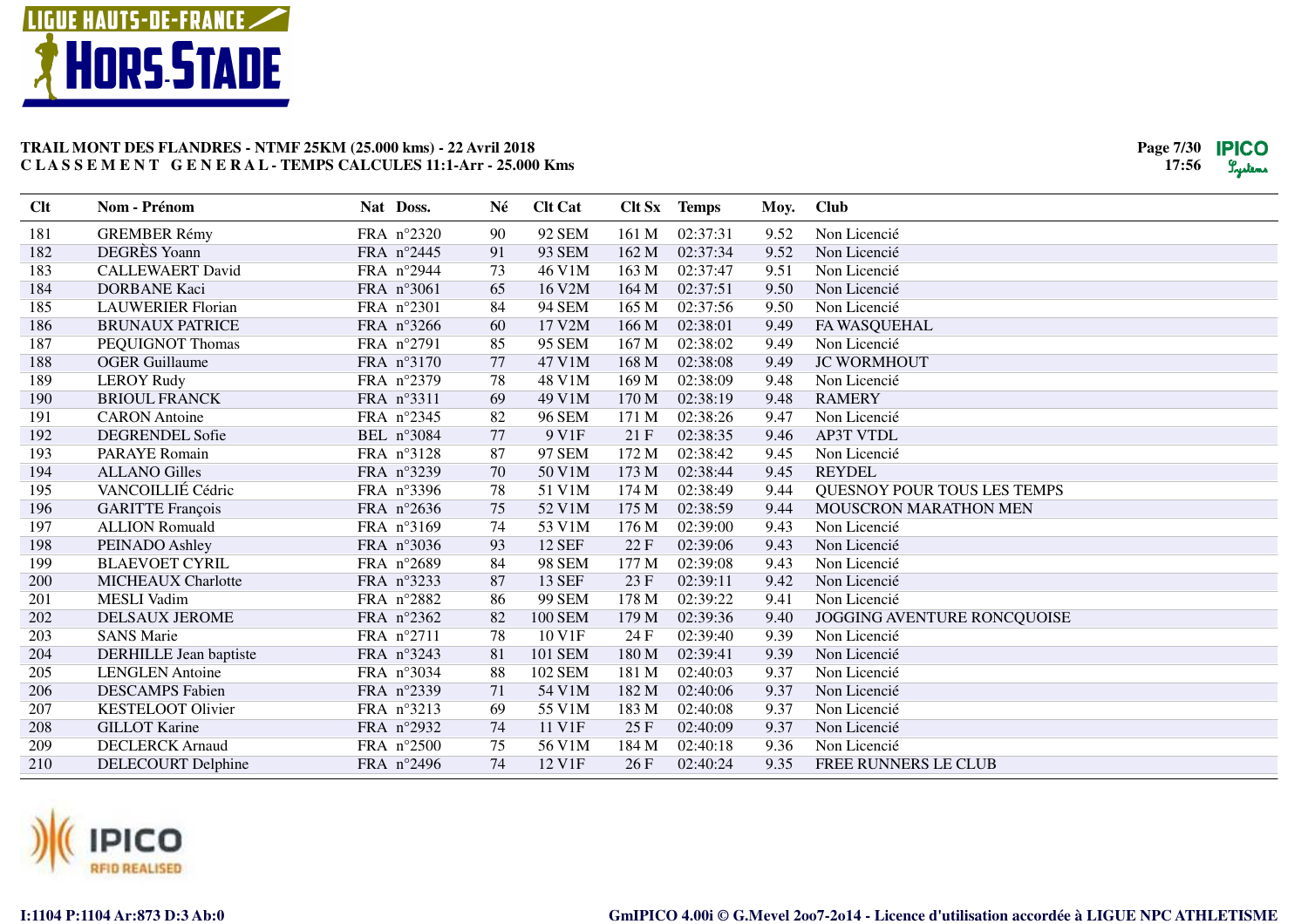**TRAIL MONT DES FLANDRES - NTMF 25KM (25.000 kms) - 22 Avril 2018**
**C L A S S E M E N T  G E N E R A L - TEMPS CALCULES 11:1-Arr - 25.000 Kms**

| Clt | Nom - Prénom | Nat | Doss. | Né | Clt Cat | Clt Sx | Temps | Moy. | Club |
|---|---|---|---|---|---|---|---|---|---|
| 181 | GREMBER Rémy | FRA | n°2320 | 90 | 92 SEM | 161 M | 02:37:31 | 9.52 | Non Licencié |
| 182 | DEGRÈS Yoann | FRA | n°2445 | 91 | 93 SEM | 162 M | 02:37:34 | 9.52 | Non Licencié |
| 183 | CALLEWAERT David | FRA | n°2944 | 73 | 46 V1M | 163 M | 02:37:47 | 9.51 | Non Licencié |
| 184 | DORBANE Kaci | FRA | n°3061 | 65 | 16 V2M | 164 M | 02:37:51 | 9.50 | Non Licencié |
| 185 | LAUWERIER Florian | FRA | n°2301 | 84 | 94 SEM | 165 M | 02:37:56 | 9.50 | Non Licencié |
| 186 | BRUNAUX PATRICE | FRA | n°3266 | 60 | 17 V2M | 166 M | 02:38:01 | 9.49 | FA WASQUEHAL |
| 187 | PEQUIGNOT Thomas | FRA | n°2791 | 85 | 95 SEM | 167 M | 02:38:02 | 9.49 | Non Licencié |
| 188 | OGER Guillaume | FRA | n°3170 | 77 | 47 V1M | 168 M | 02:38:08 | 9.49 | JC WORMHOUT |
| 189 | LEROY Rudy | FRA | n°2379 | 78 | 48 V1M | 169 M | 02:38:09 | 9.48 | Non Licencié |
| 190 | BRIOUL FRANCK | FRA | n°3311 | 69 | 49 V1M | 170 M | 02:38:19 | 9.48 | RAMERY |
| 191 | CARON Antoine | FRA | n°2345 | 82 | 96 SEM | 171 M | 02:38:26 | 9.47 | Non Licencié |
| 192 | DEGRENDEL Sofie | BEL | n°3084 | 77 | 9 V1F | 21 F | 02:38:35 | 9.46 | AP3T VTDL |
| 193 | PARAYE Romain | FRA | n°3128 | 87 | 97 SEM | 172 M | 02:38:42 | 9.45 | Non Licencié |
| 194 | ALLANO Gilles | FRA | n°3239 | 70 | 50 V1M | 173 M | 02:38:44 | 9.45 | REYDEL |
| 195 | VANCOILLIÉ Cédric | FRA | n°3396 | 78 | 51 V1M | 174 M | 02:38:49 | 9.44 | QUESNOY POUR TOUS LES TEMPS |
| 196 | GARITTE François | FRA | n°2636 | 75 | 52 V1M | 175 M | 02:38:59 | 9.44 | MOUSCRON MARATHON MEN |
| 197 | ALLION Romuald | FRA | n°3169 | 74 | 53 V1M | 176 M | 02:39:00 | 9.43 | Non Licencié |
| 198 | PEINADO Ashley | FRA | n°3036 | 93 | 12 SEF | 22 F | 02:39:06 | 9.43 | Non Licencié |
| 199 | BLAEVOET CYRIL | FRA | n°2689 | 84 | 98 SEM | 177 M | 02:39:08 | 9.43 | Non Licencié |
| 200 | MICHEAUX Charlotte | FRA | n°3233 | 87 | 13 SEF | 23 F | 02:39:11 | 9.42 | Non Licencié |
| 201 | MESLI Vadim | FRA | n°2882 | 86 | 99 SEM | 178 M | 02:39:22 | 9.41 | Non Licencié |
| 202 | DELSAUX JEROME | FRA | n°2362 | 82 | 100 SEM | 179 M | 02:39:36 | 9.40 | JOGGING AVENTURE RONCQUOISE |
| 203 | SANS Marie | FRA | n°2711 | 78 | 10 V1F | 24 F | 02:39:40 | 9.39 | Non Licencié |
| 204 | DERHILLE Jean baptiste | FRA | n°3243 | 81 | 101 SEM | 180 M | 02:39:41 | 9.39 | Non Licencié |
| 205 | LENGLEN Antoine | FRA | n°3034 | 88 | 102 SEM | 181 M | 02:40:03 | 9.37 | Non Licencié |
| 206 | DESCAMPS Fabien | FRA | n°2339 | 71 | 54 V1M | 182 M | 02:40:06 | 9.37 | Non Licencié |
| 207 | KESTELOOT Olivier | FRA | n°3213 | 69 | 55 V1M | 183 M | 02:40:08 | 9.37 | Non Licencié |
| 208 | GILLOT Karine | FRA | n°2932 | 74 | 11 V1F | 25 F | 02:40:09 | 9.37 | Non Licencié |
| 209 | DECLERCK Arnaud | FRA | n°2500 | 75 | 56 V1M | 184 M | 02:40:18 | 9.36 | Non Licencié |
| 210 | DELECOURT Delphine | FRA | n°2496 | 74 | 12 V1F | 26 F | 02:40:24 | 9.35 | FREE RUNNERS LE CLUB |

I:1104 P:1104 Ar:873 D:3 Ab:0

GmIPICO 4.00i © G.Mevel 2oo7-2o14 - Licence d'utilisation accordée à LIGUE NPC ATHLETISME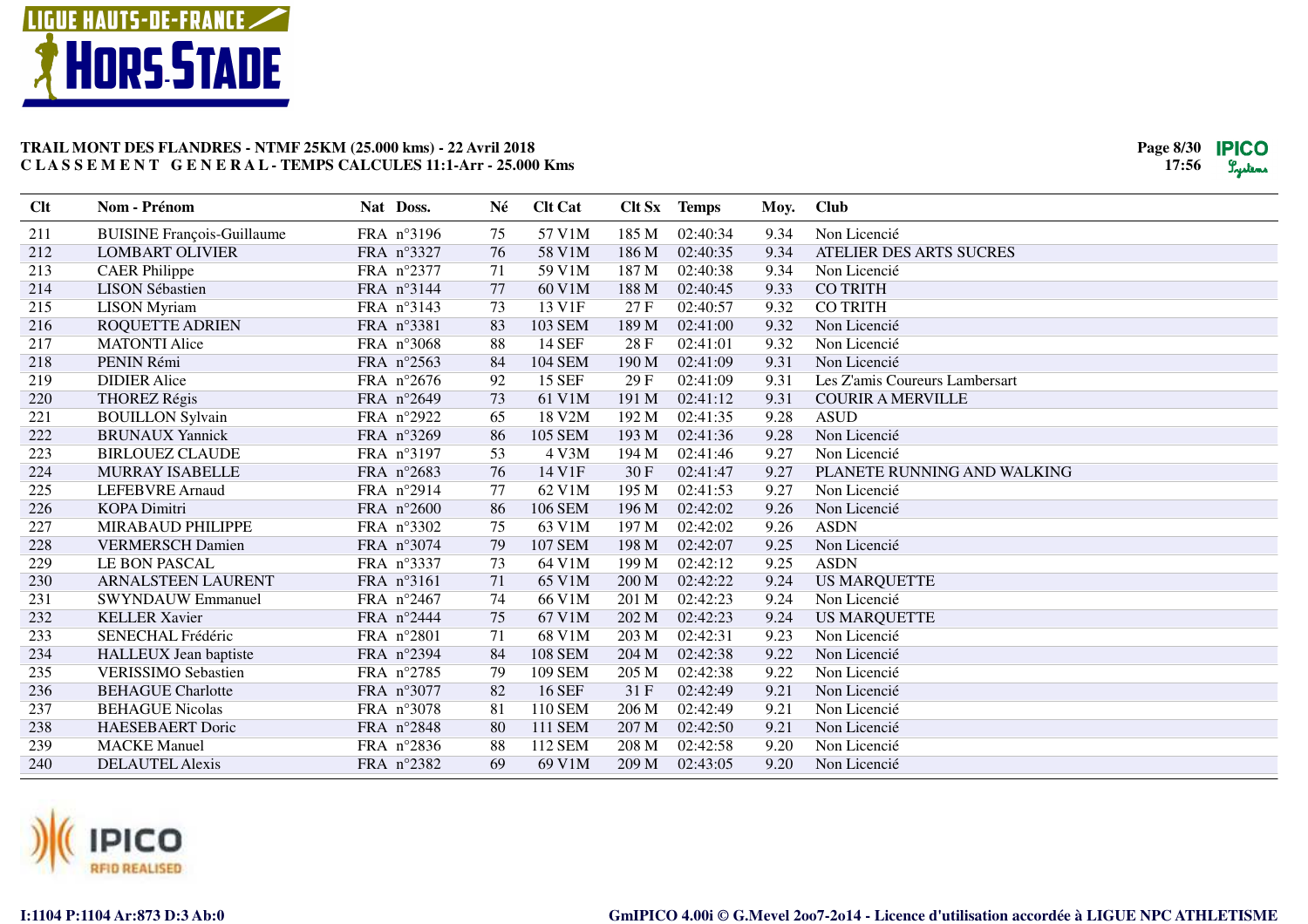**TRAIL MONT DES FLANDRES - NTMF 25KM (25.000 kms) - 22 Avril 2018**
**C L A S S E M E N T   G E N E R A L - TEMPS CALCULES 11:1-Arr - 25.000 Kms**

| Clt | Nom - Prénom | Nat | Doss. | Né | Clt Cat | Clt Sx | Temps | Moy. | Club |
|---|---|---|---|---|---|---|---|---|---|
| 211 | BUISINE François-Guillaume | FRA | n°3196 | 75 | 57 V1M | 185 M | 02:40:34 | 9.34 | Non Licencié |
| 212 | LOMBART OLIVIER | FRA | n°3327 | 76 | 58 V1M | 186 M | 02:40:35 | 9.34 | ATELIER DES ARTS SUCRES |
| 213 | CAER Philippe | FRA | n°2377 | 71 | 59 V1M | 187 M | 02:40:38 | 9.34 | Non Licencié |
| 214 | LISON Sébastien | FRA | n°3144 | 77 | 60 V1M | 188 M | 02:40:45 | 9.33 | CO TRITH |
| 215 | LISON Myriam | FRA | n°3143 | 73 | 13 V1F | 27 F | 02:40:57 | 9.32 | CO TRITH |
| 216 | ROQUETTE ADRIEN | FRA | n°3381 | 83 | 103 SEM | 189 M | 02:41:00 | 9.32 | Non Licencié |
| 217 | MATONTI Alice | FRA | n°3068 | 88 | 14 SEF | 28 F | 02:41:01 | 9.32 | Non Licencié |
| 218 | PENIN Rémi | FRA | n°2563 | 84 | 104 SEM | 190 M | 02:41:09 | 9.31 | Non Licencié |
| 219 | DIDIER Alice | FRA | n°2676 | 92 | 15 SEF | 29 F | 02:41:09 | 9.31 | Les Z'amis Coureurs Lambersart |
| 220 | THOREZ Régis | FRA | n°2649 | 73 | 61 V1M | 191 M | 02:41:12 | 9.31 | COURIR A MERVILLE |
| 221 | BOUILLON Sylvain | FRA | n°2922 | 65 | 18 V2M | 192 M | 02:41:35 | 9.28 | ASUD |
| 222 | BRUNAUX Yannick | FRA | n°3269 | 86 | 105 SEM | 193 M | 02:41:36 | 9.28 | Non Licencié |
| 223 | BIRLOUEZ CLAUDE | FRA | n°3197 | 53 | 4 V3M | 194 M | 02:41:46 | 9.27 | Non Licencié |
| 224 | MURRAY ISABELLE | FRA | n°2683 | 76 | 14 V1F | 30 F | 02:41:47 | 9.27 | PLANETE RUNNING AND WALKING |
| 225 | LEFEBVRE Arnaud | FRA | n°2914 | 77 | 62 V1M | 195 M | 02:41:53 | 9.27 | Non Licencié |
| 226 | KOPA Dimitri | FRA | n°2600 | 86 | 106 SEM | 196 M | 02:42:02 | 9.26 | Non Licencié |
| 227 | MIRABAUD PHILIPPE | FRA | n°3302 | 75 | 63 V1M | 197 M | 02:42:02 | 9.26 | ASDN |
| 228 | VERMERSCH Damien | FRA | n°3074 | 79 | 107 SEM | 198 M | 02:42:07 | 9.25 | Non Licencié |
| 229 | LE BON PASCAL | FRA | n°3337 | 73 | 64 V1M | 199 M | 02:42:12 | 9.25 | ASDN |
| 230 | ARNALSTEEN LAURENT | FRA | n°3161 | 71 | 65 V1M | 200 M | 02:42:22 | 9.24 | US MARQUETTE |
| 231 | SWYNDAUW Emmanuel | FRA | n°2467 | 74 | 66 V1M | 201 M | 02:42:23 | 9.24 | Non Licencié |
| 232 | KELLER Xavier | FRA | n°2444 | 75 | 67 V1M | 202 M | 02:42:23 | 9.24 | US MARQUETTE |
| 233 | SENECHAL Frédéric | FRA | n°2801 | 71 | 68 V1M | 203 M | 02:42:31 | 9.23 | Non Licencié |
| 234 | HALLEUX Jean baptiste | FRA | n°2394 | 84 | 108 SEM | 204 M | 02:42:38 | 9.22 | Non Licencié |
| 235 | VERISSIMO Sebastien | FRA | n°2785 | 79 | 109 SEM | 205 M | 02:42:38 | 9.22 | Non Licencié |
| 236 | BEHAGUE Charlotte | FRA | n°3077 | 82 | 16 SEF | 31 F | 02:42:49 | 9.21 | Non Licencié |
| 237 | BEHAGUE Nicolas | FRA | n°3078 | 81 | 110 SEM | 206 M | 02:42:49 | 9.21 | Non Licencié |
| 238 | HAESEBAERT Doric | FRA | n°2848 | 80 | 111 SEM | 207 M | 02:42:50 | 9.21 | Non Licencié |
| 239 | MACKE Manuel | FRA | n°2836 | 88 | 112 SEM | 208 M | 02:42:58 | 9.20 | Non Licencié |
| 240 | DELAUTEL Alexis | FRA | n°2382 | 69 | 69 V1M | 209 M | 02:43:05 | 9.20 | Non Licencié |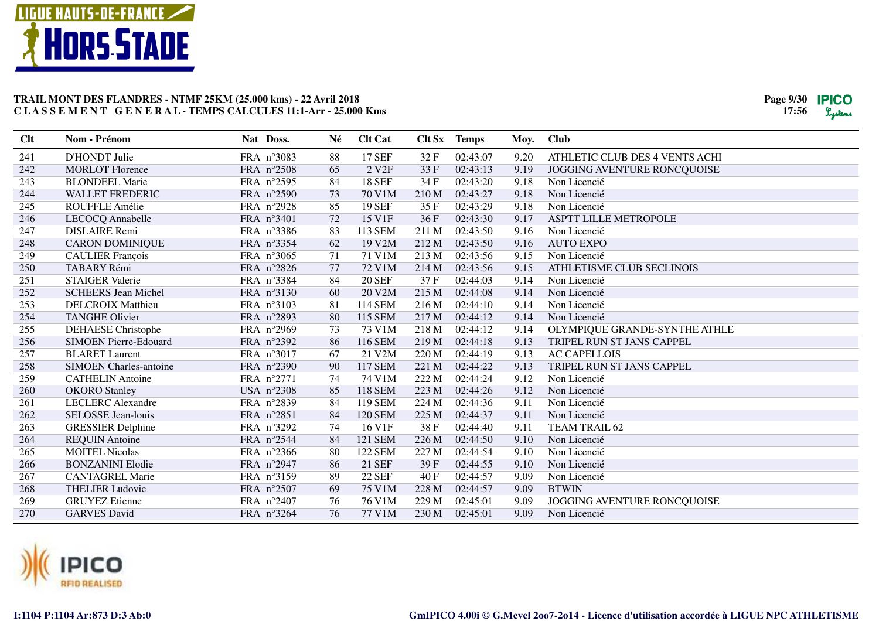**TRAIL MONT DES FLANDRES - NTMF 25KM (25.000 kms) - 22 Avril 2018**
**C L A S S E M E N T   G E N E R A L - TEMPS CALCULES 11:1-Arr - 25.000 Kms**

| Clt | Nom - Prénom | Nat | Doss. | Né | Clt Cat | Clt Sx | Temps | Moy. | Club |
|---|---|---|---|---|---|---|---|---|---|
| 241 | D'HONDT Julie | FRA | n°3083 | 88 | 17 SEF | 32 F | 02:43:07 | 9.20 | ATHLETIC CLUB DES 4 VENTS ACHI |
| 242 | MORLOT Florence | FRA | n°2508 | 65 | 2 V2F | 33 F | 02:43:13 | 9.19 | JOGGING AVENTURE RONCQUOISE |
| 243 | BLONDEEL Marie | FRA | n°2595 | 84 | 18 SEF | 34 F | 02:43:20 | 9.18 | Non Licencié |
| 244 | WALLET FREDERIC | FRA | n°2590 | 73 | 70 V1M | 210 M | 02:43:27 | 9.18 | Non Licencié |
| 245 | ROUFFLE Amélie | FRA | n°2928 | 85 | 19 SEF | 35 F | 02:43:29 | 9.18 | Non Licencié |
| 246 | LECOCQ Annabelle | FRA | n°3401 | 72 | 15 V1F | 36 F | 02:43:30 | 9.17 | ASPTT LILLE METROPOLE |
| 247 | DISLAIRE Remi | FRA | n°3386 | 83 | 113 SEM | 211 M | 02:43:50 | 9.16 | Non Licencié |
| 248 | CARON DOMINIQUE | FRA | n°3354 | 62 | 19 V2M | 212 M | 02:43:50 | 9.16 | AUTO EXPO |
| 249 | CAULIER François | FRA | n°3065 | 71 | 71 V1M | 213 M | 02:43:56 | 9.15 | Non Licencié |
| 250 | TABARY Rémi | FRA | n°2826 | 77 | 72 V1M | 214 M | 02:43:56 | 9.15 | ATHLETISME CLUB SECLINOIS |
| 251 | STAIGER Valerie | FRA | n°3384 | 84 | 20 SEF | 37 F | 02:44:03 | 9.14 | Non Licencié |
| 252 | SCHEERS Jean Michel | FRA | n°3130 | 60 | 20 V2M | 215 M | 02:44:08 | 9.14 | Non Licencié |
| 253 | DELCROIX Matthieu | FRA | n°3103 | 81 | 114 SEM | 216 M | 02:44:10 | 9.14 | Non Licencié |
| 254 | TANGHE Olivier | FRA | n°2893 | 80 | 115 SEM | 217 M | 02:44:12 | 9.14 | Non Licencié |
| 255 | DEHAESE Christophe | FRA | n°2969 | 73 | 73 V1M | 218 M | 02:44:12 | 9.14 | OLYMPIQUE GRANDE-SYNTHE ATHLE |
| 256 | SIMOEN Pierre-Edouard | FRA | n°2392 | 86 | 116 SEM | 219 M | 02:44:18 | 9.13 | TRIPEL RUN ST JANS CAPPEL |
| 257 | BLARET Laurent | FRA | n°3017 | 67 | 21 V2M | 220 M | 02:44:19 | 9.13 | AC CAPELLOIS |
| 258 | SIMOEN Charles-antoine | FRA | n°2390 | 90 | 117 SEM | 221 M | 02:44:22 | 9.13 | TRIPEL RUN ST JANS CAPPEL |
| 259 | CATHELIN Antoine | FRA | n°2771 | 74 | 74 V1M | 222 M | 02:44:24 | 9.12 | Non Licencié |
| 260 | OKORO Stanley | USA | n°2308 | 85 | 118 SEM | 223 M | 02:44:26 | 9.12 | Non Licencié |
| 261 | LECLERC Alexandre | FRA | n°2839 | 84 | 119 SEM | 224 M | 02:44:36 | 9.11 | Non Licencié |
| 262 | SELOSSE Jean-louis | FRA | n°2851 | 84 | 120 SEM | 225 M | 02:44:37 | 9.11 | Non Licencié |
| 263 | GRESSIER Delphine | FRA | n°3292 | 74 | 16 V1F | 38 F | 02:44:40 | 9.11 | TEAM TRAIL 62 |
| 264 | REQUIN Antoine | FRA | n°2544 | 84 | 121 SEM | 226 M | 02:44:50 | 9.10 | Non Licencié |
| 265 | MOITEL Nicolas | FRA | n°2366 | 80 | 122 SEM | 227 M | 02:44:54 | 9.10 | Non Licencié |
| 266 | BONZANINI Elodie | FRA | n°2947 | 86 | 21 SEF | 39 F | 02:44:55 | 9.10 | Non Licencié |
| 267 | CANTAGREL Marie | FRA | n°3159 | 89 | 22 SEF | 40 F | 02:44:57 | 9.09 | Non Licencié |
| 268 | THELIER Ludovic | FRA | n°2507 | 69 | 75 V1M | 228 M | 02:44:57 | 9.09 | BTWIN |
| 269 | GRUYEZ Etienne | FRA | n°2407 | 76 | 76 V1M | 229 M | 02:45:01 | 9.09 | JOGGING AVENTURE RONCQUOISE |
| 270 | GARVES David | FRA | n°3264 | 76 | 77 V1M | 230 M | 02:45:01 | 9.09 | Non Licencié |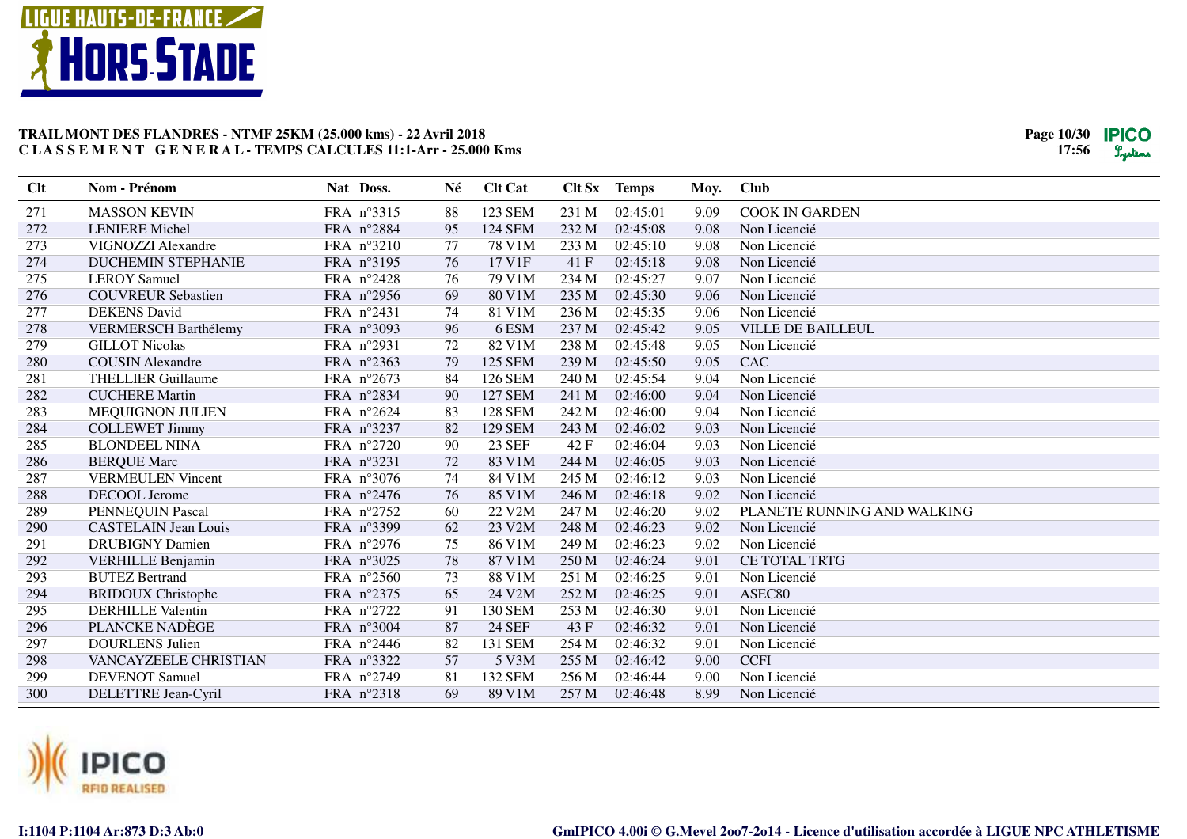**TRAIL MONT DES FLANDRES - NTMF 25KM (25.000 kms) - 22 Avril 2018**
**C L A S S E M E N T   G E N E R A L - TEMPS CALCULES 11:1-Arr - 25.000 Kms**

| Clt | Nom - Prénom | Nat | Doss. | Né | Clt Cat | Clt Sx | Temps | Moy. | Club |
|---|---|---|---|---|---|---|---|---|---|
| 271 | MASSON KEVIN | FRA | n°3315 | 88 | 123 SEM | 231 M | 02:45:01 | 9.09 | COOK IN GARDEN |
| 272 | LENIERE Michel | FRA | n°2884 | 95 | 124 SEM | 232 M | 02:45:08 | 9.08 | Non Licencié |
| 273 | VIGNOZZI Alexandre | FRA | n°3210 | 77 | 78 V1M | 233 M | 02:45:10 | 9.08 | Non Licencié |
| 274 | DUCHEMIN STEPHANIE | FRA | n°3195 | 76 | 17 V1F | 41 F | 02:45:18 | 9.08 | Non Licencié |
| 275 | LEROY Samuel | FRA | n°2428 | 76 | 79 V1M | 234 M | 02:45:27 | 9.07 | Non Licencié |
| 276 | COUVREUR Sebastien | FRA | n°2956 | 69 | 80 V1M | 235 M | 02:45:30 | 9.06 | Non Licencié |
| 277 | DEKENS David | FRA | n°2431 | 74 | 81 V1M | 236 M | 02:45:35 | 9.06 | Non Licencié |
| 278 | VERMERSCH Barthélemy | FRA | n°3093 | 96 | 6 ESM | 237 M | 02:45:42 | 9.05 | VILLE DE BAILLEUL |
| 279 | GILLOT Nicolas | FRA | n°2931 | 72 | 82 V1M | 238 M | 02:45:48 | 9.05 | Non Licencié |
| 280 | COUSIN Alexandre | FRA | n°2363 | 79 | 125 SEM | 239 M | 02:45:50 | 9.05 | CAC |
| 281 | THELLIER Guillaume | FRA | n°2673 | 84 | 126 SEM | 240 M | 02:45:54 | 9.04 | Non Licencié |
| 282 | CUCHERE Martin | FRA | n°2834 | 90 | 127 SEM | 241 M | 02:46:00 | 9.04 | Non Licencié |
| 283 | MEQUIGNON JULIEN | FRA | n°2624 | 83 | 128 SEM | 242 M | 02:46:00 | 9.04 | Non Licencié |
| 284 | COLLEWET Jimmy | FRA | n°3237 | 82 | 129 SEM | 243 M | 02:46:02 | 9.03 | Non Licencié |
| 285 | BLONDEEL NINA | FRA | n°2720 | 90 | 23 SEF | 42 F | 02:46:04 | 9.03 | Non Licencié |
| 286 | BERQUE Marc | FRA | n°3231 | 72 | 83 V1M | 244 M | 02:46:05 | 9.03 | Non Licencié |
| 287 | VERMEULEN Vincent | FRA | n°3076 | 74 | 84 V1M | 245 M | 02:46:12 | 9.03 | Non Licencié |
| 288 | DECOOL Jerome | FRA | n°2476 | 76 | 85 V1M | 246 M | 02:46:18 | 9.02 | Non Licencié |
| 289 | PENNEQUIN Pascal | FRA | n°2752 | 60 | 22 V2M | 247 M | 02:46:20 | 9.02 | PLANETE RUNNING AND WALKING |
| 290 | CASTELAIN Jean Louis | FRA | n°3399 | 62 | 23 V2M | 248 M | 02:46:23 | 9.02 | Non Licencié |
| 291 | DRUBIGNY Damien | FRA | n°2976 | 75 | 86 V1M | 249 M | 02:46:23 | 9.02 | Non Licencié |
| 292 | VERHILLE Benjamin | FRA | n°3025 | 78 | 87 V1M | 250 M | 02:46:24 | 9.01 | CE TOTAL TRTG |
| 293 | BUTEZ Bertrand | FRA | n°2560 | 73 | 88 V1M | 251 M | 02:46:25 | 9.01 | Non Licencié |
| 294 | BRIDOUX Christophe | FRA | n°2375 | 65 | 24 V2M | 252 M | 02:46:25 | 9.01 | ASEC80 |
| 295 | DERHILLE Valentin | FRA | n°2722 | 91 | 130 SEM | 253 M | 02:46:30 | 9.01 | Non Licencié |
| 296 | PLANCKE NADÈGE | FRA | n°3004 | 87 | 24 SEF | 43 F | 02:46:32 | 9.01 | Non Licencié |
| 297 | DOURLENS Julien | FRA | n°2446 | 82 | 131 SEM | 254 M | 02:46:32 | 9.01 | Non Licencié |
| 298 | VANCAYZEELE CHRISTIAN | FRA | n°3322 | 57 | 5 V3M | 255 M | 02:46:42 | 9.00 | CCFI |
| 299 | DEVENOT Samuel | FRA | n°2749 | 81 | 132 SEM | 256 M | 02:46:44 | 9.00 | Non Licencié |
| 300 | DELETTRE Jean-Cyril | FRA | n°2318 | 69 | 89 V1M | 257 M | 02:46:48 | 8.99 | Non Licencié |

I:1104 P:1104 Ar:873 D:3 Ab:0

GmIPICO 4.00i © G.Mevel 2oo7-2o14 - Licence d'utilisation accordée à LIGUE NPC ATHLETISME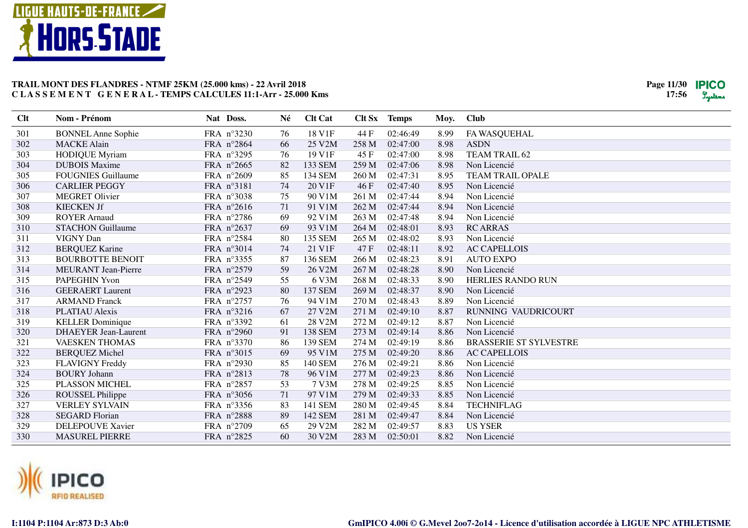**TRAIL MONT DES FLANDRES - NTMF 25KM (25.000 kms) - 22 Avril 2018**
**C L A S S E M E N T   G E N E R A L - TEMPS CALCULES 11:1-Arr - 25.000 Kms**

| Clt | Nom - Prénom | Nat | Doss. | Né | Clt Cat | Clt Sx | Temps | Moy. | Club |
|---|---|---|---|---|---|---|---|---|---|
| 301 | BONNEL Anne Sophie | FRA | n°3230 | 76 | 18 V1F | 44 F | 02:46:49 | 8.99 | FA WASQUEHAL |
| 302 | MACKE Alain | FRA | n°2864 | 66 | 25 V2M | 258 M | 02:47:00 | 8.98 | ASDN |
| 303 | HODIQUE Myriam | FRA | n°3295 | 76 | 19 V1F | 45 F | 02:47:00 | 8.98 | TEAM TRAIL 62 |
| 304 | DUBOIS Maxime | FRA | n°2665 | 82 | 133 SEM | 259 M | 02:47:06 | 8.98 | Non Licencié |
| 305 | FOUGNIES Guillaume | FRA | n°2609 | 85 | 134 SEM | 260 M | 02:47:31 | 8.95 | TEAM TRAIL OPALE |
| 306 | CARLIER PEGGY | FRA | n°3181 | 74 | 20 V1F | 46 F | 02:47:40 | 8.95 | Non Licencié |
| 307 | MEGRET Olivier | FRA | n°3038 | 75 | 90 V1M | 261 M | 02:47:44 | 8.94 | Non Licencié |
| 308 | KIECKEN Jf | FRA | n°2616 | 71 | 91 V1M | 262 M | 02:47:44 | 8.94 | Non Licencié |
| 309 | ROYER Arnaud | FRA | n°2786 | 69 | 92 V1M | 263 M | 02:47:48 | 8.94 | Non Licencié |
| 310 | STACHON Guillaume | FRA | n°2637 | 69 | 93 V1M | 264 M | 02:48:01 | 8.93 | RC ARRAS |
| 311 | VIGNY Dan | FRA | n°2584 | 80 | 135 SEM | 265 M | 02:48:02 | 8.93 | Non Licencié |
| 312 | BERQUEZ Karine | FRA | n°3014 | 74 | 21 V1F | 47 F | 02:48:11 | 8.92 | AC CAPELLOIS |
| 313 | BOURBOTTE BENOIT | FRA | n°3355 | 87 | 136 SEM | 266 M | 02:48:23 | 8.91 | AUTO EXPO |
| 314 | MEURANT Jean-Pierre | FRA | n°2579 | 59 | 26 V2M | 267 M | 02:48:28 | 8.90 | Non Licencié |
| 315 | PAPEGHIN Yvon | FRA | n°2549 | 55 | 6 V3M | 268 M | 02:48:33 | 8.90 | HERLIES RANDO RUN |
| 316 | GEERAERT Laurent | FRA | n°2923 | 80 | 137 SEM | 269 M | 02:48:37 | 8.90 | Non Licencié |
| 317 | ARMAND Franck | FRA | n°2757 | 76 | 94 V1M | 270 M | 02:48:43 | 8.89 | Non Licencié |
| 318 | PLATIAU Alexis | FRA | n°3216 | 67 | 27 V2M | 271 M | 02:49:10 | 8.87 | RUNNING  VAUDRICOURT |
| 319 | KELLER Dominique | FRA | n°3392 | 61 | 28 V2M | 272 M | 02:49:12 | 8.87 | Non Licencié |
| 320 | DHAEYER Jean-Laurent | FRA | n°2960 | 91 | 138 SEM | 273 M | 02:49:14 | 8.86 | Non Licencié |
| 321 | VAESKEN THOMAS | FRA | n°3370 | 86 | 139 SEM | 274 M | 02:49:19 | 8.86 | BRASSERIE ST SYLVESTRE |
| 322 | BERQUEZ Michel | FRA | n°3015 | 69 | 95 V1M | 275 M | 02:49:20 | 8.86 | AC CAPELLOIS |
| 323 | FLAVIGNY Freddy | FRA | n°2930 | 85 | 140 SEM | 276 M | 02:49:21 | 8.86 | Non Licencié |
| 324 | BOURY Johann | FRA | n°2813 | 78 | 96 V1M | 277 M | 02:49:23 | 8.86 | Non Licencié |
| 325 | PLASSON MICHEL | FRA | n°2857 | 53 | 7 V3M | 278 M | 02:49:25 | 8.85 | Non Licencié |
| 326 | ROUSSEL Philippe | FRA | n°3056 | 71 | 97 V1M | 279 M | 02:49:33 | 8.85 | Non Licencié |
| 327 | VERLEY SYLVAIN | FRA | n°3356 | 83 | 141 SEM | 280 M | 02:49:45 | 8.84 | TECHNIFLAG |
| 328 | SEGARD Florian | FRA | n°2888 | 89 | 142 SEM | 281 M | 02:49:47 | 8.84 | Non Licencié |
| 329 | DELEPOUVE Xavier | FRA | n°2709 | 65 | 29 V2M | 282 M | 02:49:57 | 8.83 | US YSER |
| 330 | MASUREL PIERRE | FRA | n°2825 | 60 | 30 V2M | 283 M | 02:50:01 | 8.82 | Non Licencié |

I:1104 P:1104 Ar:873 D:3 Ab:0

GmIPICO 4.00i © G.Mevel 2oo7-2o14 - Licence d'utilisation accordée à LIGUE NPC ATHLETISME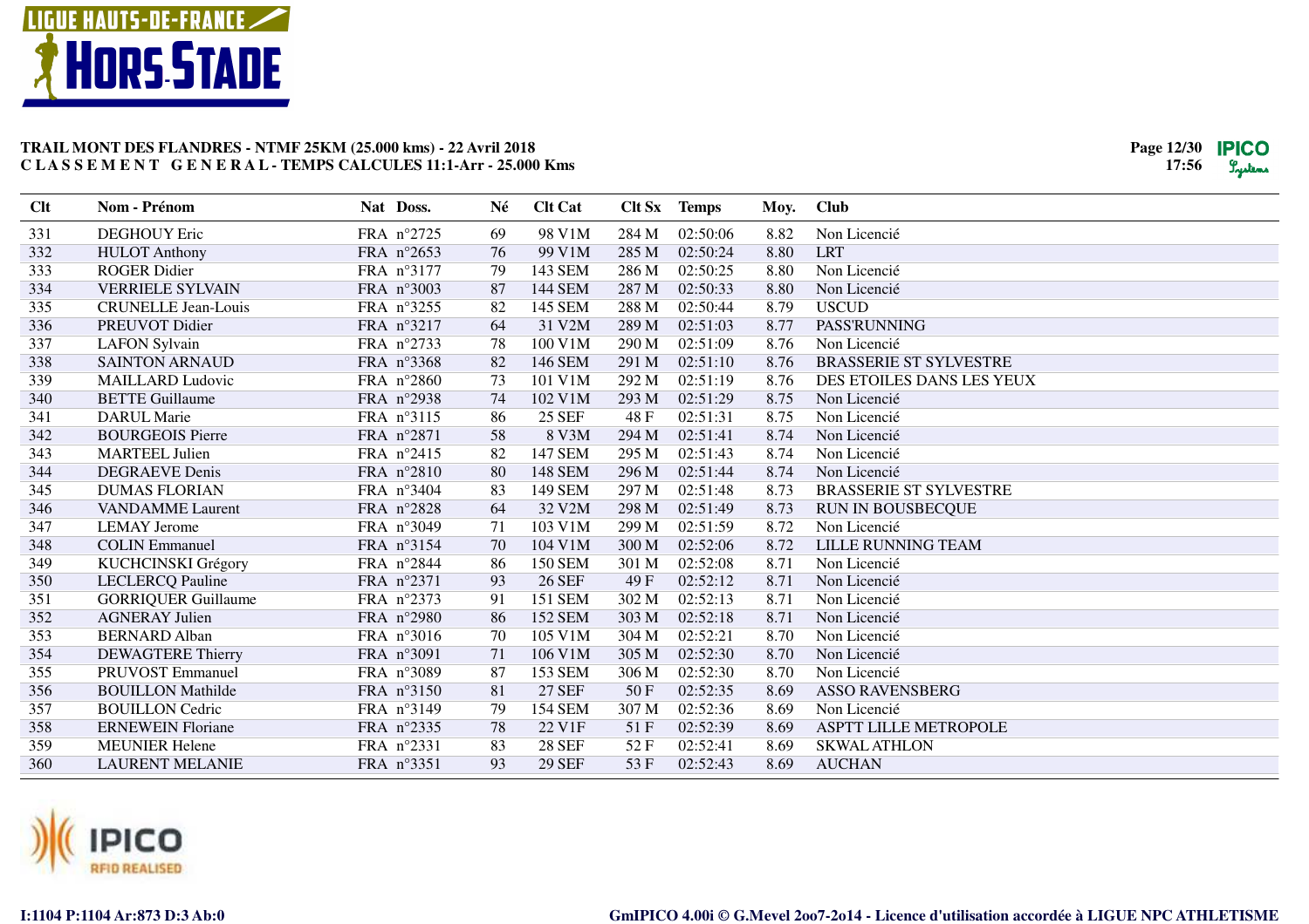**TRAIL MONT DES FLANDRES - NTMF 25KM (25.000 kms) - 22 Avril 2018**
**C L A S S E M E N T   G E N E R A L - TEMPS CALCULES 11:1-Arr - 25.000 Kms**

| Clt | Nom - Prénom | Nat | Doss. | Né | Clt Cat | Clt Sx | Temps | Moy. | Club |
|---|---|---|---|---|---|---|---|---|---|
| 331 | DEGHOUY Eric | FRA | n°2725 | 69 | 98 V1M | 284 M | 02:50:06 | 8.82 | Non Licencié |
| 332 | HULOT Anthony | FRA | n°2653 | 76 | 99 V1M | 285 M | 02:50:24 | 8.80 | LRT |
| 333 | ROGER Didier | FRA | n°3177 | 79 | 143 SEM | 286 M | 02:50:25 | 8.80 | Non Licencié |
| 334 | VERRIELE SYLVAIN | FRA | n°3003 | 87 | 144 SEM | 287 M | 02:50:33 | 8.80 | Non Licencié |
| 335 | CRUNELLE Jean-Louis | FRA | n°3255 | 82 | 145 SEM | 288 M | 02:50:44 | 8.79 | USCUD |
| 336 | PREUVOT Didier | FRA | n°3217 | 64 | 31 V2M | 289 M | 02:51:03 | 8.77 | PASS'RUNNING |
| 337 | LAFON Sylvain | FRA | n°2733 | 78 | 100 V1M | 290 M | 02:51:09 | 8.76 | Non Licencié |
| 338 | SAINTON ARNAUD | FRA | n°3368 | 82 | 146 SEM | 291 M | 02:51:10 | 8.76 | BRASSERIE ST SYLVESTRE |
| 339 | MAILLARD Ludovic | FRA | n°2860 | 73 | 101 V1M | 292 M | 02:51:19 | 8.76 | DES ETOILES DANS LES YEUX |
| 340 | BETTE Guillaume | FRA | n°2938 | 74 | 102 V1M | 293 M | 02:51:29 | 8.75 | Non Licencié |
| 341 | DARUL Marie | FRA | n°3115 | 86 | 25 SEF | 48 F | 02:51:31 | 8.75 | Non Licencié |
| 342 | BOURGEOIS Pierre | FRA | n°2871 | 58 | 8 V3M | 294 M | 02:51:41 | 8.74 | Non Licencié |
| 343 | MARTEEL Julien | FRA | n°2415 | 82 | 147 SEM | 295 M | 02:51:43 | 8.74 | Non Licencié |
| 344 | DEGRAEVE Denis | FRA | n°2810 | 80 | 148 SEM | 296 M | 02:51:44 | 8.74 | Non Licencié |
| 345 | DUMAS FLORIAN | FRA | n°3404 | 83 | 149 SEM | 297 M | 02:51:48 | 8.73 | BRASSERIE ST SYLVESTRE |
| 346 | VANDAMME Laurent | FRA | n°2828 | 64 | 32 V2M | 298 M | 02:51:49 | 8.73 | RUN IN BOUSBECQUE |
| 347 | LEMAY Jerome | FRA | n°3049 | 71 | 103 V1M | 299 M | 02:51:59 | 8.72 | Non Licencié |
| 348 | COLIN Emmanuel | FRA | n°3154 | 70 | 104 V1M | 300 M | 02:52:06 | 8.72 | LILLE RUNNING TEAM |
| 349 | KUCHCINSKI Grégory | FRA | n°2844 | 86 | 150 SEM | 301 M | 02:52:08 | 8.71 | Non Licencié |
| 350 | LECLERCQ Pauline | FRA | n°2371 | 93 | 26 SEF | 49 F | 02:52:12 | 8.71 | Non Licencié |
| 351 | GORRIQUER Guillaume | FRA | n°2373 | 91 | 151 SEM | 302 M | 02:52:13 | 8.71 | Non Licencié |
| 352 | AGNERAY Julien | FRA | n°2980 | 86 | 152 SEM | 303 M | 02:52:18 | 8.71 | Non Licencié |
| 353 | BERNARD Alban | FRA | n°3016 | 70 | 105 V1M | 304 M | 02:52:21 | 8.70 | Non Licencié |
| 354 | DEWAGTERE Thierry | FRA | n°3091 | 71 | 106 V1M | 305 M | 02:52:30 | 8.70 | Non Licencié |
| 355 | PRUVOST Emmanuel | FRA | n°3089 | 87 | 153 SEM | 306 M | 02:52:30 | 8.70 | Non Licencié |
| 356 | BOUILLON Mathilde | FRA | n°3150 | 81 | 27 SEF | 50 F | 02:52:35 | 8.69 | ASSO RAVENSBERG |
| 357 | BOUILLON Cedric | FRA | n°3149 | 79 | 154 SEM | 307 M | 02:52:36 | 8.69 | Non Licencié |
| 358 | ERNEWEIN Floriane | FRA | n°2335 | 78 | 22 V1F | 51 F | 02:52:39 | 8.69 | ASPTT LILLE METROPOLE |
| 359 | MEUNIER Helene | FRA | n°2331 | 83 | 28 SEF | 52 F | 02:52:41 | 8.69 | SKWAL ATHLON |
| 360 | LAURENT MELANIE | FRA | n°3351 | 93 | 29 SEF | 53 F | 02:52:43 | 8.69 | AUCHAN |

I:1104 P:1104 Ar:873 D:3 Ab:0

GmIPICO 4.00i © G.Mevel 2oo7-2o14 - Licence d'utilisation accordée à LIGUE NPC ATHLETISME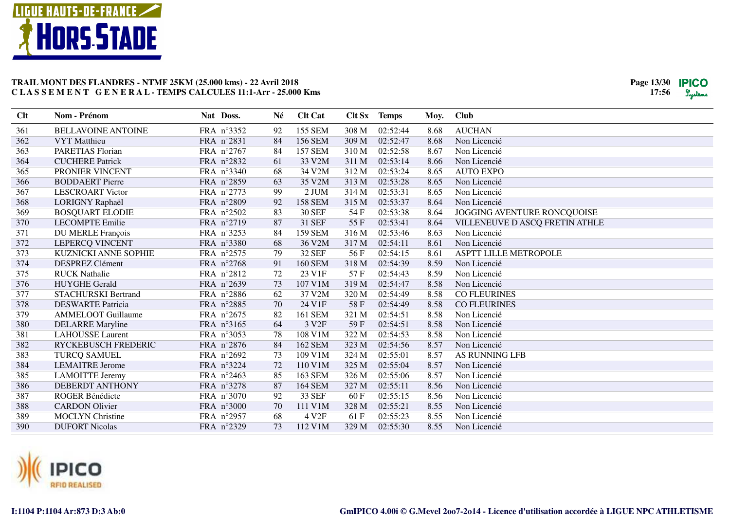**TRAIL MONT DES FLANDRES - NTMF 25KM (25.000 kms) - 22 Avril 2018**
**C L A S S E M E N T G E N E R A L - TEMPS CALCULES 11:1-Arr - 25.000 Kms**

| Clt | Nom - Prénom | Nat | Doss. | Né | Clt Cat | Clt Sx | Temps | Moy. | Club |
|---|---|---|---|---|---|---|---|---|---|
| 361 | BELLAVOINE ANTOINE | FRA | n°3352 | 92 | 155 SEM | 308 M | 02:52:44 | 8.68 | AUCHAN |
| 362 | VYT Matthieu | FRA | n°2831 | 84 | 156 SEM | 309 M | 02:52:47 | 8.68 | Non Licencié |
| 363 | PARETIAS Florian | FRA | n°2767 | 84 | 157 SEM | 310 M | 02:52:58 | 8.67 | Non Licencié |
| 364 | CUCHERE Patrick | FRA | n°2832 | 61 | 33 V2M | 311 M | 02:53:14 | 8.66 | Non Licencié |
| 365 | PRONIER VINCENT | FRA | n°3340 | 68 | 34 V2M | 312 M | 02:53:24 | 8.65 | AUTO EXPO |
| 366 | BODDAERT Pierre | FRA | n°2859 | 63 | 35 V2M | 313 M | 02:53:28 | 8.65 | Non Licencié |
| 367 | LESCROART Victor | FRA | n°2773 | 99 | 2 JUM | 314 M | 02:53:31 | 8.65 | Non Licencié |
| 368 | LORIGNY Raphaël | FRA | n°2809 | 92 | 158 SEM | 315 M | 02:53:37 | 8.64 | Non Licencié |
| 369 | BOSQUART ELODIE | FRA | n°2502 | 83 | 30 SEF | 54 F | 02:53:38 | 8.64 | JOGGING AVENTURE RONCQUOISE |
| 370 | LECOMPTE Emilie | FRA | n°2719 | 87 | 31 SEF | 55 F | 02:53:41 | 8.64 | VILLENEUVE D ASCQ FRETIN ATHLE |
| 371 | DU MERLE François | FRA | n°3253 | 84 | 159 SEM | 316 M | 02:53:46 | 8.63 | Non Licencié |
| 372 | LEPERCQ VINCENT | FRA | n°3380 | 68 | 36 V2M | 317 M | 02:54:11 | 8.61 | Non Licencié |
| 373 | KUZNICKI ANNE SOPHIE | FRA | n°2575 | 79 | 32 SEF | 56 F | 02:54:15 | 8.61 | ASPTT LILLE METROPOLE |
| 374 | DESPREZ Clément | FRA | n°2768 | 91 | 160 SEM | 318 M | 02:54:39 | 8.59 | Non Licencié |
| 375 | RUCK Nathalie | FRA | n°2812 | 72 | 23 V1F | 57 F | 02:54:43 | 8.59 | Non Licencié |
| 376 | HUYGHE Gerald | FRA | n°2639 | 73 | 107 V1M | 319 M | 02:54:47 | 8.58 | Non Licencié |
| 377 | STACHURSKI Bertrand | FRA | n°2886 | 62 | 37 V2M | 320 M | 02:54:49 | 8.58 | CO FLEURINES |
| 378 | DESWARTE Patricia | FRA | n°2885 | 70 | 24 V1F | 58 F | 02:54:49 | 8.58 | CO FLEURINES |
| 379 | AMMELOOT Guillaume | FRA | n°2675 | 82 | 161 SEM | 321 M | 02:54:51 | 8.58 | Non Licencié |
| 380 | DELARRE Maryline | FRA | n°3165 | 64 | 3 V2F | 59 F | 02:54:51 | 8.58 | Non Licencié |
| 381 | LAHOUSSE Laurent | FRA | n°3053 | 78 | 108 V1M | 322 M | 02:54:53 | 8.58 | Non Licencié |
| 382 | RYCKEBUSCH FREDERIC | FRA | n°2876 | 84 | 162 SEM | 323 M | 02:54:56 | 8.57 | Non Licencié |
| 383 | TURCQ SAMUEL | FRA | n°2692 | 73 | 109 V1M | 324 M | 02:55:01 | 8.57 | AS RUNNING LFB |
| 384 | LEMAITRE Jerome | FRA | n°3224 | 72 | 110 V1M | 325 M | 02:55:04 | 8.57 | Non Licencié |
| 385 | LAMOITTE Jeremy | FRA | n°2463 | 85 | 163 SEM | 326 M | 02:55:06 | 8.57 | Non Licencié |
| 386 | DEBERDT ANTHONY | FRA | n°3278 | 87 | 164 SEM | 327 M | 02:55:11 | 8.56 | Non Licencié |
| 387 | ROGER Bénédicte | FRA | n°3070 | 92 | 33 SEF | 60 F | 02:55:15 | 8.56 | Non Licencié |
| 388 | CARDON Olivier | FRA | n°3000 | 70 | 111 V1M | 328 M | 02:55:21 | 8.55 | Non Licencié |
| 389 | MOCLYN Christine | FRA | n°2957 | 68 | 4 V2F | 61 F | 02:55:23 | 8.55 | Non Licencié |
| 390 | DUFORT Nicolas | FRA | n°2329 | 73 | 112 V1M | 329 M | 02:55:30 | 8.55 | Non Licencié |

I:1104 P:1104 Ar:873 D:3 Ab:0

GmIPICO 4.00i © G.Mevel 2oo7-2o14 - Licence d'utilisation accordée à LIGUE NPC ATHLETISME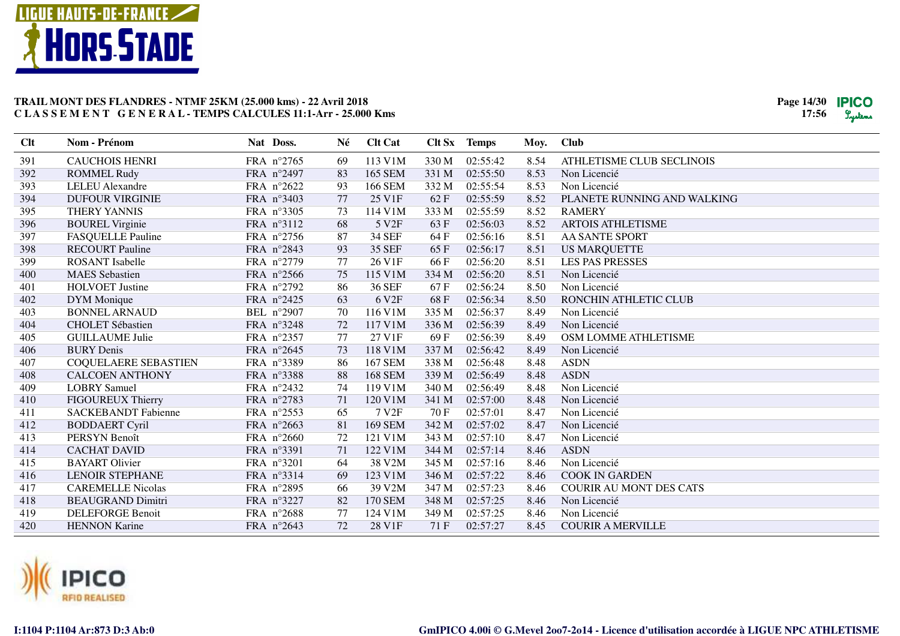**TRAIL MONT DES FLANDRES - NTMF 25KM (25.000 kms) - 22 Avril 2018**
**C L A S S E M E N T   G E N E R A L - TEMPS CALCULES 11:1-Arr - 25.000 Kms**

| Clt | Nom - Prénom | Nat | Doss. | Né | Clt Cat | Clt Sx | Temps | Moy. | Club |
|---|---|---|---|---|---|---|---|---|---|
| 391 | CAUCHOIS HENRI | FRA | n°2765 | 69 | 113 V1M | 330 M | 02:55:42 | 8.54 | ATHLETISME CLUB SECLINOIS |
| 392 | ROMMEL Rudy | FRA | n°2497 | 83 | 165 SEM | 331 M | 02:55:50 | 8.53 | Non Licencié |
| 393 | LELEU Alexandre | FRA | n°2622 | 93 | 166 SEM | 332 M | 02:55:54 | 8.53 | Non Licencié |
| 394 | DUFOUR VIRGINIE | FRA | n°3403 | 77 | 25 V1F | 62 F | 02:55:59 | 8.52 | PLANETE RUNNING AND WALKING |
| 395 | THERY YANNIS | FRA | n°3305 | 73 | 114 V1M | 333 M | 02:55:59 | 8.52 | RAMERY |
| 396 | BOUREL Virginie | FRA | n°3112 | 68 | 5 V2F | 63 F | 02:56:03 | 8.52 | ARTOIS ATHLETISME |
| 397 | FASQUELLE Pauline | FRA | n°2756 | 87 | 34 SEF | 64 F | 02:56:16 | 8.51 | AA SANTE SPORT |
| 398 | RECOURT Pauline | FRA | n°2843 | 93 | 35 SEF | 65 F | 02:56:17 | 8.51 | US MARQUETTE |
| 399 | ROSANT Isabelle | FRA | n°2779 | 77 | 26 V1F | 66 F | 02:56:20 | 8.51 | LES PAS PRESSES |
| 400 | MAES Sebastien | FRA | n°2566 | 75 | 115 V1M | 334 M | 02:56:20 | 8.51 | Non Licencié |
| 401 | HOLVOET Justine | FRA | n°2792 | 86 | 36 SEF | 67 F | 02:56:24 | 8.50 | Non Licencié |
| 402 | DYM Monique | FRA | n°2425 | 63 | 6 V2F | 68 F | 02:56:34 | 8.50 | RONCHIN ATHLETIC CLUB |
| 403 | BONNEL ARNAUD | BEL | n°2907 | 70 | 116 V1M | 335 M | 02:56:37 | 8.49 | Non Licencié |
| 404 | CHOLET Sébastien | FRA | n°3248 | 72 | 117 V1M | 336 M | 02:56:39 | 8.49 | Non Licencié |
| 405 | GUILLAUME Julie | FRA | n°2357 | 77 | 27 V1F | 69 F | 02:56:39 | 8.49 | OSM LOMME ATHLETISME |
| 406 | BURY Denis | FRA | n°2645 | 73 | 118 V1M | 337 M | 02:56:42 | 8.49 | Non Licencié |
| 407 | COQUELAERE SEBASTIEN | FRA | n°3389 | 86 | 167 SEM | 338 M | 02:56:48 | 8.48 | ASDN |
| 408 | CALCOEN ANTHONY | FRA | n°3388 | 88 | 168 SEM | 339 M | 02:56:49 | 8.48 | ASDN |
| 409 | LOBRY Samuel | FRA | n°2432 | 74 | 119 V1M | 340 M | 02:56:49 | 8.48 | Non Licencié |
| 410 | FIGOUREUX Thierry | FRA | n°2783 | 71 | 120 V1M | 341 M | 02:57:00 | 8.48 | Non Licencié |
| 411 | SACKEBANDT Fabienne | FRA | n°2553 | 65 | 7 V2F | 70 F | 02:57:01 | 8.47 | Non Licencié |
| 412 | BODDAERT Cyril | FRA | n°2663 | 81 | 169 SEM | 342 M | 02:57:02 | 8.47 | Non Licencié |
| 413 | PERSYN Benoît | FRA | n°2660 | 72 | 121 V1M | 343 M | 02:57:10 | 8.47 | Non Licencié |
| 414 | CACHAT DAVID | FRA | n°3391 | 71 | 122 V1M | 344 M | 02:57:14 | 8.46 | ASDN |
| 415 | BAYART Olivier | FRA | n°3201 | 64 | 38 V2M | 345 M | 02:57:16 | 8.46 | Non Licencié |
| 416 | LENOIR STEPHANE | FRA | n°3314 | 69 | 123 V1M | 346 M | 02:57:22 | 8.46 | COOK IN GARDEN |
| 417 | CAREMELLE Nicolas | FRA | n°2895 | 66 | 39 V2M | 347 M | 02:57:23 | 8.46 | COURIR AU MONT DES CATS |
| 418 | BEAUGRAND Dimitri | FRA | n°3227 | 82 | 170 SEM | 348 M | 02:57:25 | 8.46 | Non Licencié |
| 419 | DELEFORGE Benoit | FRA | n°2688 | 77 | 124 V1M | 349 M | 02:57:25 | 8.46 | Non Licencié |
| 420 | HENNON Karine | FRA | n°2643 | 72 | 28 V1F | 71 F | 02:57:27 | 8.45 | COURIR A MERVILLE |

I:1104 P:1104 Ar:873 D:3 Ab:0

GmIPICO 4.00i © G.Mevel 2oo7-2o14 - Licence d'utilisation accordée à LIGUE NPC ATHLETISME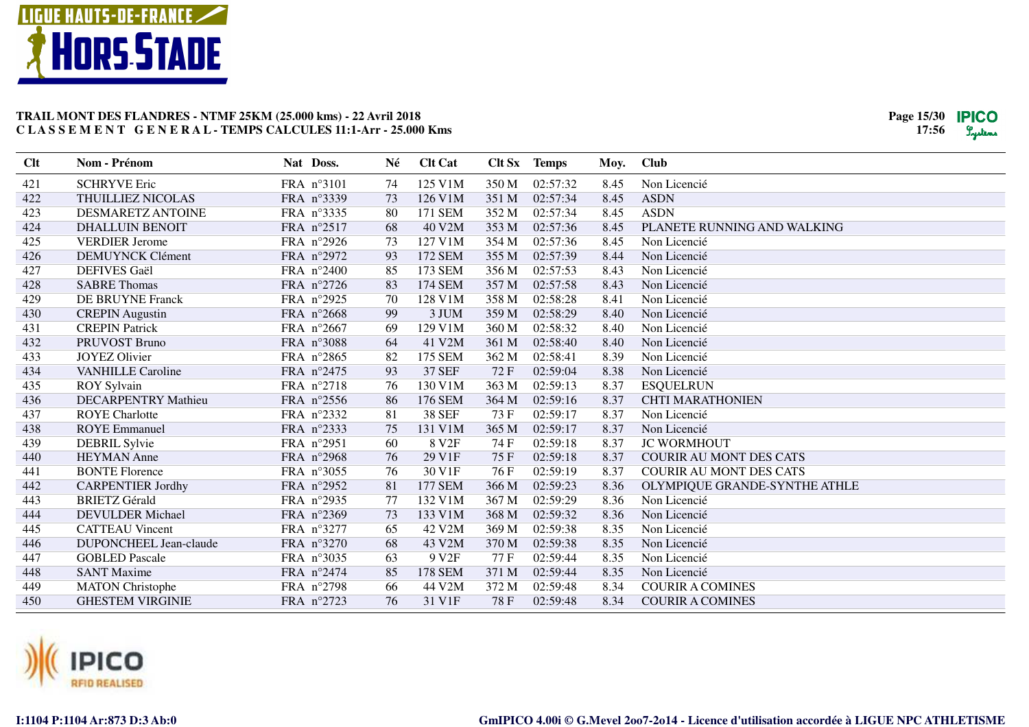**TRAIL MONT DES FLANDRES - NTMF 25KM (25.000 kms) - 22 Avril 2018**
**C L A S S E M E N T   G E N E R A L - TEMPS CALCULES 11:1-Arr - 25.000 Kms**

| Clt | Nom - Prénom | Nat | Doss. | Né | Clt Cat | Clt Sx | Temps | Moy. | Club |
|---|---|---|---|---|---|---|---|---|---|
| 421 | SCHRYVE Eric | FRA | n°3101 | 74 | 125 V1M | 350 M | 02:57:32 | 8.45 | Non Licencié |
| 422 | THUILLIEZ NICOLAS | FRA | n°3339 | 73 | 126 V1M | 351 M | 02:57:34 | 8.45 | ASDN |
| 423 | DESMARETZ ANTOINE | FRA | n°3335 | 80 | 171 SEM | 352 M | 02:57:34 | 8.45 | ASDN |
| 424 | DHALLUIN BENOIT | FRA | n°2517 | 68 | 40 V2M | 353 M | 02:57:36 | 8.45 | PLANETE RUNNING AND WALKING |
| 425 | VERDIER Jerome | FRA | n°2926 | 73 | 127 V1M | 354 M | 02:57:36 | 8.45 | Non Licencié |
| 426 | DEMUYNCK Clément | FRA | n°2972 | 93 | 172 SEM | 355 M | 02:57:39 | 8.44 | Non Licencié |
| 427 | DEFIVES Gaël | FRA | n°2400 | 85 | 173 SEM | 356 M | 02:57:53 | 8.43 | Non Licencié |
| 428 | SABRE Thomas | FRA | n°2726 | 83 | 174 SEM | 357 M | 02:57:58 | 8.43 | Non Licencié |
| 429 | DE BRUYNE Franck | FRA | n°2925 | 70 | 128 V1M | 358 M | 02:58:28 | 8.41 | Non Licencié |
| 430 | CREPIN Augustin | FRA | n°2668 | 99 | 3 JUM | 359 M | 02:58:29 | 8.40 | Non Licencié |
| 431 | CREPIN Patrick | FRA | n°2667 | 69 | 129 V1M | 360 M | 02:58:32 | 8.40 | Non Licencié |
| 432 | PRUVOST Bruno | FRA | n°3088 | 64 | 41 V2M | 361 M | 02:58:40 | 8.40 | Non Licencié |
| 433 | JOYEZ Olivier | FRA | n°2865 | 82 | 175 SEM | 362 M | 02:58:41 | 8.39 | Non Licencié |
| 434 | VANHILLE Caroline | FRA | n°2475 | 93 | 37 SEF | 72 F | 02:59:04 | 8.38 | Non Licencié |
| 435 | ROY Sylvain | FRA | n°2718 | 76 | 130 V1M | 363 M | 02:59:13 | 8.37 | ESQUELRUN |
| 436 | DECARPENTRY Mathieu | FRA | n°2556 | 86 | 176 SEM | 364 M | 02:59:16 | 8.37 | CHTI MARATHONIEN |
| 437 | ROYE Charlotte | FRA | n°2332 | 81 | 38 SEF | 73 F | 02:59:17 | 8.37 | Non Licencié |
| 438 | ROYE Emmanuel | FRA | n°2333 | 75 | 131 V1M | 365 M | 02:59:17 | 8.37 | Non Licencié |
| 439 | DEBRIL Sylvie | FRA | n°2951 | 60 | 8 V2F | 74 F | 02:59:18 | 8.37 | JC WORMHOUT |
| 440 | HEYMAN Anne | FRA | n°2968 | 76 | 29 V1F | 75 F | 02:59:18 | 8.37 | COURIR AU MONT DES CATS |
| 441 | BONTE Florence | FRA | n°3055 | 76 | 30 V1F | 76 F | 02:59:19 | 8.37 | COURIR AU MONT DES CATS |
| 442 | CARPENTIER Jordhy | FRA | n°2952 | 81 | 177 SEM | 366 M | 02:59:23 | 8.36 | OLYMPIQUE GRANDE-SYNTHE ATHLE |
| 443 | BRIETZ Gérald | FRA | n°2935 | 77 | 132 V1M | 367 M | 02:59:29 | 8.36 | Non Licencié |
| 444 | DEVULDER Michael | FRA | n°2369 | 73 | 133 V1M | 368 M | 02:59:32 | 8.36 | Non Licencié |
| 445 | CATTEAU Vincent | FRA | n°3277 | 65 | 42 V2M | 369 M | 02:59:38 | 8.35 | Non Licencié |
| 446 | DUPONCHEEL Jean-claude | FRA | n°3270 | 68 | 43 V2M | 370 M | 02:59:38 | 8.35 | Non Licencié |
| 447 | GOBLED Pascale | FRA | n°3035 | 63 | 9 V2F | 77 F | 02:59:44 | 8.35 | Non Licencié |
| 448 | SANT Maxime | FRA | n°2474 | 85 | 178 SEM | 371 M | 02:59:44 | 8.35 | Non Licencié |
| 449 | MATON Christophe | FRA | n°2798 | 66 | 44 V2M | 372 M | 02:59:48 | 8.34 | COURIR A COMINES |
| 450 | GHESTEM VIRGINIE | FRA | n°2723 | 76 | 31 V1F | 78 F | 02:59:48 | 8.34 | COURIR A COMINES |

I:1104 P:1104 Ar:873 D:3 Ab:0

GmIPICO 4.00i © G.Mevel 2oo7-2o14 - Licence d'utilisation accordée à LIGUE NPC ATHLETISME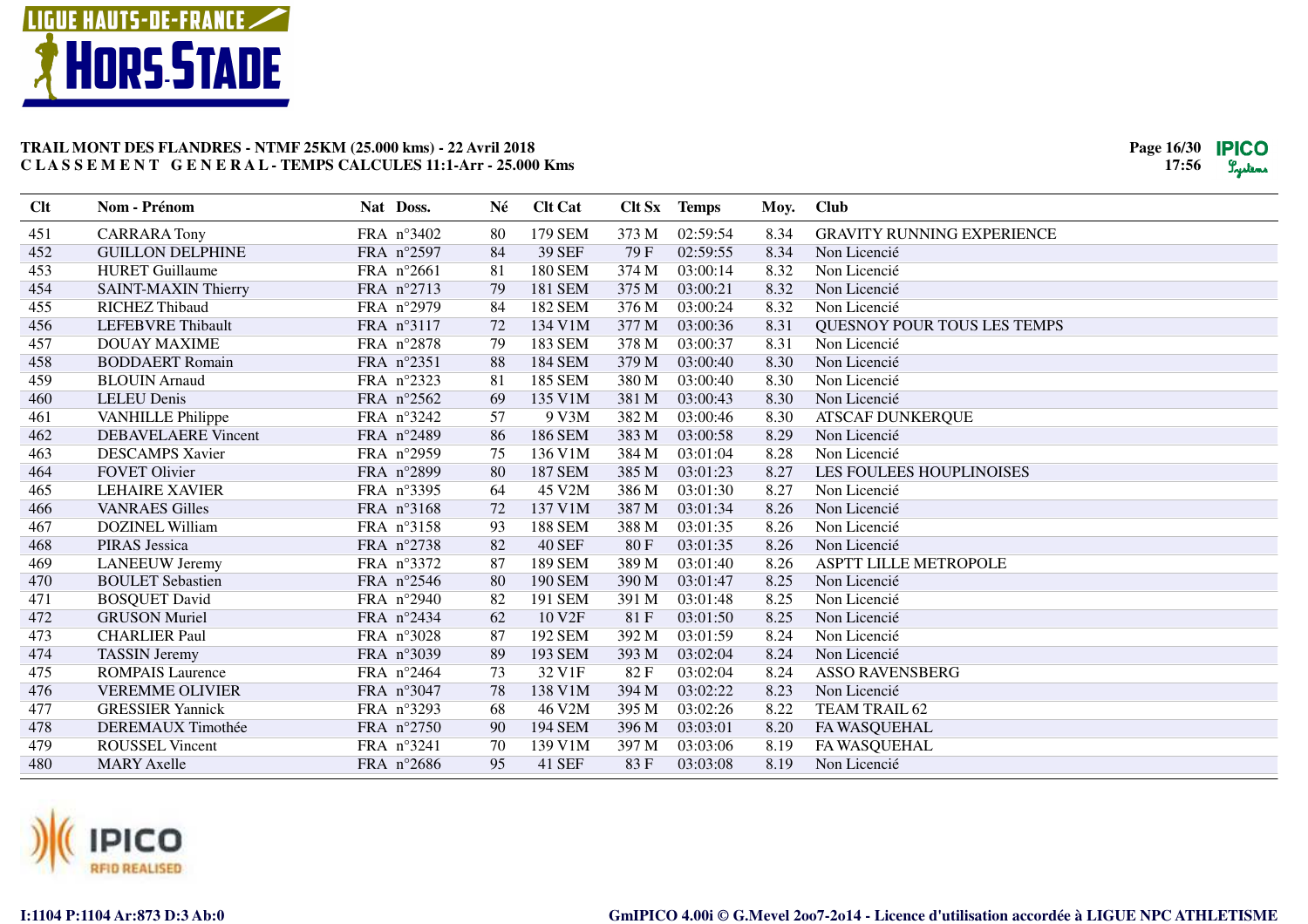**TRAIL MONT DES FLANDRES - NTMF 25KM (25.000 kms) - 22 Avril 2018**
**C L A S S E M E N T   G E N E R A L - TEMPS CALCULES 11:1-Arr - 25.000 Kms**

| Clt | Nom - Prénom | Nat | Doss. | Né | Clt Cat | Clt Sx | Temps | Moy. | Club |
|---|---|---|---|---|---|---|---|---|---|
| 451 | CARRARA Tony | FRA | n°3402 | 80 | 179 SEM | 373 M | 02:59:54 | 8.34 | GRAVITY RUNNING EXPERIENCE |
| 452 | GUILLON DELPHINE | FRA | n°2597 | 84 | 39 SEF | 79 F | 02:59:55 | 8.34 | Non Licencié |
| 453 | HURET Guillaume | FRA | n°2661 | 81 | 180 SEM | 374 M | 03:00:14 | 8.32 | Non Licencié |
| 454 | SAINT-MAXIN Thierry | FRA | n°2713 | 79 | 181 SEM | 375 M | 03:00:21 | 8.32 | Non Licencié |
| 455 | RICHEZ Thibaud | FRA | n°2979 | 84 | 182 SEM | 376 M | 03:00:24 | 8.32 | Non Licencié |
| 456 | LEFEBVRE Thibault | FRA | n°3117 | 72 | 134 V1M | 377 M | 03:00:36 | 8.31 | QUESNOY POUR TOUS LES TEMPS |
| 457 | DOUAY MAXIME | FRA | n°2878 | 79 | 183 SEM | 378 M | 03:00:37 | 8.31 | Non Licencié |
| 458 | BODDAERT Romain | FRA | n°2351 | 88 | 184 SEM | 379 M | 03:00:40 | 8.30 | Non Licencié |
| 459 | BLOUIN Arnaud | FRA | n°2323 | 81 | 185 SEM | 380 M | 03:00:40 | 8.30 | Non Licencié |
| 460 | LELEU Denis | FRA | n°2562 | 69 | 135 V1M | 381 M | 03:00:43 | 8.30 | Non Licencié |
| 461 | VANHILLE Philippe | FRA | n°3242 | 57 | 9 V3M | 382 M | 03:00:46 | 8.30 | ATSCAF DUNKERQUE |
| 462 | DEBAVELAERE Vincent | FRA | n°2489 | 86 | 186 SEM | 383 M | 03:00:58 | 8.29 | Non Licencié |
| 463 | DESCAMPS Xavier | FRA | n°2959 | 75 | 136 V1M | 384 M | 03:01:04 | 8.28 | Non Licencié |
| 464 | FOVET Olivier | FRA | n°2899 | 80 | 187 SEM | 385 M | 03:01:23 | 8.27 | LES FOULEES HOUPLINOISES |
| 465 | LEHAIRE XAVIER | FRA | n°3395 | 64 | 45 V2M | 386 M | 03:01:30 | 8.27 | Non Licencié |
| 466 | VANRAES Gilles | FRA | n°3168 | 72 | 137 V1M | 387 M | 03:01:34 | 8.26 | Non Licencié |
| 467 | DOZINEL William | FRA | n°3158 | 93 | 188 SEM | 388 M | 03:01:35 | 8.26 | Non Licencié |
| 468 | PIRAS Jessica | FRA | n°2738 | 82 | 40 SEF | 80 F | 03:01:35 | 8.26 | Non Licencié |
| 469 | LANEEUW Jeremy | FRA | n°3372 | 87 | 189 SEM | 389 M | 03:01:40 | 8.26 | ASPTT LILLE METROPOLE |
| 470 | BOULET Sebastien | FRA | n°2546 | 80 | 190 SEM | 390 M | 03:01:47 | 8.25 | Non Licencié |
| 471 | BOSQUET David | FRA | n°2940 | 82 | 191 SEM | 391 M | 03:01:48 | 8.25 | Non Licencié |
| 472 | GRUSON Muriel | FRA | n°2434 | 62 | 10 V2F | 81 F | 03:01:50 | 8.25 | Non Licencié |
| 473 | CHARLIER Paul | FRA | n°3028 | 87 | 192 SEM | 392 M | 03:01:59 | 8.24 | Non Licencié |
| 474 | TASSIN Jeremy | FRA | n°3039 | 89 | 193 SEM | 393 M | 03:02:04 | 8.24 | Non Licencié |
| 475 | ROMPAIS Laurence | FRA | n°2464 | 73 | 32 V1F | 82 F | 03:02:04 | 8.24 | ASSO RAVENSBERG |
| 476 | VEREMME OLIVIER | FRA | n°3047 | 78 | 138 V1M | 394 M | 03:02:22 | 8.23 | Non Licencié |
| 477 | GRESSIER Yannick | FRA | n°3293 | 68 | 46 V2M | 395 M | 03:02:26 | 8.22 | TEAM TRAIL 62 |
| 478 | DEREMAUX Timothée | FRA | n°2750 | 90 | 194 SEM | 396 M | 03:03:01 | 8.20 | FA WASQUEHAL |
| 479 | ROUSSEL Vincent | FRA | n°3241 | 70 | 139 V1M | 397 M | 03:03:06 | 8.19 | FA WASQUEHAL |
| 480 | MARY Axelle | FRA | n°2686 | 95 | 41 SEF | 83 F | 03:03:08 | 8.19 | Non Licencié |

I:1104 P:1104 Ar:873 D:3 Ab:0

GmIPICO 4.00i © G.Mevel 2oo7-2o14 - Licence d'utilisation accordée à LIGUE NPC ATHLETISME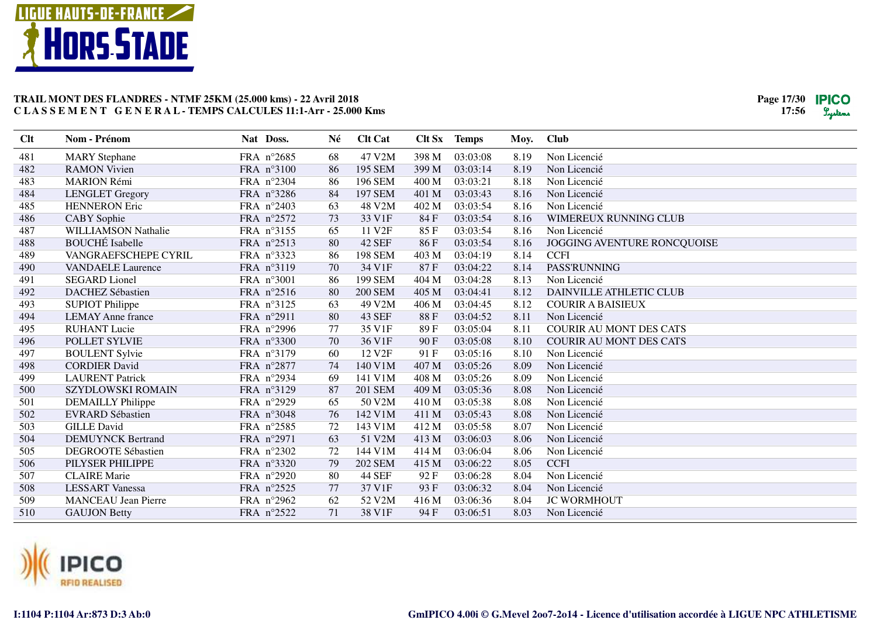# TRAIL MONT DES FLANDRES - NTMF 25KM (25.000 kms) - 22 Avril 2018

## C L A S S E M E N T   G E N E R A L - TEMPS CALCULES 11:1-Arr - 25.000 Kms

| Clt | Nom - Prénom | Nat | Doss. | Né | Clt Cat | Clt Sx | Temps | Moy. | Club |
|---|---|---|---|---|---|---|---|---|---|
| 481 | MARY Stephane | FRA | n°2685 | 68 | 47 V2M | 398 M | 03:03:08 | 8.19 | Non Licencié |
| 482 | RAMON Vivien | FRA | n°3100 | 86 | 195 SEM | 399 M | 03:03:14 | 8.19 | Non Licencié |
| 483 | MARION Rémi | FRA | n°2304 | 86 | 196 SEM | 400 M | 03:03:21 | 8.18 | Non Licencié |
| 484 | LENGLET Gregory | FRA | n°3286 | 84 | 197 SEM | 401 M | 03:03:43 | 8.16 | Non Licencié |
| 485 | HENNERON Eric | FRA | n°2403 | 63 | 48 V2M | 402 M | 03:03:54 | 8.16 | Non Licencié |
| 486 | CABY Sophie | FRA | n°2572 | 73 | 33 V1F | 84 F | 03:03:54 | 8.16 | WIMEREUX RUNNING CLUB |
| 487 | WILLIAMSON Nathalie | FRA | n°3155 | 65 | 11 V2F | 85 F | 03:03:54 | 8.16 | Non Licencié |
| 488 | BOUCHÉ Isabelle | FRA | n°2513 | 80 | 42 SEF | 86 F | 03:03:54 | 8.16 | JOGGING AVENTURE RONCQUOISE |
| 489 | VANGRAEFSCHEPE CYRIL | FRA | n°3323 | 86 | 198 SEM | 403 M | 03:04:19 | 8.14 | CCFI |
| 490 | VANDAELE Laurence | FRA | n°3119 | 70 | 34 V1F | 87 F | 03:04:22 | 8.14 | PASS'RUNNING |
| 491 | SEGARD Lionel | FRA | n°3001 | 86 | 199 SEM | 404 M | 03:04:28 | 8.13 | Non Licencié |
| 492 | DACHEZ Sébastien | FRA | n°2516 | 80 | 200 SEM | 405 M | 03:04:41 | 8.12 | DAINVILLE ATHLETIC CLUB |
| 493 | SUPIOT Philippe | FRA | n°3125 | 63 | 49 V2M | 406 M | 03:04:45 | 8.12 | COURIR A BAISIEUX |
| 494 | LEMAY Anne france | FRA | n°2911 | 80 | 43 SEF | 88 F | 03:04:52 | 8.11 | Non Licencié |
| 495 | RUHANT Lucie | FRA | n°2996 | 77 | 35 V1F | 89 F | 03:05:04 | 8.11 | COURIR AU MONT DES CATS |
| 496 | POLLET SYLVIE | FRA | n°3300 | 70 | 36 V1F | 90 F | 03:05:08 | 8.10 | COURIR AU MONT DES CATS |
| 497 | BOULENT Sylvie | FRA | n°3179 | 60 | 12 V2F | 91 F | 03:05:16 | 8.10 | Non Licencié |
| 498 | CORDIER David | FRA | n°2877 | 74 | 140 V1M | 407 M | 03:05:26 | 8.09 | Non Licencié |
| 499 | LAURENT Patrick | FRA | n°2934 | 69 | 141 V1M | 408 M | 03:05:26 | 8.09 | Non Licencié |
| 500 | SZYDLOWSKI ROMAIN | FRA | n°3129 | 87 | 201 SEM | 409 M | 03:05:36 | 8.08 | Non Licencié |
| 501 | DEMAILLY Philippe | FRA | n°2929 | 65 | 50 V2M | 410 M | 03:05:38 | 8.08 | Non Licencié |
| 502 | EVRARD Sébastien | FRA | n°3048 | 76 | 142 V1M | 411 M | 03:05:43 | 8.08 | Non Licencié |
| 503 | GILLE David | FRA | n°2585 | 72 | 143 V1M | 412 M | 03:05:58 | 8.07 | Non Licencié |
| 504 | DEMUYNCK Bertrand | FRA | n°2971 | 63 | 51 V2M | 413 M | 03:06:03 | 8.06 | Non Licencié |
| 505 | DEGROOTE Sébastien | FRA | n°2302 | 72 | 144 V1M | 414 M | 03:06:04 | 8.06 | Non Licencié |
| 506 | PILYSER PHILIPPE | FRA | n°3320 | 79 | 202 SEM | 415 M | 03:06:22 | 8.05 | CCFI |
| 507 | CLAIRE Marie | FRA | n°2920 | 80 | 44 SEF | 92 F | 03:06:28 | 8.04 | Non Licencié |
| 508 | LESSART Vanessa | FRA | n°2525 | 77 | 37 V1F | 93 F | 03:06:32 | 8.04 | Non Licencié |
| 509 | MANCEAU Jean Pierre | FRA | n°2962 | 62 | 52 V2M | 416 M | 03:06:36 | 8.04 | JC WORMHOUT |
| 510 | GAUJON Betty | FRA | n°2522 | 71 | 38 V1F | 94 F | 03:06:51 | 8.03 | Non Licencié |

I:1104 P:1104 Ar:873 D:3 Ab:0

GmIPICO 4.00i © G.Mevel 2oo7-2o14 - Licence d'utilisation accordée à LIGUE NPC ATHLETISME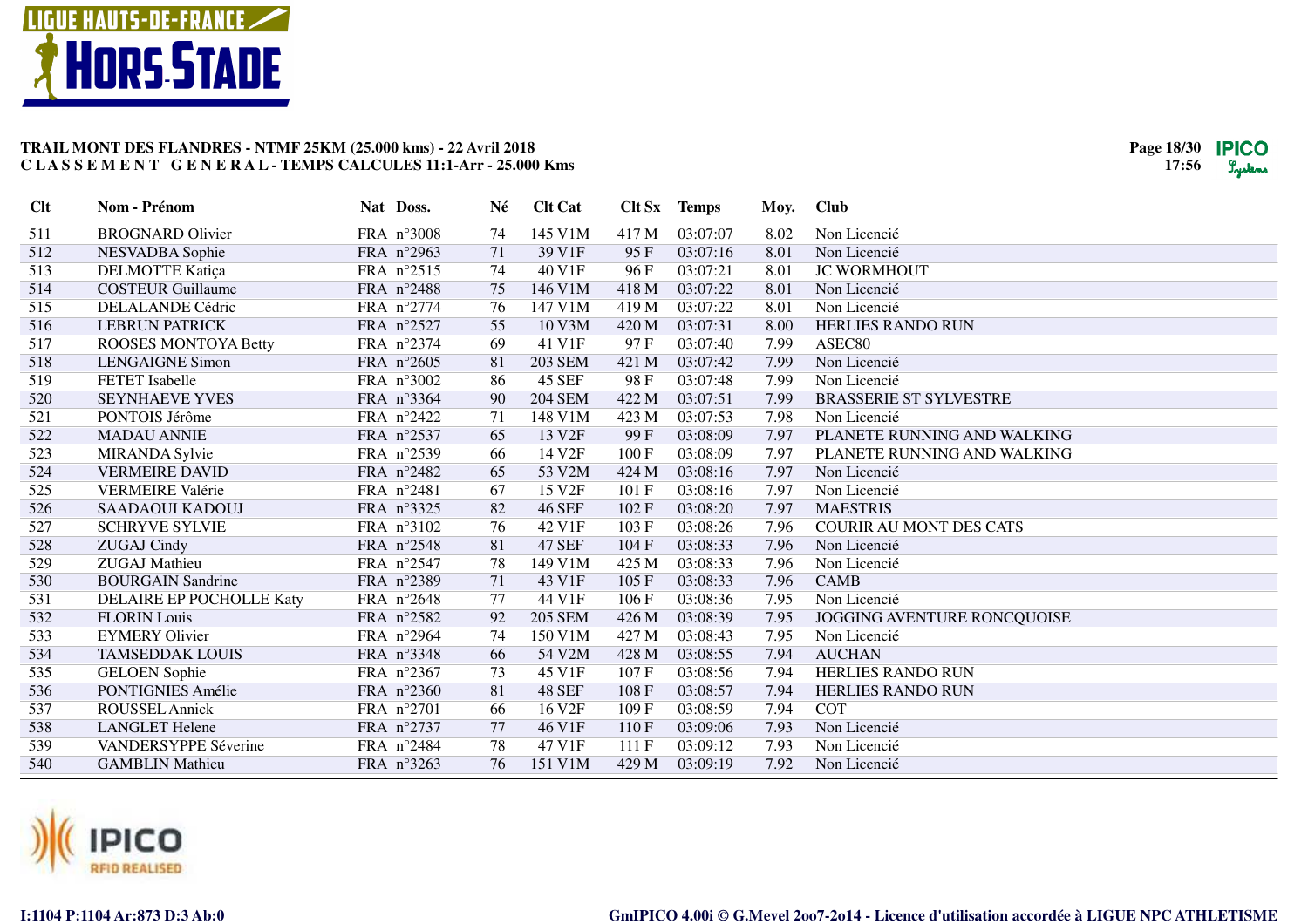## TRAIL MONT DES FLANDRES - NTMF 25KM (25.000 kms) - 22 Avril 2018
## CLASSEMENT GENERAL - TEMPS CALCULES 11:1-Arr - 25.000 Kms

| Clt | Nom - Prénom | Nat | Doss. | Né | Clt Cat | Clt Sx | Temps | Moy. | Club |
|---|---|---|---|---|---|---|---|---|---|
| 511 | BROGNARD Olivier | FRA | n°3008 | 74 | 145 V1M | 417 M | 03:07:07 | 8.02 | Non Licencié |
| 512 | NESVADBA Sophie | FRA | n°2963 | 71 | 39 V1F | 95 F | 03:07:16 | 8.01 | Non Licencié |
| 513 | DELMOTTE Katiça | FRA | n°2515 | 74 | 40 V1F | 96 F | 03:07:21 | 8.01 | JC WORMHOUT |
| 514 | COSTEUR Guillaume | FRA | n°2488 | 75 | 146 V1M | 418 M | 03:07:22 | 8.01 | Non Licencié |
| 515 | DELALANDE Cédric | FRA | n°2774 | 76 | 147 V1M | 419 M | 03:07:22 | 8.01 | Non Licencié |
| 516 | LEBRUN PATRICK | FRA | n°2527 | 55 | 10 V3M | 420 M | 03:07:31 | 8.00 | HERLIES RANDO RUN |
| 517 | ROOSES MONTOYA Betty | FRA | n°2374 | 69 | 41 V1F | 97 F | 03:07:40 | 7.99 | ASEC80 |
| 518 | LENGAIGNE Simon | FRA | n°2605 | 81 | 203 SEM | 421 M | 03:07:42 | 7.99 | Non Licencié |
| 519 | FETET Isabelle | FRA | n°3002 | 86 | 45 SEF | 98 F | 03:07:48 | 7.99 | Non Licencié |
| 520 | SEYNHAEVE YVES | FRA | n°3364 | 90 | 204 SEM | 422 M | 03:07:51 | 7.99 | BRASSERIE ST SYLVESTRE |
| 521 | PONTOIS Jérôme | FRA | n°2422 | 71 | 148 V1M | 423 M | 03:07:53 | 7.98 | Non Licencié |
| 522 | MADAU ANNIE | FRA | n°2537 | 65 | 13 V2F | 99 F | 03:08:09 | 7.97 | PLANETE RUNNING AND WALKING |
| 523 | MIRANDA Sylvie | FRA | n°2539 | 66 | 14 V2F | 100 F | 03:08:09 | 7.97 | PLANETE RUNNING AND WALKING |
| 524 | VERMEIRE DAVID | FRA | n°2482 | 65 | 53 V2M | 424 M | 03:08:16 | 7.97 | Non Licencié |
| 525 | VERMEIRE Valérie | FRA | n°2481 | 67 | 15 V2F | 101 F | 03:08:16 | 7.97 | Non Licencié |
| 526 | SAADAOUI KADOUJ | FRA | n°3325 | 82 | 46 SEF | 102 F | 03:08:20 | 7.97 | MAESTRIS |
| 527 | SCHRYVE SYLVIE | FRA | n°3102 | 76 | 42 V1F | 103 F | 03:08:26 | 7.96 | COURIR AU MONT DES CATS |
| 528 | ZUGAJ Cindy | FRA | n°2548 | 81 | 47 SEF | 104 F | 03:08:33 | 7.96 | Non Licencié |
| 529 | ZUGAJ Mathieu | FRA | n°2547 | 78 | 149 V1M | 425 M | 03:08:33 | 7.96 | Non Licencié |
| 530 | BOURGAIN Sandrine | FRA | n°2389 | 71 | 43 V1F | 105 F | 03:08:33 | 7.96 | CAMB |
| 531 | DELAIRE EP POCHOLLE Katy | FRA | n°2648 | 77 | 44 V1F | 106 F | 03:08:36 | 7.95 | Non Licencié |
| 532 | FLORIN Louis | FRA | n°2582 | 92 | 205 SEM | 426 M | 03:08:39 | 7.95 | JOGGING AVENTURE RONCQUOISE |
| 533 | EYMERY Olivier | FRA | n°2964 | 74 | 150 V1M | 427 M | 03:08:43 | 7.95 | Non Licencié |
| 534 | TAMSEDDAK LOUIS | FRA | n°3348 | 66 | 54 V2M | 428 M | 03:08:55 | 7.94 | AUCHAN |
| 535 | GELOEN Sophie | FRA | n°2367 | 73 | 45 V1F | 107 F | 03:08:56 | 7.94 | HERLIES RANDO RUN |
| 536 | PONTIGNIES Amélie | FRA | n°2360 | 81 | 48 SEF | 108 F | 03:08:57 | 7.94 | HERLIES RANDO RUN |
| 537 | ROUSSEL Annick | FRA | n°2701 | 66 | 16 V2F | 109 F | 03:08:59 | 7.94 | COT |
| 538 | LANGLET Helene | FRA | n°2737 | 77 | 46 V1F | 110 F | 03:09:06 | 7.93 | Non Licencié |
| 539 | VANDERSYPPE Séverine | FRA | n°2484 | 78 | 47 V1F | 111 F | 03:09:12 | 7.93 | Non Licencié |
| 540 | GAMBLIN Mathieu | FRA | n°3263 | 76 | 151 V1M | 429 M | 03:09:19 | 7.92 | Non Licencié |

I:1104 P:1104 Ar:873 D:3 Ab:0

GmIPICO 4.00i © G.Mevel 2oo7-2o14 - Licence d'utilisation accordée à LIGUE NPC ATHLETISME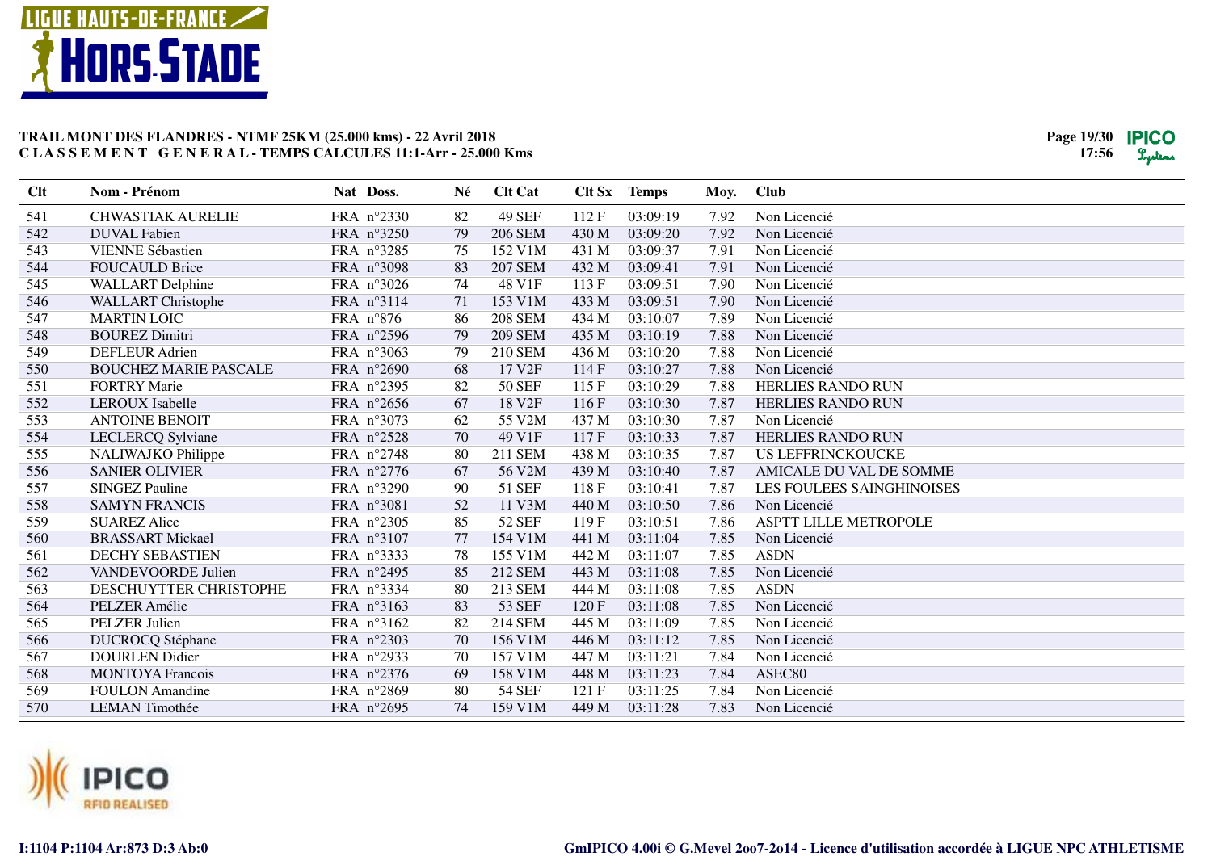**TRAIL MONT DES FLANDRES - NTMF 25KM (25.000 kms) - 22 Avril 2018**
**C L A S S E M E N T G E N E R A L - TEMPS CALCULES 11:1-Arr - 25.000 Kms**

| Clt | Nom - Prénom | Nat | Doss. | Né | Clt Cat | Clt Sx | Temps | Moy. | Club |
|---|---|---|---|---|---|---|---|---|---|
| 541 | CHWASTIAK AURELIE | FRA | n°2330 | 82 | 49 SEF | 112 F | 03:09:19 | 7.92 | Non Licencié |
| 542 | DUVAL Fabien | FRA | n°3250 | 79 | 206 SEM | 430 M | 03:09:20 | 7.92 | Non Licencié |
| 543 | VIENNE Sébastien | FRA | n°3285 | 75 | 152 V1M | 431 M | 03:09:37 | 7.91 | Non Licencié |
| 544 | FOUCAULD Brice | FRA | n°3098 | 83 | 207 SEM | 432 M | 03:09:41 | 7.91 | Non Licencié |
| 545 | WALLART Delphine | FRA | n°3026 | 74 | 48 V1F | 113 F | 03:09:51 | 7.90 | Non Licencié |
| 546 | WALLART Christophe | FRA | n°3114 | 71 | 153 V1M | 433 M | 03:09:51 | 7.90 | Non Licencié |
| 547 | MARTIN LOIC | FRA | n°876 | 86 | 208 SEM | 434 M | 03:10:07 | 7.89 | Non Licencié |
| 548 | BOUREZ Dimitri | FRA | n°2596 | 79 | 209 SEM | 435 M | 03:10:19 | 7.88 | Non Licencié |
| 549 | DEFLEUR Adrien | FRA | n°3063 | 79 | 210 SEM | 436 M | 03:10:20 | 7.88 | Non Licencié |
| 550 | BOUCHEZ MARIE PASCALE | FRA | n°2690 | 68 | 17 V2F | 114 F | 03:10:27 | 7.88 | Non Licencié |
| 551 | FORTRY Marie | FRA | n°2395 | 82 | 50 SEF | 115 F | 03:10:29 | 7.88 | HERLIES RANDO RUN |
| 552 | LEROUX Isabelle | FRA | n°2656 | 67 | 18 V2F | 116 F | 03:10:30 | 7.87 | HERLIES RANDO RUN |
| 553 | ANTOINE BENOIT | FRA | n°3073 | 62 | 55 V2M | 437 M | 03:10:30 | 7.87 | Non Licencié |
| 554 | LECLERCQ Sylviane | FRA | n°2528 | 70 | 49 V1F | 117 F | 03:10:33 | 7.87 | HERLIES RANDO RUN |
| 555 | NALIWAJKO Philippe | FRA | n°2748 | 80 | 211 SEM | 438 M | 03:10:35 | 7.87 | US LEFFRINCKOUCKE |
| 556 | SANIER OLIVIER | FRA | n°2776 | 67 | 56 V2M | 439 M | 03:10:40 | 7.87 | AMICALE DU VAL DE SOMME |
| 557 | SINGEZ Pauline | FRA | n°3290 | 90 | 51 SEF | 118 F | 03:10:41 | 7.87 | LES FOULEES SAINGHINOISES |
| 558 | SAMYN FRANCIS | FRA | n°3081 | 52 | 11 V3M | 440 M | 03:10:50 | 7.86 | Non Licencié |
| 559 | SUAREZ Alice | FRA | n°2305 | 85 | 52 SEF | 119 F | 03:10:51 | 7.86 | ASPTT LILLE METROPOLE |
| 560 | BRASSART Mickael | FRA | n°3107 | 77 | 154 V1M | 441 M | 03:11:04 | 7.85 | Non Licencié |
| 561 | DECHY SEBASTIEN | FRA | n°3333 | 78 | 155 V1M | 442 M | 03:11:07 | 7.85 | ASDN |
| 562 | VANDEVOORDE Julien | FRA | n°2495 | 85 | 212 SEM | 443 M | 03:11:08 | 7.85 | Non Licencié |
| 563 | DESCHUYTTER CHRISTOPHE | FRA | n°3334 | 80 | 213 SEM | 444 M | 03:11:08 | 7.85 | ASDN |
| 564 | PELZER Amélie | FRA | n°3163 | 83 | 53 SEF | 120 F | 03:11:08 | 7.85 | Non Licencié |
| 565 | PELZER Julien | FRA | n°3162 | 82 | 214 SEM | 445 M | 03:11:09 | 7.85 | Non Licencié |
| 566 | DUCROCQ Stéphane | FRA | n°2303 | 70 | 156 V1M | 446 M | 03:11:12 | 7.85 | Non Licencié |
| 567 | DOURLEN Didier | FRA | n°2933 | 70 | 157 V1M | 447 M | 03:11:21 | 7.84 | Non Licencié |
| 568 | MONTOYA Francois | FRA | n°2376 | 69 | 158 V1M | 448 M | 03:11:23 | 7.84 | ASEC80 |
| 569 | FOULON Amandine | FRA | n°2869 | 80 | 54 SEF | 121 F | 03:11:25 | 7.84 | Non Licencié |
| 570 | LEMAN Timothée | FRA | n°2695 | 74 | 159 V1M | 449 M | 03:11:28 | 7.83 | Non Licencié |

I:1104 P:1104 Ar:873 D:3 Ab:0

GmIPICO 4.00i © G.Mevel 2oo7-2o14 - Licence d'utilisation accordée à LIGUE NPC ATHLETISME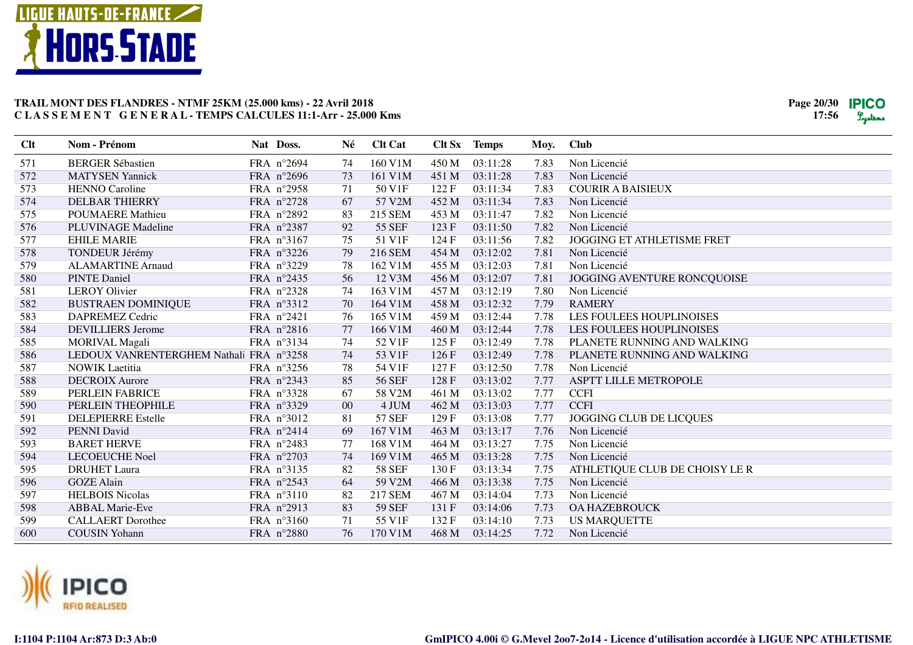## TRAIL MONT DES FLANDRES - NTMF 25KM (25.000 kms) - 22 Avril 2018
### C L A S S E M E N T   G E N E R A L - TEMPS CALCULES 11:1-Arr - 25.000 Kms

| Clt | Nom - Prénom | Nat | Doss. | Né | Clt Cat | Clt Sx | Temps | Moy. | Club |
|---|---|---|---|---|---|---|---|---|---|
| 571 | BERGER Sébastien | FRA | n°2694 | 74 | 160 V1M | 450 M | 03:11:28 | 7.83 | Non Licencié |
| 572 | MATYSEN Yannick | FRA | n°2696 | 73 | 161 V1M | 451 M | 03:11:28 | 7.83 | Non Licencié |
| 573 | HENNO Caroline | FRA | n°2958 | 71 | 50 V1F | 122 F | 03:11:34 | 7.83 | COURIR A BAISIEUX |
| 574 | DELBAR THIERRY | FRA | n°2728 | 67 | 57 V2M | 452 M | 03:11:34 | 7.83 | Non Licencié |
| 575 | POUMAERE Mathieu | FRA | n°2892 | 83 | 215 SEM | 453 M | 03:11:47 | 7.82 | Non Licencié |
| 576 | PLUVINAGE Madeline | FRA | n°2387 | 92 | 55 SEF | 123 F | 03:11:50 | 7.82 | Non Licencié |
| 577 | EHILE MARIE | FRA | n°3167 | 75 | 51 V1F | 124 F | 03:11:56 | 7.82 | JOGGING ET ATHLETISME FRET |
| 578 | TONDEUR Jérémy | FRA | n°3226 | 79 | 216 SEM | 454 M | 03:12:02 | 7.81 | Non Licencié |
| 579 | ALAMARTINE Arnaud | FRA | n°3229 | 78 | 162 V1M | 455 M | 03:12:03 | 7.81 | Non Licencié |
| 580 | PINTE Daniel | FRA | n°2435 | 56 | 12 V3M | 456 M | 03:12:07 | 7.81 | JOGGING AVENTURE RONCQUOISE |
| 581 | LEROY Olivier | FRA | n°2328 | 74 | 163 V1M | 457 M | 03:12:19 | 7.80 | Non Licencié |
| 582 | BUSTRAEN DOMINIQUE | FRA | n°3312 | 70 | 164 V1M | 458 M | 03:12:32 | 7.79 | RAMERY |
| 583 | DAPREMEZ Cedric | FRA | n°2421 | 76 | 165 V1M | 459 M | 03:12:44 | 7.78 | LES FOULEES HOUPLINOISES |
| 584 | DEVILLIERS Jerome | FRA | n°2816 | 77 | 166 V1M | 460 M | 03:12:44 | 7.78 | LES FOULEES HOUPLINOISES |
| 585 | MORIVAL Magali | FRA | n°3134 | 74 | 52 V1F | 125 F | 03:12:49 | 7.78 | PLANETE RUNNING AND WALKING |
| 586 | LEDOUX VANRENTERGHEM Nathali | FRA | n°3258 | 74 | 53 V1F | 126 F | 03:12:49 | 7.78 | PLANETE RUNNING AND WALKING |
| 587 | NOWIK Laetitia | FRA | n°3256 | 78 | 54 V1F | 127 F | 03:12:50 | 7.78 | Non Licencié |
| 588 | DECROIX Aurore | FRA | n°2343 | 85 | 56 SEF | 128 F | 03:13:02 | 7.77 | ASPTT LILLE METROPOLE |
| 589 | PERLEIN FABRICE | FRA | n°3328 | 67 | 58 V2M | 461 M | 03:13:02 | 7.77 | CCFI |
| 590 | PERLEIN THEOPHILE | FRA | n°3329 | 00 | 4 JUM | 462 M | 03:13:03 | 7.77 | CCFI |
| 591 | DELEPIERRE Estelle | FRA | n°3012 | 81 | 57 SEF | 129 F | 03:13:08 | 7.77 | JOGGING CLUB DE LICQUES |
| 592 | PENNI David | FRA | n°2414 | 69 | 167 V1M | 463 M | 03:13:17 | 7.76 | Non Licencié |
| 593 | BARET HERVE | FRA | n°2483 | 77 | 168 V1M | 464 M | 03:13:27 | 7.75 | Non Licencié |
| 594 | LECOEUCHE Noel | FRA | n°2703 | 74 | 169 V1M | 465 M | 03:13:28 | 7.75 | Non Licencié |
| 595 | DRUHET Laura | FRA | n°3135 | 82 | 58 SEF | 130 F | 03:13:34 | 7.75 | ATHLETIQUE CLUB DE CHOISY LE R |
| 596 | GOZE Alain | FRA | n°2543 | 64 | 59 V2M | 466 M | 03:13:38 | 7.75 | Non Licencié |
| 597 | HELBOIS Nicolas | FRA | n°3110 | 82 | 217 SEM | 467 M | 03:14:04 | 7.73 | Non Licencié |
| 598 | ABBAL Marie-Eve | FRA | n°2913 | 83 | 59 SEF | 131 F | 03:14:06 | 7.73 | OA HAZEBROUCK |
| 599 | CALLAERT Dorothee | FRA | n°3160 | 71 | 55 V1F | 132 F | 03:14:10 | 7.73 | US MARQUETTE |
| 600 | COUSIN Yohann | FRA | n°2880 | 76 | 170 V1M | 468 M | 03:14:25 | 7.72 | Non Licencié |

I:1104 P:1104 Ar:873 D:3 Ab:0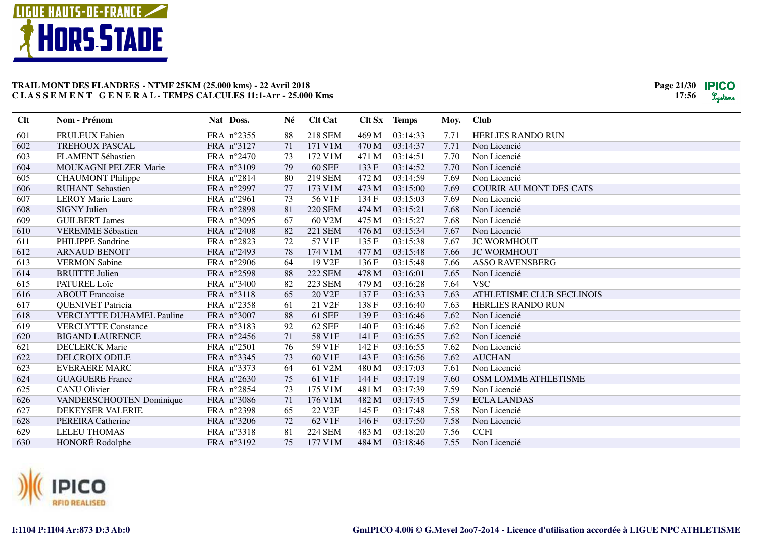**TRAIL MONT DES FLANDRES - NTMF 25KM (25.000 kms) - 22 Avril 2018**
**C L A S S E M E N T G E N E R A L - TEMPS CALCULES 11:1-Arr - 25.000 Kms**

| Clt | Nom - Prénom | Nat | Doss. | Né | Clt Cat | Clt Sx | Temps | Moy. | Club |
|---|---|---|---|---|---|---|---|---|---|
| 601 | FRULEUX Fabien | FRA | n°2355 | 88 | 218 SEM | 469 M | 03:14:33 | 7.71 | HERLIES RANDO RUN |
| 602 | TREHOUX PASCAL | FRA | n°3127 | 71 | 171 V1M | 470 M | 03:14:37 | 7.71 | Non Licencié |
| 603 | FLAMENT Sébastien | FRA | n°2470 | 73 | 172 V1M | 471 M | 03:14:51 | 7.70 | Non Licencié |
| 604 | MOUKAGNI PELZER Marie | FRA | n°3109 | 79 | 60 SEF | 133 F | 03:14:52 | 7.70 | Non Licencié |
| 605 | CHAUMONT Philippe | FRA | n°2814 | 80 | 219 SEM | 472 M | 03:14:59 | 7.69 | Non Licencié |
| 606 | RUHANT Sebastien | FRA | n°2997 | 77 | 173 V1M | 473 M | 03:15:00 | 7.69 | COURIR AU MONT DES CATS |
| 607 | LEROY Marie Laure | FRA | n°2961 | 73 | 56 V1F | 134 F | 03:15:03 | 7.69 | Non Licencié |
| 608 | SIGNY Julien | FRA | n°2898 | 81 | 220 SEM | 474 M | 03:15:21 | 7.68 | Non Licencié |
| 609 | GUILBERT James | FRA | n°3095 | 67 | 60 V2M | 475 M | 03:15:27 | 7.68 | Non Licencié |
| 610 | VEREMME Sébastien | FRA | n°2408 | 82 | 221 SEM | 476 M | 03:15:34 | 7.67 | Non Licencié |
| 611 | PHILIPPE Sandrine | FRA | n°2823 | 72 | 57 V1F | 135 F | 03:15:38 | 7.67 | JC WORMHOUT |
| 612 | ARNAUD BENOIT | FRA | n°2493 | 78 | 174 V1M | 477 M | 03:15:48 | 7.66 | JC WORMHOUT |
| 613 | VERMON Sabine | FRA | n°2906 | 64 | 19 V2F | 136 F | 03:15:48 | 7.66 | ASSO RAVENSBERG |
| 614 | BRUITTE Julien | FRA | n°2598 | 88 | 222 SEM | 478 M | 03:16:01 | 7.65 | Non Licencié |
| 615 | PATUREL Loïc | FRA | n°3400 | 82 | 223 SEM | 479 M | 03:16:28 | 7.64 | VSC |
| 616 | ABOUT Francoise | FRA | n°3118 | 65 | 20 V2F | 137 F | 03:16:33 | 7.63 | ATHLETISME CLUB SECLINOIS |
| 617 | QUENIVET Patricia | FRA | n°2358 | 61 | 21 V2F | 138 F | 03:16:40 | 7.63 | HERLIES RANDO RUN |
| 618 | VERCLYTTE DUHAMEL Pauline | FRA | n°3007 | 88 | 61 SEF | 139 F | 03:16:46 | 7.62 | Non Licencié |
| 619 | VERCLYTTE Constance | FRA | n°3183 | 92 | 62 SEF | 140 F | 03:16:46 | 7.62 | Non Licencié |
| 620 | BIGAND LAURENCE | FRA | n°2456 | 71 | 58 V1F | 141 F | 03:16:55 | 7.62 | Non Licencié |
| 621 | DECLERCK Marie | FRA | n°2501 | 76 | 59 V1F | 142 F | 03:16:55 | 7.62 | Non Licencié |
| 622 | DELCROIX ODILE | FRA | n°3345 | 73 | 60 V1F | 143 F | 03:16:56 | 7.62 | AUCHAN |
| 623 | EVERAERE MARC | FRA | n°3373 | 64 | 61 V2M | 480 M | 03:17:03 | 7.61 | Non Licencié |
| 624 | GUAGUERE France | FRA | n°2630 | 75 | 61 V1F | 144 F | 03:17:19 | 7.60 | OSM LOMME ATHLETISME |
| 625 | CANU Olivier | FRA | n°2854 | 73 | 175 V1M | 481 M | 03:17:39 | 7.59 | Non Licencié |
| 626 | VANDERSCHOOTEN Dominique | FRA | n°3086 | 71 | 176 V1M | 482 M | 03:17:45 | 7.59 | ECLA LANDAS |
| 627 | DEKEYSER VALERIE | FRA | n°2398 | 65 | 22 V2F | 145 F | 03:17:48 | 7.58 | Non Licencié |
| 628 | PEREIRA Catherine | FRA | n°3206 | 72 | 62 V1F | 146 F | 03:17:50 | 7.58 | Non Licencié |
| 629 | LELEU THOMAS | FRA | n°3318 | 81 | 224 SEM | 483 M | 03:18:20 | 7.56 | CCFI |
| 630 | HONORÉ Rodolphe | FRA | n°3192 | 75 | 177 V1M | 484 M | 03:18:46 | 7.55 | Non Licencié |

I:1104 P:1104 Ar:873 D:3 Ab:0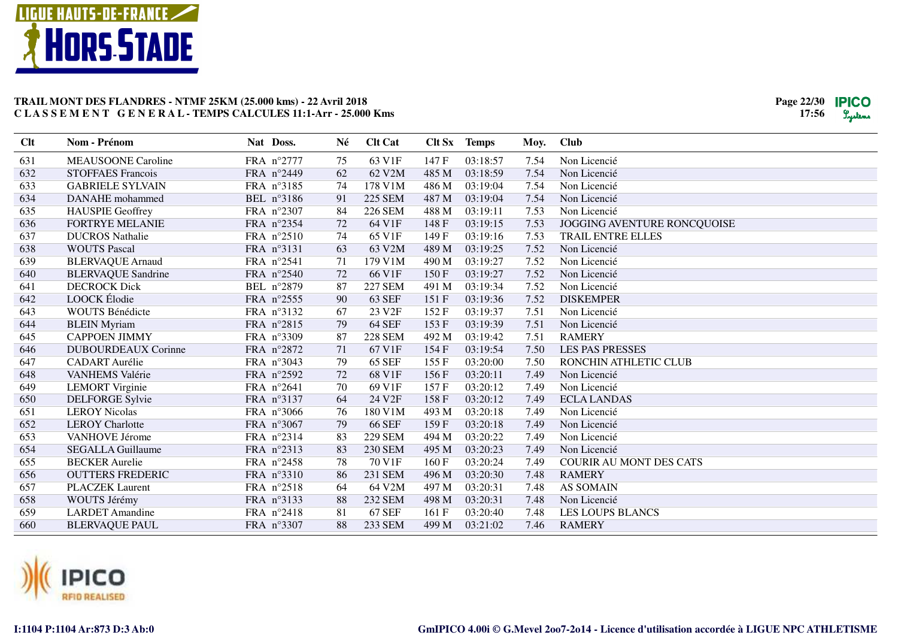**TRAIL MONT DES FLANDRES - NTMF 25KM (25.000 kms) - 22 Avril 2018**
**C L A S S E M E N T G E N E R A L - TEMPS CALCULES 11:1-Arr - 25.000 Kms**

| Clt | Nom - Prénom | Nat | Doss. | Né | Clt Cat | Clt Sx | Temps | Moy. | Club |
|---|---|---|---|---|---|---|---|---|---|
| 631 | MEAUSOONE Caroline | FRA | n°2777 | 75 | 63 V1F | 147 F | 03:18:57 | 7.54 | Non Licencié |
| 632 | STOFFAES Francois | FRA | n°2449 | 62 | 62 V2M | 485 M | 03:18:59 | 7.54 | Non Licencié |
| 633 | GABRIELE SYLVAIN | FRA | n°3185 | 74 | 178 V1M | 486 M | 03:19:04 | 7.54 | Non Licencié |
| 634 | DANAHE mohammed | BEL | n°3186 | 91 | 225 SEM | 487 M | 03:19:04 | 7.54 | Non Licencié |
| 635 | HAUSPIE Geoffrey | FRA | n°2307 | 84 | 226 SEM | 488 M | 03:19:11 | 7.53 | Non Licencié |
| 636 | FORTRYE MELANIE | FRA | n°2354 | 72 | 64 V1F | 148 F | 03:19:15 | 7.53 | JOGGING AVENTURE RONCQUOISE |
| 637 | DUCROS Nathalie | FRA | n°2510 | 74 | 65 V1F | 149 F | 03:19:16 | 7.53 | TRAIL ENTRE ELLES |
| 638 | WOUTS Pascal | FRA | n°3131 | 63 | 63 V2M | 489 M | 03:19:25 | 7.52 | Non Licencié |
| 639 | BLERVAQUE Arnaud | FRA | n°2541 | 71 | 179 V1M | 490 M | 03:19:27 | 7.52 | Non Licencié |
| 640 | BLERVAQUE Sandrine | FRA | n°2540 | 72 | 66 V1F | 150 F | 03:19:27 | 7.52 | Non Licencié |
| 641 | DECROCK Dick | BEL | n°2879 | 87 | 227 SEM | 491 M | 03:19:34 | 7.52 | Non Licencié |
| 642 | LOOCK Élodie | FRA | n°2555 | 90 | 63 SEF | 151 F | 03:19:36 | 7.52 | DISKEMPER |
| 643 | WOUTS Bénédicte | FRA | n°3132 | 67 | 23 V2F | 152 F | 03:19:37 | 7.51 | Non Licencié |
| 644 | BLEIN Myriam | FRA | n°2815 | 79 | 64 SEF | 153 F | 03:19:39 | 7.51 | Non Licencié |
| 645 | CAPPOEN JIMMY | FRA | n°3309 | 87 | 228 SEM | 492 M | 03:19:42 | 7.51 | RAMERY |
| 646 | DUBOURDEAUX Corinne | FRA | n°2872 | 71 | 67 V1F | 154 F | 03:19:54 | 7.50 | LES PAS PRESSES |
| 647 | CADART Aurélie | FRA | n°3043 | 79 | 65 SEF | 155 F | 03:20:00 | 7.50 | RONCHIN ATHLETIC CLUB |
| 648 | VANHEMS Valérie | FRA | n°2592 | 72 | 68 V1F | 156 F | 03:20:11 | 7.49 | Non Licencié |
| 649 | LEMORT Virginie | FRA | n°2641 | 70 | 69 V1F | 157 F | 03:20:12 | 7.49 | Non Licencié |
| 650 | DELFORGE Sylvie | FRA | n°3137 | 64 | 24 V2F | 158 F | 03:20:12 | 7.49 | ECLA LANDAS |
| 651 | LEROY Nicolas | FRA | n°3066 | 76 | 180 V1M | 493 M | 03:20:18 | 7.49 | Non Licencié |
| 652 | LEROY Charlotte | FRA | n°3067 | 79 | 66 SEF | 159 F | 03:20:18 | 7.49 | Non Licencié |
| 653 | VANHOVE Jérome | FRA | n°2314 | 83 | 229 SEM | 494 M | 03:20:22 | 7.49 | Non Licencié |
| 654 | SEGALLA Guillaume | FRA | n°2313 | 83 | 230 SEM | 495 M | 03:20:23 | 7.49 | Non Licencié |
| 655 | BECKER Aurelie | FRA | n°2458 | 78 | 70 V1F | 160 F | 03:20:24 | 7.49 | COURIR AU MONT DES CATS |
| 656 | OUTTERS FREDERIC | FRA | n°3310 | 86 | 231 SEM | 496 M | 03:20:30 | 7.48 | RAMERY |
| 657 | PLACZEK Laurent | FRA | n°2518 | 64 | 64 V2M | 497 M | 03:20:31 | 7.48 | AS SOMAIN |
| 658 | WOUTS Jérémy | FRA | n°3133 | 88 | 232 SEM | 498 M | 03:20:31 | 7.48 | Non Licencié |
| 659 | LARDET Amandine | FRA | n°2418 | 81 | 67 SEF | 161 F | 03:20:40 | 7.48 | LES LOUPS BLANCS |
| 660 | BLERVAQUE PAUL | FRA | n°3307 | 88 | 233 SEM | 499 M | 03:21:02 | 7.46 | RAMERY |

I:1104 P:1104 Ar:873 D:3 Ab:0

GmIPICO 4.00i © G.Mevel 2oo7-2o14 - Licence d'utilisation accordée à LIGUE NPC ATHLETISME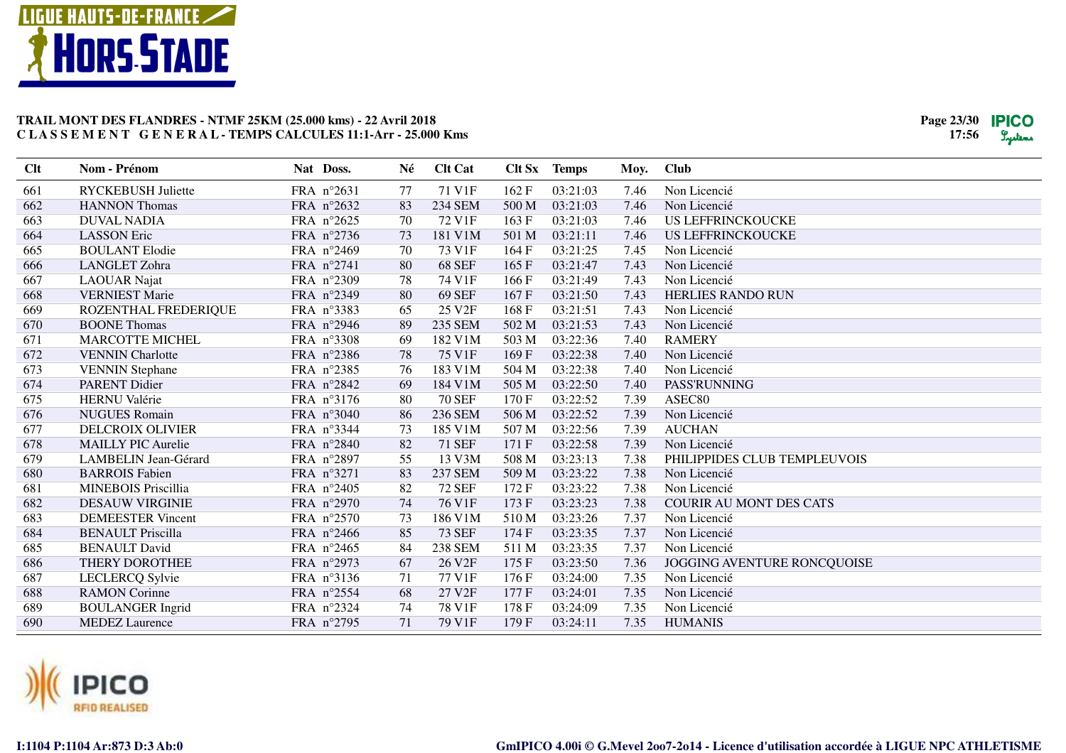**TRAIL MONT DES FLANDRES - NTMF 25KM (25.000 kms) - 22 Avril 2018**
**C L A S S E M E N T   G E N E R A L - TEMPS CALCULES 11:1-Arr - 25.000 Kms**

| Clt | Nom - Prénom | Nat | Doss. | Né | Clt Cat | Clt Sx | Temps | Moy. | Club |
|---|---|---|---|---|---|---|---|---|---|
| 661 | RYCKEBUSH Juliette | FRA | n°2631 | 77 | 71 V1F | 162 F | 03:21:03 | 7.46 | Non Licencié |
| 662 | HANNON Thomas | FRA | n°2632 | 83 | 234 SEM | 500 M | 03:21:03 | 7.46 | Non Licencié |
| 663 | DUVAL NADIA | FRA | n°2625 | 70 | 72 V1F | 163 F | 03:21:03 | 7.46 | US LEFFRINCKOUCKE |
| 664 | LASSON Eric | FRA | n°2736 | 73 | 181 V1M | 501 M | 03:21:11 | 7.46 | US LEFFRINCKOUCKE |
| 665 | BOULANT Elodie | FRA | n°2469 | 70 | 73 V1F | 164 F | 03:21:25 | 7.45 | Non Licencié |
| 666 | LANGLET Zohra | FRA | n°2741 | 80 | 68 SEF | 165 F | 03:21:47 | 7.43 | Non Licencié |
| 667 | LAOUAR Najat | FRA | n°2309 | 78 | 74 V1F | 166 F | 03:21:49 | 7.43 | Non Licencié |
| 668 | VERNIEST Marie | FRA | n°2349 | 80 | 69 SEF | 167 F | 03:21:50 | 7.43 | HERLIES RANDO RUN |
| 669 | ROZENTHAL FREDERIQUE | FRA | n°3383 | 65 | 25 V2F | 168 F | 03:21:51 | 7.43 | Non Licencié |
| 670 | BOONE Thomas | FRA | n°2946 | 89 | 235 SEM | 502 M | 03:21:53 | 7.43 | Non Licencié |
| 671 | MARCOTTE MICHEL | FRA | n°3308 | 69 | 182 V1M | 503 M | 03:22:36 | 7.40 | RAMERY |
| 672 | VENNIN Charlotte | FRA | n°2386 | 78 | 75 V1F | 169 F | 03:22:38 | 7.40 | Non Licencié |
| 673 | VENNIN Stephane | FRA | n°2385 | 76 | 183 V1M | 504 M | 03:22:38 | 7.40 | Non Licencié |
| 674 | PARENT Didier | FRA | n°2842 | 69 | 184 V1M | 505 M | 03:22:50 | 7.40 | PASS'RUNNING |
| 675 | HERNU Valérie | FRA | n°3176 | 80 | 70 SEF | 170 F | 03:22:52 | 7.39 | ASEC80 |
| 676 | NUGUES Romain | FRA | n°3040 | 86 | 236 SEM | 506 M | 03:22:52 | 7.39 | Non Licencié |
| 677 | DELCROIX OLIVIER | FRA | n°3344 | 73 | 185 V1M | 507 M | 03:22:56 | 7.39 | AUCHAN |
| 678 | MAILLY PIC Aurelie | FRA | n°2840 | 82 | 71 SEF | 171 F | 03:22:58 | 7.39 | Non Licencié |
| 679 | LAMBELIN Jean-Gérard | FRA | n°2897 | 55 | 13 V3M | 508 M | 03:23:13 | 7.38 | PHILIPPIDES CLUB TEMPLEUVOIS |
| 680 | BARROIS Fabien | FRA | n°3271 | 83 | 237 SEM | 509 M | 03:23:22 | 7.38 | Non Licencié |
| 681 | MINEBOIS Priscillia | FRA | n°2405 | 82 | 72 SEF | 172 F | 03:23:22 | 7.38 | Non Licencié |
| 682 | DESAUW VIRGINIE | FRA | n°2970 | 74 | 76 V1F | 173 F | 03:23:23 | 7.38 | COURIR AU MONT DES CATS |
| 683 | DEMEESTER Vincent | FRA | n°2570 | 73 | 186 V1M | 510 M | 03:23:26 | 7.37 | Non Licencié |
| 684 | BENAULT Priscilla | FRA | n°2466 | 85 | 73 SEF | 174 F | 03:23:35 | 7.37 | Non Licencié |
| 685 | BENAULT David | FRA | n°2465 | 84 | 238 SEM | 511 M | 03:23:35 | 7.37 | Non Licencié |
| 686 | THERY DOROTHEE | FRA | n°2973 | 67 | 26 V2F | 175 F | 03:23:50 | 7.36 | JOGGING AVENTURE RONCQUOISE |
| 687 | LECLERCQ Sylvie | FRA | n°3136 | 71 | 77 V1F | 176 F | 03:24:00 | 7.35 | Non Licencié |
| 688 | RAMON Corinne | FRA | n°2554 | 68 | 27 V2F | 177 F | 03:24:01 | 7.35 | Non Licencié |
| 689 | BOULANGER Ingrid | FRA | n°2324 | 74 | 78 V1F | 178 F | 03:24:09 | 7.35 | Non Licencié |
| 690 | MEDEZ Laurence | FRA | n°2795 | 71 | 79 V1F | 179 F | 03:24:11 | 7.35 | HUMANIS |

I:1104 P:1104 Ar:873 D:3 Ab:0

GmIPICO 4.00i © G.Mevel 2oo7-2o14 - Licence d'utilisation accordée à LIGUE NPC ATHLETISME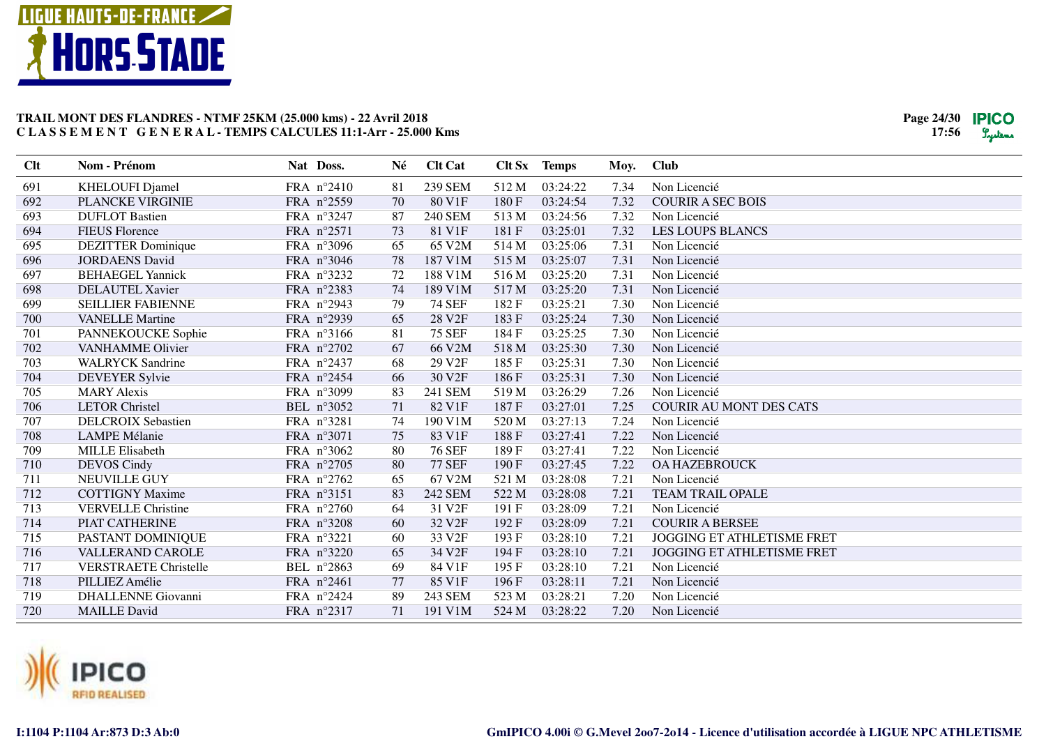**TRAIL MONT DES FLANDRES - NTMF 25KM (25.000 kms) - 22 Avril 2018**
**C L A S S E M E N T G E N E R A L - TEMPS CALCULES 11:1-Arr - 25.000 Kms**

| Clt | Nom - Prénom | Nat | Doss. | Né | Clt Cat | Clt Sx | Temps | Moy. | Club |
|---|---|---|---|---|---|---|---|---|---|
| 691 | KHELOUFI Djamel | FRA | n°2410 | 81 | 239 SEM | 512 M | 03:24:22 | 7.34 | Non Licencié |
| 692 | PLANCKE VIRGINIE | FRA | n°2559 | 70 | 80 V1F | 180 F | 03:24:54 | 7.32 | COURIR A SEC BOIS |
| 693 | DUFLOT Bastien | FRA | n°3247 | 87 | 240 SEM | 513 M | 03:24:56 | 7.32 | Non Licencié |
| 694 | FIEUS Florence | FRA | n°2571 | 73 | 81 V1F | 181 F | 03:25:01 | 7.32 | LES LOUPS BLANCS |
| 695 | DEZITTER Dominique | FRA | n°3096 | 65 | 65 V2M | 514 M | 03:25:06 | 7.31 | Non Licencié |
| 696 | JORDAENS David | FRA | n°3046 | 78 | 187 V1M | 515 M | 03:25:07 | 7.31 | Non Licencié |
| 697 | BEHAEGEL Yannick | FRA | n°3232 | 72 | 188 V1M | 516 M | 03:25:20 | 7.31 | Non Licencié |
| 698 | DELAUTEL Xavier | FRA | n°2383 | 74 | 189 V1M | 517 M | 03:25:20 | 7.31 | Non Licencié |
| 699 | SEILLIER FABIENNE | FRA | n°2943 | 79 | 74 SEF | 182 F | 03:25:21 | 7.30 | Non Licencié |
| 700 | VANELLE Martine | FRA | n°2939 | 65 | 28 V2F | 183 F | 03:25:24 | 7.30 | Non Licencié |
| 701 | PANNEKOUCKE Sophie | FRA | n°3166 | 81 | 75 SEF | 184 F | 03:25:25 | 7.30 | Non Licencié |
| 702 | VANHAMME Olivier | FRA | n°2702 | 67 | 66 V2M | 518 M | 03:25:30 | 7.30 | Non Licencié |
| 703 | WALRYCK Sandrine | FRA | n°2437 | 68 | 29 V2F | 185 F | 03:25:31 | 7.30 | Non Licencié |
| 704 | DEVEYER Sylvie | FRA | n°2454 | 66 | 30 V2F | 186 F | 03:25:31 | 7.30 | Non Licencié |
| 705 | MARY Alexis | FRA | n°3099 | 83 | 241 SEM | 519 M | 03:26:29 | 7.26 | Non Licencié |
| 706 | LETOR Christel | BEL | n°3052 | 71 | 82 V1F | 187 F | 03:27:01 | 7.25 | COURIR AU MONT DES CATS |
| 707 | DELCROIX Sebastien | FRA | n°3281 | 74 | 190 V1M | 520 M | 03:27:13 | 7.24 | Non Licencié |
| 708 | LAMPE Mélanie | FRA | n°3071 | 75 | 83 V1F | 188 F | 03:27:41 | 7.22 | Non Licencié |
| 709 | MILLE Elisabeth | FRA | n°3062 | 80 | 76 SEF | 189 F | 03:27:41 | 7.22 | Non Licencié |
| 710 | DEVOS Cindy | FRA | n°2705 | 80 | 77 SEF | 190 F | 03:27:45 | 7.22 | OA HAZEBROUCK |
| 711 | NEUVILLE GUY | FRA | n°2762 | 65 | 67 V2M | 521 M | 03:28:08 | 7.21 | Non Licencié |
| 712 | COTTIGNY Maxime | FRA | n°3151 | 83 | 242 SEM | 522 M | 03:28:08 | 7.21 | TEAM TRAIL OPALE |
| 713 | VERVELLE Christine | FRA | n°2760 | 64 | 31 V2F | 191 F | 03:28:09 | 7.21 | Non Licencié |
| 714 | PIAT CATHERINE | FRA | n°3208 | 60 | 32 V2F | 192 F | 03:28:09 | 7.21 | COURIR A BERSEE |
| 715 | PASTANT DOMINIQUE | FRA | n°3221 | 60 | 33 V2F | 193 F | 03:28:10 | 7.21 | JOGGING ET ATHLETISME FRET |
| 716 | VALLERAND CAROLE | FRA | n°3220 | 65 | 34 V2F | 194 F | 03:28:10 | 7.21 | JOGGING ET ATHLETISME FRET |
| 717 | VERSTRAETE Christelle | BEL | n°2863 | 69 | 84 V1F | 195 F | 03:28:10 | 7.21 | Non Licencié |
| 718 | PILLIEZ Amélie | FRA | n°2461 | 77 | 85 V1F | 196 F | 03:28:11 | 7.21 | Non Licencié |
| 719 | DHALLENNE Giovanni | FRA | n°2424 | 89 | 243 SEM | 523 M | 03:28:21 | 7.20 | Non Licencié |
| 720 | MAILLE David | FRA | n°2317 | 71 | 191 V1M | 524 M | 03:28:22 | 7.20 | Non Licencié |

I:1104 P:1104 Ar:873 D:3 Ab:0

GmIPICO 4.00i © G.Mevel 2oo7-2o14 - Licence d'utilisation accordée à LIGUE NPC ATHLETISME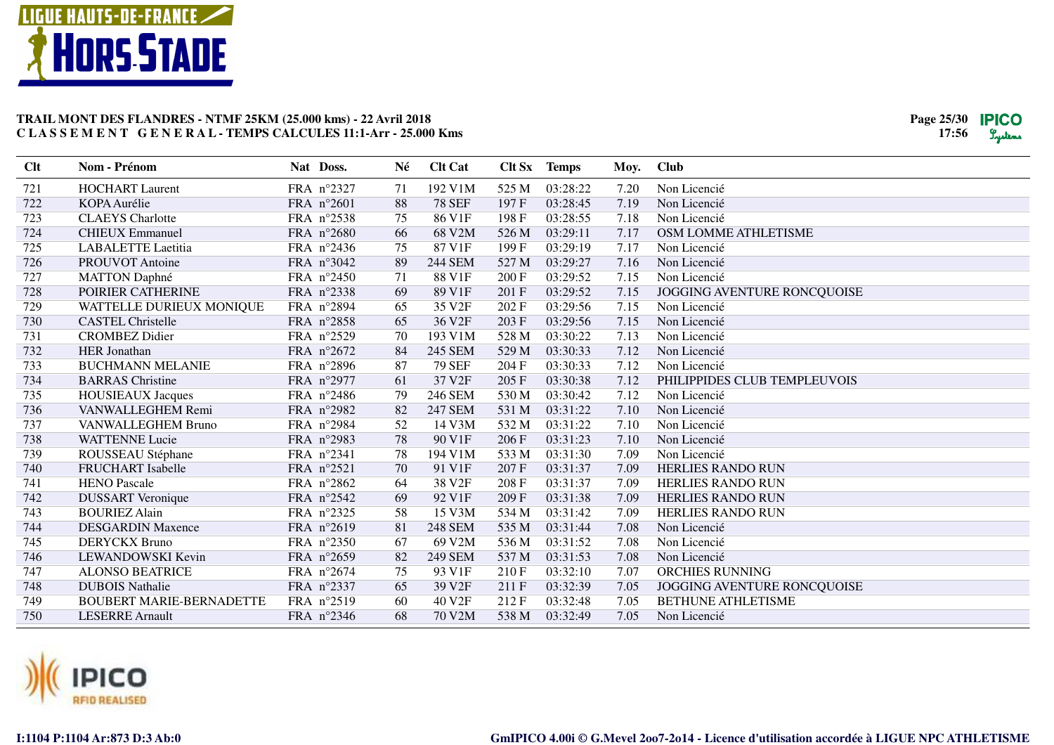# TRAIL MONT DES FLANDRES - NTMF 25KM (25.000 kms) - 22 Avril 2018

**C L A S S E M E N T   G E N E R A L - TEMPS CALCULES 11:1-Arr - 25.000 Kms**

| Clt | Nom - Prénom | Nat | Doss. | Né | Clt Cat | Clt Sx | Temps | Moy. | Club |
|---|---|---|---|---|---|---|---|---|---|
| 721 | HOCHART Laurent | FRA | n°2327 | 71 | 192 V1M | 525 M | 03:28:22 | 7.20 | Non Licencié |
| 722 | KOPA Aurélie | FRA | n°2601 | 88 | 78 SEF | 197 F | 03:28:45 | 7.19 | Non Licencié |
| 723 | CLAEYS Charlotte | FRA | n°2538 | 75 | 86 V1F | 198 F | 03:28:55 | 7.18 | Non Licencié |
| 724 | CHIEUX Emmanuel | FRA | n°2680 | 66 | 68 V2M | 526 M | 03:29:11 | 7.17 | OSM LOMME ATHLETISME |
| 725 | LABALETTE Laetitia | FRA | n°2436 | 75 | 87 V1F | 199 F | 03:29:19 | 7.17 | Non Licencié |
| 726 | PROUVOT Antoine | FRA | n°3042 | 89 | 244 SEM | 527 M | 03:29:27 | 7.16 | Non Licencié |
| 727 | MATTON Daphné | FRA | n°2450 | 71 | 88 V1F | 200 F | 03:29:52 | 7.15 | Non Licencié |
| 728 | POIRIER CATHERINE | FRA | n°2338 | 69 | 89 V1F | 201 F | 03:29:52 | 7.15 | JOGGING AVENTURE RONCQUOISE |
| 729 | WATTELLE DURIEUX MONIQUE | FRA | n°2894 | 65 | 35 V2F | 202 F | 03:29:56 | 7.15 | Non Licencié |
| 730 | CASTEL Christelle | FRA | n°2858 | 65 | 36 V2F | 203 F | 03:29:56 | 7.15 | Non Licencié |
| 731 | CROMBEZ Didier | FRA | n°2529 | 70 | 193 V1M | 528 M | 03:30:22 | 7.13 | Non Licencié |
| 732 | HER Jonathan | FRA | n°2672 | 84 | 245 SEM | 529 M | 03:30:33 | 7.12 | Non Licencié |
| 733 | BUCHMANN MELANIE | FRA | n°2896 | 87 | 79 SEF | 204 F | 03:30:33 | 7.12 | Non Licencié |
| 734 | BARRAS Christine | FRA | n°2977 | 61 | 37 V2F | 205 F | 03:30:38 | 7.12 | PHILIPPIDES CLUB TEMPLEUVOIS |
| 735 | HOUSIEAUX Jacques | FRA | n°2486 | 79 | 246 SEM | 530 M | 03:30:42 | 7.12 | Non Licencié |
| 736 | VANWALLEGHEM Remi | FRA | n°2982 | 82 | 247 SEM | 531 M | 03:31:22 | 7.10 | Non Licencié |
| 737 | VANWALLEGHEM Bruno | FRA | n°2984 | 52 | 14 V3M | 532 M | 03:31:22 | 7.10 | Non Licencié |
| 738 | WATTENNE Lucie | FRA | n°2983 | 78 | 90 V1F | 206 F | 03:31:23 | 7.10 | Non Licencié |
| 739 | ROUSSEAU Stéphane | FRA | n°2341 | 78 | 194 V1M | 533 M | 03:31:30 | 7.09 | Non Licencié |
| 740 | FRUCHART Isabelle | FRA | n°2521 | 70 | 91 V1F | 207 F | 03:31:37 | 7.09 | HERLIES RANDO RUN |
| 741 | HENO Pascale | FRA | n°2862 | 64 | 38 V2F | 208 F | 03:31:37 | 7.09 | HERLIES RANDO RUN |
| 742 | DUSSART Veronique | FRA | n°2542 | 69 | 92 V1F | 209 F | 03:31:38 | 7.09 | HERLIES RANDO RUN |
| 743 | BOURIEZ Alain | FRA | n°2325 | 58 | 15 V3M | 534 M | 03:31:42 | 7.09 | HERLIES RANDO RUN |
| 744 | DESGARDIN Maxence | FRA | n°2619 | 81 | 248 SEM | 535 M | 03:31:44 | 7.08 | Non Licencié |
| 745 | DERYCKX Bruno | FRA | n°2350 | 67 | 69 V2M | 536 M | 03:31:52 | 7.08 | Non Licencié |
| 746 | LEWANDOWSKI Kevin | FRA | n°2659 | 82 | 249 SEM | 537 M | 03:31:53 | 7.08 | Non Licencié |
| 747 | ALONSO BEATRICE | FRA | n°2674 | 75 | 93 V1F | 210 F | 03:32:10 | 7.07 | ORCHIES RUNNING |
| 748 | DUBOIS Nathalie | FRA | n°2337 | 65 | 39 V2F | 211 F | 03:32:39 | 7.05 | JOGGING AVENTURE RONCQUOISE |
| 749 | BOUBERT MARIE-BERNADETTE | FRA | n°2519 | 60 | 40 V2F | 212 F | 03:32:48 | 7.05 | BETHUNE ATHLETISME |
| 750 | LESERRE Arnault | FRA | n°2346 | 68 | 70 V2M | 538 M | 03:32:49 | 7.05 | Non Licencié |

I:1104 P:1104 Ar:873 D:3 Ab:0

GmIPICO 4.00i © G.Mevel 2oo7-2o14 - Licence d'utilisation accordée à LIGUE NPC ATHLETISME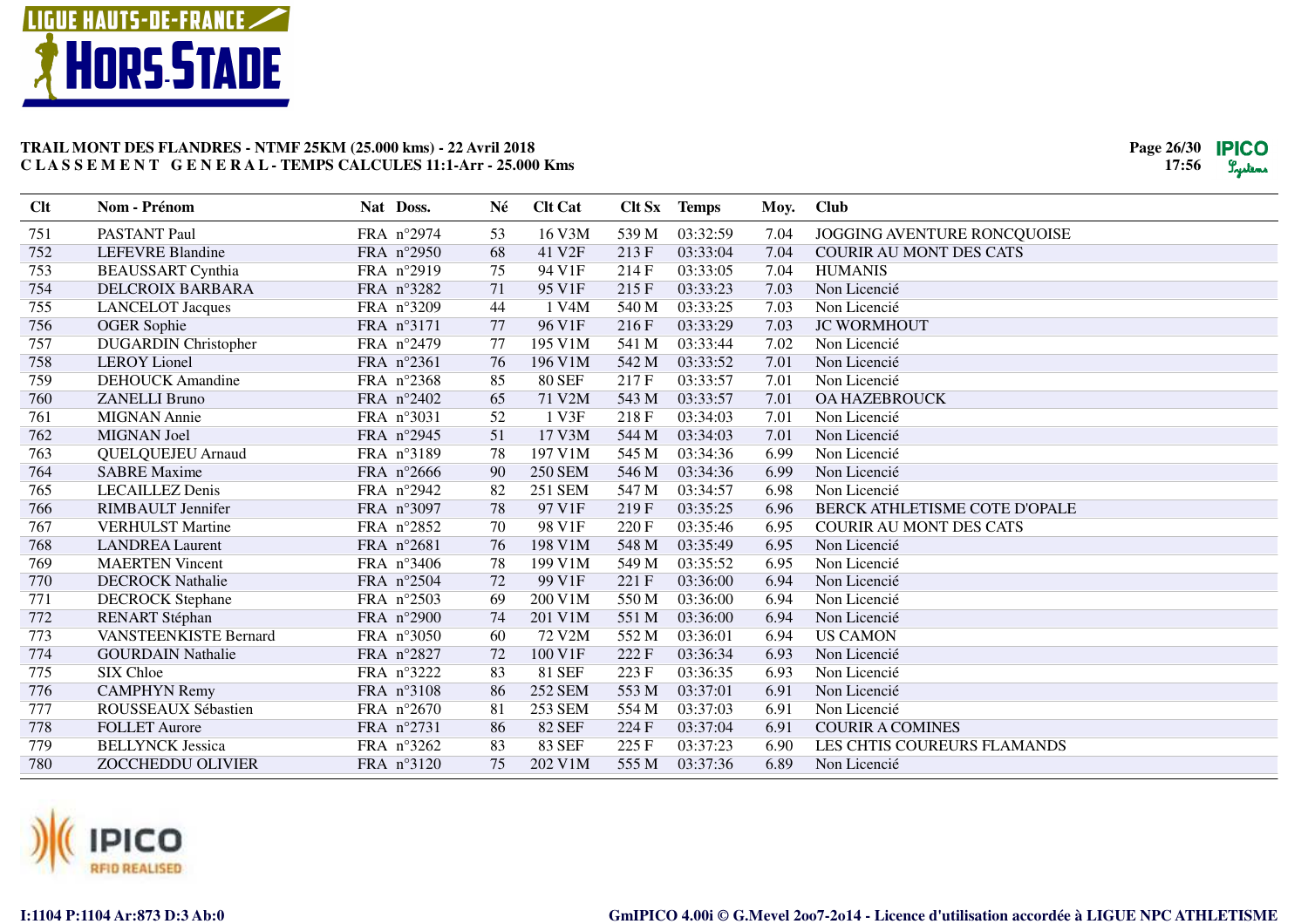**TRAIL MONT DES FLANDRES - NTMF 25KM (25.000 kms) - 22 Avril 2018**
**C L A S S E M E N T G E N E R A L - TEMPS CALCULES 11:1-Arr - 25.000 Kms**

| Clt | Nom - Prénom | Nat | Doss. | Né | Clt Cat | Clt Sx | Temps | Moy. | Club |
|---|---|---|---|---|---|---|---|---|---|
| 751 | PASTANT Paul | FRA | n°2974 | 53 | 16 V3M | 539 M | 03:32:59 | 7.04 | JOGGING AVENTURE RONCQUOISE |
| 752 | LEFEVRE Blandine | FRA | n°2950 | 68 | 41 V2F | 213 F | 03:33:04 | 7.04 | COURIR AU MONT DES CATS |
| 753 | BEAUSSART Cynthia | FRA | n°2919 | 75 | 94 V1F | 214 F | 03:33:05 | 7.04 | HUMANIS |
| 754 | DELCROIX BARBARA | FRA | n°3282 | 71 | 95 V1F | 215 F | 03:33:23 | 7.03 | Non Licencié |
| 755 | LANCELOT Jacques | FRA | n°3209 | 44 | 1 V4M | 540 M | 03:33:25 | 7.03 | Non Licencié |
| 756 | OGER Sophie | FRA | n°3171 | 77 | 96 V1F | 216 F | 03:33:29 | 7.03 | JC WORMHOUT |
| 757 | DUGARDIN Christopher | FRA | n°2479 | 77 | 195 V1M | 541 M | 03:33:44 | 7.02 | Non Licencié |
| 758 | LEROY Lionel | FRA | n°2361 | 76 | 196 V1M | 542 M | 03:33:52 | 7.01 | Non Licencié |
| 759 | DEHOUCK Amandine | FRA | n°2368 | 85 | 80 SEF | 217 F | 03:33:57 | 7.01 | Non Licencié |
| 760 | ZANELLI Bruno | FRA | n°2402 | 65 | 71 V2M | 543 M | 03:33:57 | 7.01 | OA HAZEBROUCK |
| 761 | MIGNAN Annie | FRA | n°3031 | 52 | 1 V3F | 218 F | 03:34:03 | 7.01 | Non Licencié |
| 762 | MIGNAN Joel | FRA | n°2945 | 51 | 17 V3M | 544 M | 03:34:03 | 7.01 | Non Licencié |
| 763 | QUELQUEJEU Arnaud | FRA | n°3189 | 78 | 197 V1M | 545 M | 03:34:36 | 6.99 | Non Licencié |
| 764 | SABRE Maxime | FRA | n°2666 | 90 | 250 SEM | 546 M | 03:34:36 | 6.99 | Non Licencié |
| 765 | LECAILLEZ Denis | FRA | n°2942 | 82 | 251 SEM | 547 M | 03:34:57 | 6.98 | Non Licencié |
| 766 | RIMBAULT Jennifer | FRA | n°3097 | 78 | 97 V1F | 219 F | 03:35:25 | 6.96 | BERCK ATHLETISME COTE D'OPALE |
| 767 | VERHULST Martine | FRA | n°2852 | 70 | 98 V1F | 220 F | 03:35:46 | 6.95 | COURIR AU MONT DES CATS |
| 768 | LANDREA Laurent | FRA | n°2681 | 76 | 198 V1M | 548 M | 03:35:49 | 6.95 | Non Licencié |
| 769 | MAERTEN Vincent | FRA | n°3406 | 78 | 199 V1M | 549 M | 03:35:52 | 6.95 | Non Licencié |
| 770 | DECROCK Nathalie | FRA | n°2504 | 72 | 99 V1F | 221 F | 03:36:00 | 6.94 | Non Licencié |
| 771 | DECROCK Stephane | FRA | n°2503 | 69 | 200 V1M | 550 M | 03:36:00 | 6.94 | Non Licencié |
| 772 | RENART Stéphan | FRA | n°2900 | 74 | 201 V1M | 551 M | 03:36:00 | 6.94 | Non Licencié |
| 773 | VANSTEENKISTE Bernard | FRA | n°3050 | 60 | 72 V2M | 552 M | 03:36:01 | 6.94 | US CAMON |
| 774 | GOURDAIN Nathalie | FRA | n°2827 | 72 | 100 V1F | 222 F | 03:36:34 | 6.93 | Non Licencié |
| 775 | SIX Chloe | FRA | n°3222 | 83 | 81 SEF | 223 F | 03:36:35 | 6.93 | Non Licencié |
| 776 | CAMPHYN Remy | FRA | n°3108 | 86 | 252 SEM | 553 M | 03:37:01 | 6.91 | Non Licencié |
| 777 | ROUSSEAUX Sébastien | FRA | n°2670 | 81 | 253 SEM | 554 M | 03:37:03 | 6.91 | Non Licencié |
| 778 | FOLLET Aurore | FRA | n°2731 | 86 | 82 SEF | 224 F | 03:37:04 | 6.91 | COURIR A COMINES |
| 779 | BELLYNCK Jessica | FRA | n°3262 | 83 | 83 SEF | 225 F | 03:37:23 | 6.90 | LES CHTIS COUREURS FLAMANDS |
| 780 | ZOCCHEDDU OLIVIER | FRA | n°3120 | 75 | 202 V1M | 555 M | 03:37:36 | 6.89 | Non Licencié |

I:1104 P:1104 Ar:873 D:3 Ab:0

GmIPICO 4.00i © G.Mevel 2oo7-2o14 - Licence d'utilisation accordée à LIGUE NPC ATHLETISME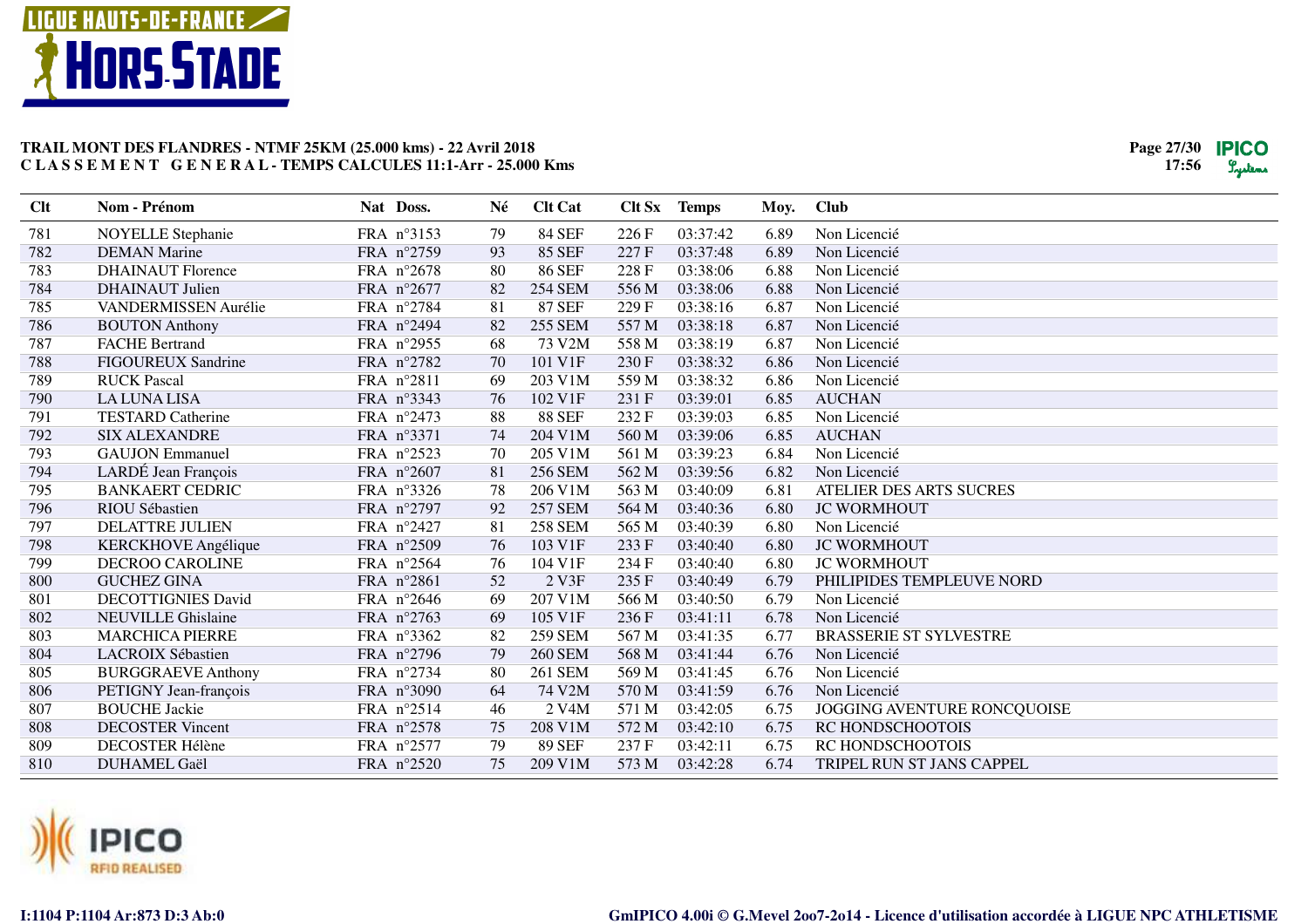## TRAIL MONT DES FLANDRES - NTMF 25KM (25.000 kms) - 22 Avril 2018
## C L A S S E M E N T   G E N E R A L - TEMPS CALCULES 11:1-Arr - 25.000 Kms

| Clt | Nom - Prénom | Nat | Doss. | Né | Clt Cat | Clt Sx | Temps | Moy. | Club |
|---|---|---|---|---|---|---|---|---|---|
| 781 | NOYELLE Stephanie | FRA | n°3153 | 79 | 84 SEF | 226 F | 03:37:42 | 6.89 | Non Licencié |
| 782 | DEMAN Marine | FRA | n°2759 | 93 | 85 SEF | 227 F | 03:37:48 | 6.89 | Non Licencié |
| 783 | DHAINAUT Florence | FRA | n°2678 | 80 | 86 SEF | 228 F | 03:38:06 | 6.88 | Non Licencié |
| 784 | DHAINAUT Julien | FRA | n°2677 | 82 | 254 SEM | 556 M | 03:38:06 | 6.88 | Non Licencié |
| 785 | VANDERMISSEN Aurélie | FRA | n°2784 | 81 | 87 SEF | 229 F | 03:38:16 | 6.87 | Non Licencié |
| 786 | BOUTON Anthony | FRA | n°2494 | 82 | 255 SEM | 557 M | 03:38:18 | 6.87 | Non Licencié |
| 787 | FACHE Bertrand | FRA | n°2955 | 68 | 73 V2M | 558 M | 03:38:19 | 6.87 | Non Licencié |
| 788 | FIGOUREUX Sandrine | FRA | n°2782 | 70 | 101 V1F | 230 F | 03:38:32 | 6.86 | Non Licencié |
| 789 | RUCK Pascal | FRA | n°2811 | 69 | 203 V1M | 559 M | 03:38:32 | 6.86 | Non Licencié |
| 790 | LA LUNA LISA | FRA | n°3343 | 76 | 102 V1F | 231 F | 03:39:01 | 6.85 | AUCHAN |
| 791 | TESTARD Catherine | FRA | n°2473 | 88 | 88 SEF | 232 F | 03:39:03 | 6.85 | Non Licencié |
| 792 | SIX ALEXANDRE | FRA | n°3371 | 74 | 204 V1M | 560 M | 03:39:06 | 6.85 | AUCHAN |
| 793 | GAUJON Emmanuel | FRA | n°2523 | 70 | 205 V1M | 561 M | 03:39:23 | 6.84 | Non Licencié |
| 794 | LARDÉ Jean François | FRA | n°2607 | 81 | 256 SEM | 562 M | 03:39:56 | 6.82 | Non Licencié |
| 795 | BANKAERT CEDRIC | FRA | n°3326 | 78 | 206 V1M | 563 M | 03:40:09 | 6.81 | ATELIER DES ARTS SUCRES |
| 796 | RIOU Sébastien | FRA | n°2797 | 92 | 257 SEM | 564 M | 03:40:36 | 6.80 | JC WORMHOUT |
| 797 | DELATTRE JULIEN | FRA | n°2427 | 81 | 258 SEM | 565 M | 03:40:39 | 6.80 | Non Licencié |
| 798 | KERCKHOVE Angélique | FRA | n°2509 | 76 | 103 V1F | 233 F | 03:40:40 | 6.80 | JC WORMHOUT |
| 799 | DECROO CAROLINE | FRA | n°2564 | 76 | 104 V1F | 234 F | 03:40:40 | 6.80 | JC WORMHOUT |
| 800 | GUCHEZ GINA | FRA | n°2861 | 52 | 2 V3F | 235 F | 03:40:49 | 6.79 | PHILIPIDES TEMPLEUVE NORD |
| 801 | DECOTTIGNIES David | FRA | n°2646 | 69 | 207 V1M | 566 M | 03:40:50 | 6.79 | Non Licencié |
| 802 | NEUVILLE Ghislaine | FRA | n°2763 | 69 | 105 V1F | 236 F | 03:41:11 | 6.78 | Non Licencié |
| 803 | MARCHICA PIERRE | FRA | n°3362 | 82 | 259 SEM | 567 M | 03:41:35 | 6.77 | BRASSERIE ST SYLVESTRE |
| 804 | LACROIX Sébastien | FRA | n°2796 | 79 | 260 SEM | 568 M | 03:41:44 | 6.76 | Non Licencié |
| 805 | BURGGRAEVE Anthony | FRA | n°2734 | 80 | 261 SEM | 569 M | 03:41:45 | 6.76 | Non Licencié |
| 806 | PETIGNY Jean-françois | FRA | n°3090 | 64 | 74 V2M | 570 M | 03:41:59 | 6.76 | Non Licencié |
| 807 | BOUCHE Jackie | FRA | n°2514 | 46 | 2 V4M | 571 M | 03:42:05 | 6.75 | JOGGING AVENTURE RONCQUOISE |
| 808 | DECOSTER Vincent | FRA | n°2578 | 75 | 208 V1M | 572 M | 03:42:10 | 6.75 | RC HONDSCHOOTOIS |
| 809 | DECOSTER Hélène | FRA | n°2577 | 79 | 89 SEF | 237 F | 03:42:11 | 6.75 | RC HONDSCHOOTOIS |
| 810 | DUHAMEL Gaël | FRA | n°2520 | 75 | 209 V1M | 573 M | 03:42:28 | 6.74 | TRIPEL RUN ST JANS CAPPEL |

I:1104 P:1104 Ar:873 D:3 Ab:0

GmIPICO 4.00i © G.Mevel 2oo7-2o14 - Licence d'utilisation accordée à LIGUE NPC ATHLETISME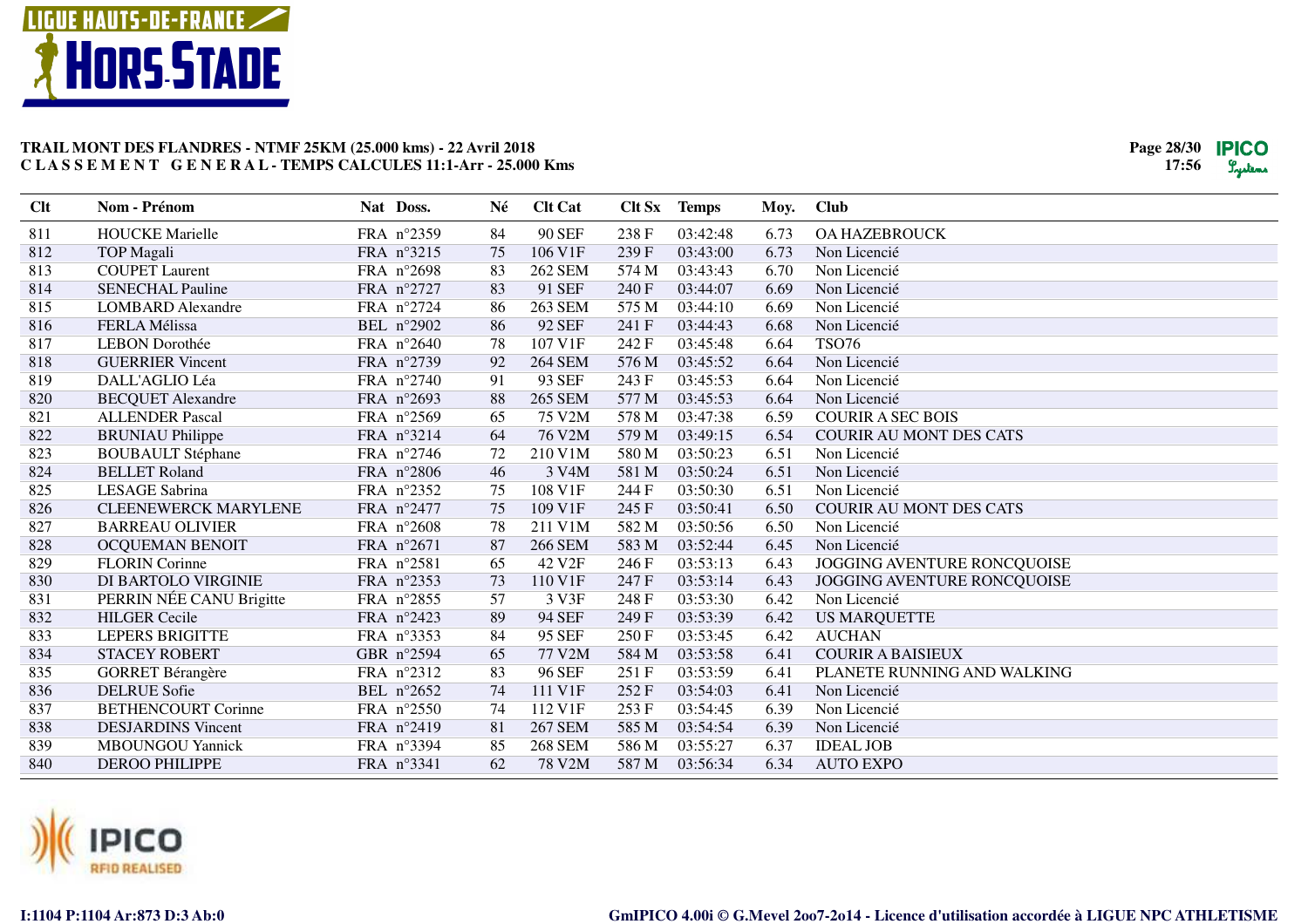**TRAIL MONT DES FLANDRES - NTMF 25KM (25.000 kms) - 22 Avril 2018**
**CLASSEMENT GENERAL - TEMPS CALCULES 11:1-Arr - 25.000 Kms**

| Clt | Nom - Prénom | Nat | Doss. | Né | Clt Cat | Clt Sx | Temps | Moy. | Club |
|---|---|---|---|---|---|---|---|---|---|
| 811 | HOUCKE Marielle | FRA | n°2359 | 84 | 90 SEF | 238 F | 03:42:48 | 6.73 | OA HAZEBROUCK |
| 812 | TOP Magali | FRA | n°3215 | 75 | 106 V1F | 239 F | 03:43:00 | 6.73 | Non Licencié |
| 813 | COUPET Laurent | FRA | n°2698 | 83 | 262 SEM | 574 M | 03:43:43 | 6.70 | Non Licencié |
| 814 | SENECHAL Pauline | FRA | n°2727 | 83 | 91 SEF | 240 F | 03:44:07 | 6.69 | Non Licencié |
| 815 | LOMBARD Alexandre | FRA | n°2724 | 86 | 263 SEM | 575 M | 03:44:10 | 6.69 | Non Licencié |
| 816 | FERLA Mélissa | BEL | n°2902 | 86 | 92 SEF | 241 F | 03:44:43 | 6.68 | Non Licencié |
| 817 | LEBON Dorothée | FRA | n°2640 | 78 | 107 V1F | 242 F | 03:45:48 | 6.64 | TSO76 |
| 818 | GUERRIER Vincent | FRA | n°2739 | 92 | 264 SEM | 576 M | 03:45:52 | 6.64 | Non Licencié |
| 819 | DALL'AGLIO Léa | FRA | n°2740 | 91 | 93 SEF | 243 F | 03:45:53 | 6.64 | Non Licencié |
| 820 | BECQUET Alexandre | FRA | n°2693 | 88 | 265 SEM | 577 M | 03:45:53 | 6.64 | Non Licencié |
| 821 | ALLENDER Pascal | FRA | n°2569 | 65 | 75 V2M | 578 M | 03:47:38 | 6.59 | COURIR A SEC BOIS |
| 822 | BRUNIAU Philippe | FRA | n°3214 | 64 | 76 V2M | 579 M | 03:49:15 | 6.54 | COURIR AU MONT DES CATS |
| 823 | BOUBAULT Stéphane | FRA | n°2746 | 72 | 210 V1M | 580 M | 03:50:23 | 6.51 | Non Licencié |
| 824 | BELLET Roland | FRA | n°2806 | 46 | 3 V4M | 581 M | 03:50:24 | 6.51 | Non Licencié |
| 825 | LESAGE Sabrina | FRA | n°2352 | 75 | 108 V1F | 244 F | 03:50:30 | 6.51 | Non Licencié |
| 826 | CLEENEWERCK MARYLENE | FRA | n°2477 | 75 | 109 V1F | 245 F | 03:50:41 | 6.50 | COURIR AU MONT DES CATS |
| 827 | BARREAU OLIVIER | FRA | n°2608 | 78 | 211 V1M | 582 M | 03:50:56 | 6.50 | Non Licencié |
| 828 | OCQUEMAN BENOIT | FRA | n°2671 | 87 | 266 SEM | 583 M | 03:52:44 | 6.45 | Non Licencié |
| 829 | FLORIN Corinne | FRA | n°2581 | 65 | 42 V2F | 246 F | 03:53:13 | 6.43 | JOGGING AVENTURE RONCQUOISE |
| 830 | DI BARTOLO VIRGINIE | FRA | n°2353 | 73 | 110 V1F | 247 F | 03:53:14 | 6.43 | JOGGING AVENTURE RONCQUOISE |
| 831 | PERRIN NÉE CANU Brigitte | FRA | n°2855 | 57 | 3 V3F | 248 F | 03:53:30 | 6.42 | Non Licencié |
| 832 | HILGER Cecile | FRA | n°2423 | 89 | 94 SEF | 249 F | 03:53:39 | 6.42 | US MARQUETTE |
| 833 | LEPERS BRIGITTE | FRA | n°3353 | 84 | 95 SEF | 250 F | 03:53:45 | 6.42 | AUCHAN |
| 834 | STACEY ROBERT | GBR | n°2594 | 65 | 77 V2M | 584 M | 03:53:58 | 6.41 | COURIR A BAISIEUX |
| 835 | GORRET Bérangère | FRA | n°2312 | 83 | 96 SEF | 251 F | 03:53:59 | 6.41 | PLANETE RUNNING AND WALKING |
| 836 | DELRUE Sofie | BEL | n°2652 | 74 | 111 V1F | 252 F | 03:54:03 | 6.41 | Non Licencié |
| 837 | BETHENCOURT Corinne | FRA | n°2550 | 74 | 112 V1F | 253 F | 03:54:45 | 6.39 | Non Licencié |
| 838 | DESJARDINS Vincent | FRA | n°2419 | 81 | 267 SEM | 585 M | 03:54:54 | 6.39 | Non Licencié |
| 839 | MBOUNGOU Yannick | FRA | n°3394 | 85 | 268 SEM | 586 M | 03:55:27 | 6.37 | IDEAL JOB |
| 840 | DEROO PHILIPPE | FRA | n°3341 | 62 | 78 V2M | 587 M | 03:56:34 | 6.34 | AUTO EXPO |

I:1104 P:1104 Ar:873 D:3 Ab:0

GmIPICO 4.00i © G.Mevel 2oo7-2o14 - Licence d'utilisation accordée à LIGUE NPC ATHLETISME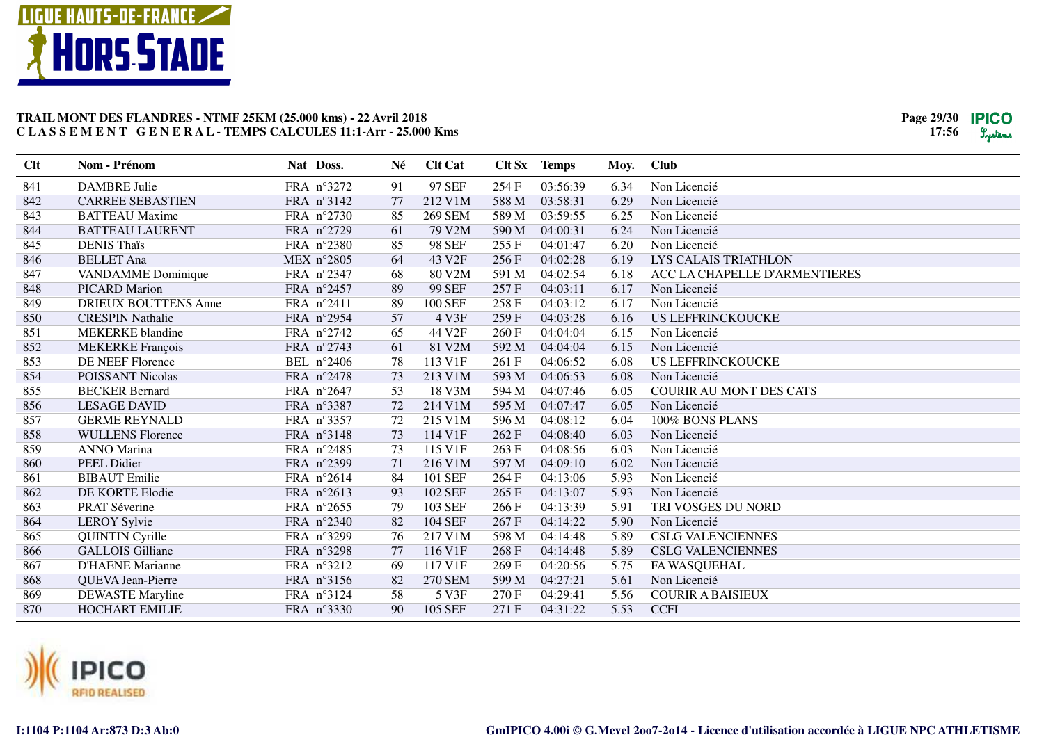**TRAIL MONT DES FLANDRES - NTMF 25KM (25.000 kms) - 22 Avril 2018**
**C L A S S E M E N T G E N E R A L - TEMPS CALCULES 11:1-Arr - 25.000 Kms**

| Clt | Nom - Prénom | Nat | Doss. | Né | Clt Cat | Clt Sx | Temps | Moy. | Club |
|---|---|---|---|---|---|---|---|---|---|
| 841 | DAMBRE Julie | FRA | n°3272 | 91 | 97 SEF | 254 F | 03:56:39 | 6.34 | Non Licencié |
| 842 | CARREE SEBASTIEN | FRA | n°3142 | 77 | 212 V1M | 588 M | 03:58:31 | 6.29 | Non Licencié |
| 843 | BATTEAU Maxime | FRA | n°2730 | 85 | 269 SEM | 589 M | 03:59:55 | 6.25 | Non Licencié |
| 844 | BATTEAU LAURENT | FRA | n°2729 | 61 | 79 V2M | 590 M | 04:00:31 | 6.24 | Non Licencié |
| 845 | DENIS Thaïs | FRA | n°2380 | 85 | 98 SEF | 255 F | 04:01:47 | 6.20 | Non Licencié |
| 846 | BELLET Ana | MEX | n°2805 | 64 | 43 V2F | 256 F | 04:02:28 | 6.19 | LYS CALAIS TRIATHLON |
| 847 | VANDAMME Dominique | FRA | n°2347 | 68 | 80 V2M | 591 M | 04:02:54 | 6.18 | ACC LA CHAPELLE D'ARMENTIERES |
| 848 | PICARD Marion | FRA | n°2457 | 89 | 99 SEF | 257 F | 04:03:11 | 6.17 | Non Licencié |
| 849 | DRIEUX BOUTTENS Anne | FRA | n°2411 | 89 | 100 SEF | 258 F | 04:03:12 | 6.17 | Non Licencié |
| 850 | CRESPIN Nathalie | FRA | n°2954 | 57 | 4 V3F | 259 F | 04:03:28 | 6.16 | US LEFFRINCKOUCKE |
| 851 | MEKERKE blandine | FRA | n°2742 | 65 | 44 V2F | 260 F | 04:04:04 | 6.15 | Non Licencié |
| 852 | MEKERKE François | FRA | n°2743 | 61 | 81 V2M | 592 M | 04:04:04 | 6.15 | Non Licencié |
| 853 | DE NEEF Florence | BEL | n°2406 | 78 | 113 V1F | 261 F | 04:06:52 | 6.08 | US LEFFRINCKOUCKE |
| 854 | POISSANT Nicolas | FRA | n°2478 | 73 | 213 V1M | 593 M | 04:06:53 | 6.08 | Non Licencié |
| 855 | BECKER Bernard | FRA | n°2647 | 53 | 18 V3M | 594 M | 04:07:46 | 6.05 | COURIR AU MONT DES CATS |
| 856 | LESAGE DAVID | FRA | n°3387 | 72 | 214 V1M | 595 M | 04:07:47 | 6.05 | Non Licencié |
| 857 | GERME REYNALD | FRA | n°3357 | 72 | 215 V1M | 596 M | 04:08:12 | 6.04 | 100% BONS PLANS |
| 858 | WULLENS Florence | FRA | n°3148 | 73 | 114 V1F | 262 F | 04:08:40 | 6.03 | Non Licencié |
| 859 | ANNO Marina | FRA | n°2485 | 73 | 115 V1F | 263 F | 04:08:56 | 6.03 | Non Licencié |
| 860 | PEEL Didier | FRA | n°2399 | 71 | 216 V1M | 597 M | 04:09:10 | 6.02 | Non Licencié |
| 861 | BIBAUT Emilie | FRA | n°2614 | 84 | 101 SEF | 264 F | 04:13:06 | 5.93 | Non Licencié |
| 862 | DE KORTE Elodie | FRA | n°2613 | 93 | 102 SEF | 265 F | 04:13:07 | 5.93 | Non Licencié |
| 863 | PRAT Séverine | FRA | n°2655 | 79 | 103 SEF | 266 F | 04:13:39 | 5.91 | TRI VOSGES DU NORD |
| 864 | LEROY Sylvie | FRA | n°2340 | 82 | 104 SEF | 267 F | 04:14:22 | 5.90 | Non Licencié |
| 865 | QUINTIN Cyrille | FRA | n°3299 | 76 | 217 V1M | 598 M | 04:14:48 | 5.89 | CSLG VALENCIENNES |
| 866 | GALLOIS Gilliane | FRA | n°3298 | 77 | 116 V1F | 268 F | 04:14:48 | 5.89 | CSLG VALENCIENNES |
| 867 | D'HAENE Marianne | FRA | n°3212 | 69 | 117 V1F | 269 F | 04:20:56 | 5.75 | FA WASQUEHAL |
| 868 | QUEVA Jean-Pierre | FRA | n°3156 | 82 | 270 SEM | 599 M | 04:27:21 | 5.61 | Non Licencié |
| 869 | DEWASTE Maryline | FRA | n°3124 | 58 | 5 V3F | 270 F | 04:29:41 | 5.56 | COURIR A BAISIEUX |
| 870 | HOCHART EMILIE | FRA | n°3330 | 90 | 105 SEF | 271 F | 04:31:22 | 5.53 | CCFI |

I:1104 P:1104 Ar:873 D:3 Ab:0

GmIPICO 4.00i © G.Mevel 2oo7-2o14 - Licence d'utilisation accordée à LIGUE NPC ATHLETISME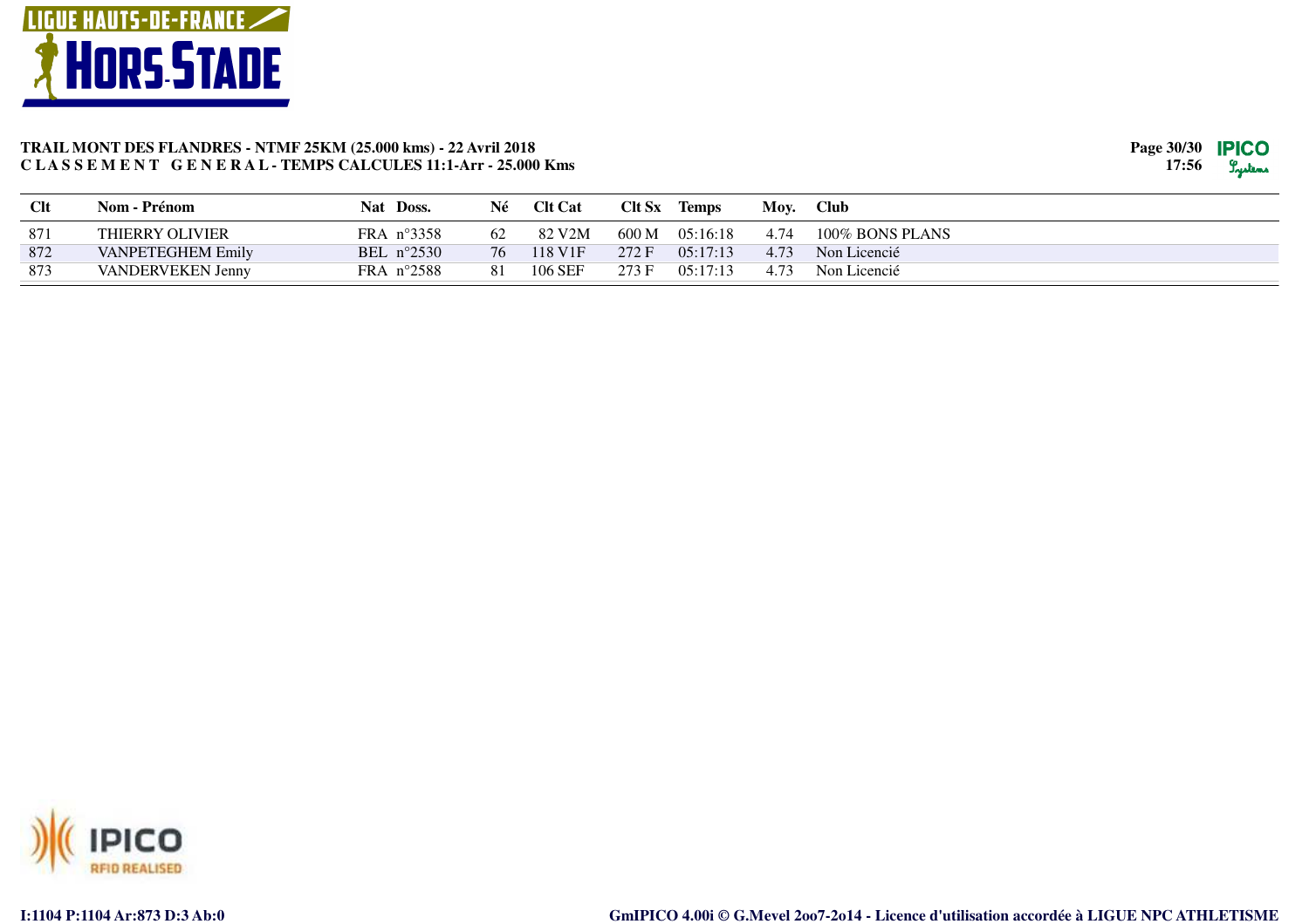**TRAIL MONT DES FLANDRES - NTMF 25KM (25.000 kms) - 22 Avril 2018**
**C L A S S E M E N T   G E N E R A L - TEMPS CALCULES 11:1-Arr - 25.000 Kms**

| Clt | Nom - Prénom | Nat | Doss. | Né | Clt Cat | Clt Sx | Temps | Moy. | Club |
|---|---|---|---|---|---|---|---|---|---|
| 871 | THIERRY OLIVIER | FRA | n°3358 | 62 | 82 V2M | 600 M | 05:16:18 | 4.74 | 100% BONS PLANS |
| 872 | VANPETEGHEM Emily | BEL | n°2530 | 76 | 118 V1F | 272 F | 05:17:13 | 4.73 | Non Licencié |
| 873 | VANDERVEKEN Jenny | FRA | n°2588 | 81 | 106 SEF | 273 F | 05:17:13 | 4.73 | Non Licencié |

I:1104 P:1104 Ar:873 D:3 Ab:0